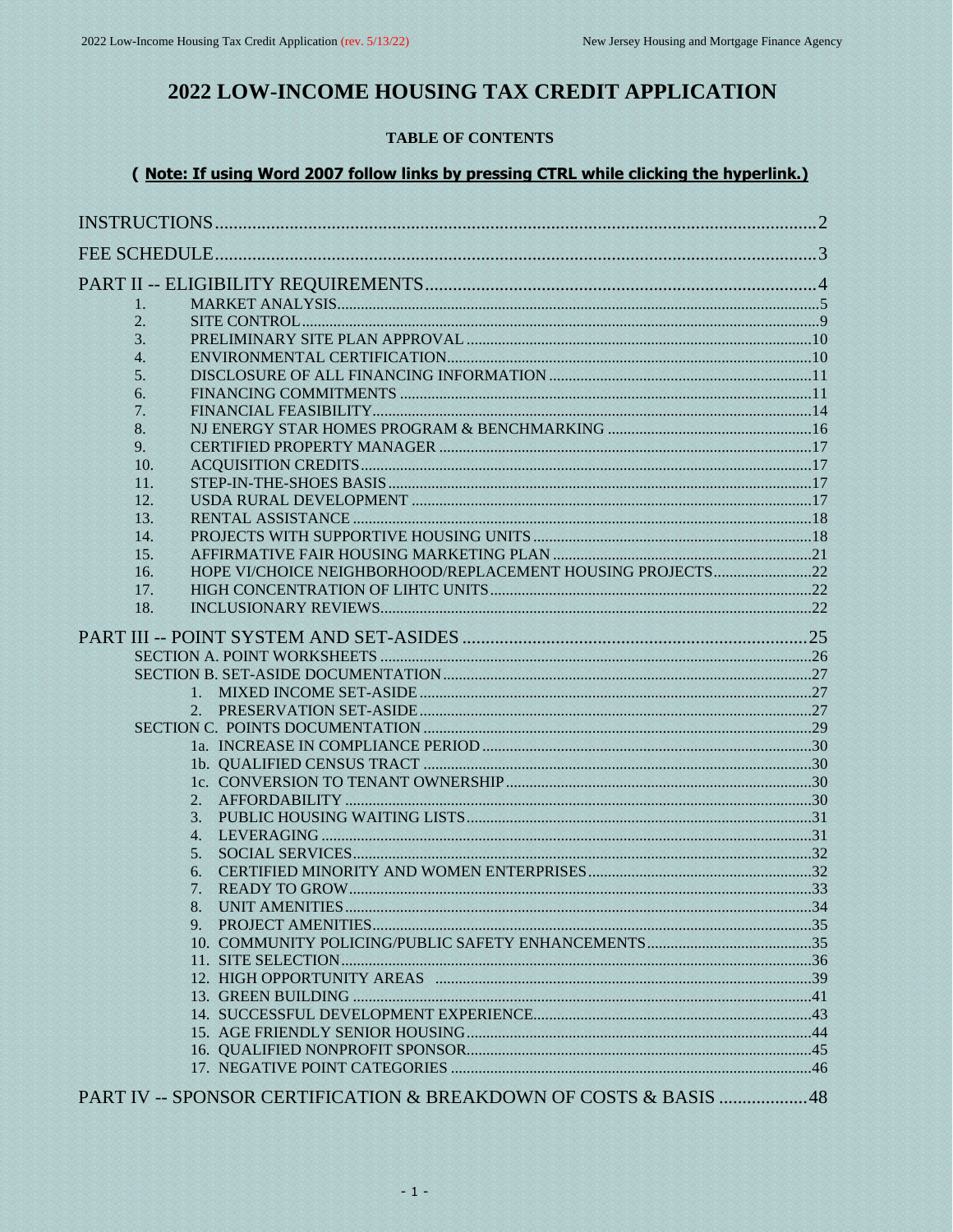# 2022 LOW-INCOME HOUSING TAX CREDIT APPLICATION

**TABLE OF CONTENTS**

**( Note: If using Word 2007 follow links by pressing CTRL while clicking the hyperlink.)**

INSTRUCTIONS ..... 2

FEE SCHEDULE ..... 3

PART II -- ELIGIBILITY REQUIREMENTS ..... 4

1. MARKET ANALYSIS ..... 5
2. SITE CONTROL ..... 9
3. PRELIMINARY SITE PLAN APPROVAL ..... 10
4. ENVIRONMENTAL CERTIFICATION ..... 10
5. DISCLOSURE OF ALL FINANCING INFORMATION ..... 11
6. FINANCING COMMITMENTS ..... 11
7. FINANCIAL FEASIBILITY ..... 14
8. NJ ENERGY STAR HOMES PROGRAM & BENCHMARKING ..... 16
9. CERTIFIED PROPERTY MANAGER ..... 17
10. ACQUISITION CREDITS ..... 17
11. STEP-IN-THE-SHOES BASIS ..... 17
12. USDA RURAL DEVELOPMENT ..... 17
13. RENTAL ASSISTANCE ..... 18
14. PROJECTS WITH SUPPORTIVE HOUSING UNITS ..... 18
15. AFFIRMATIVE FAIR HOUSING MARKETING PLAN ..... 21
16. HOPE VI/CHOICE NEIGHBORHOOD/REPLACEMENT HOUSING PROJECTS ..... 22
17. HIGH CONCENTRATION OF LIHTC UNITS ..... 22
18. INCLUSIONARY REVIEWS ..... 22

PART III -- POINT SYSTEM AND SET-ASIDES ..... 25

SECTION A. POINT WORKSHEETS ..... 26

SECTION B. SET-ASIDE DOCUMENTATION ..... 27

1. MIXED INCOME SET-ASIDE ..... 27
2. PRESERVATION SET-ASIDE ..... 27

SECTION C. POINTS DOCUMENTATION ..... 29

- 1a. INCREASE IN COMPLIANCE PERIOD ..... 30
- 1b. QUALIFIED CENSUS TRACT ..... 30
- 1c. CONVERSION TO TENANT OWNERSHIP ..... 30
- 2. AFFORDABILITY ..... 30
- 3. PUBLIC HOUSING WAITING LISTS ..... 31
- 4. LEVERAGING ..... 31
- 5. SOCIAL SERVICES ..... 32
- 6. CERTIFIED MINORITY AND WOMEN ENTERPRISES ..... 32
- 7. READY TO GROW ..... 33
- 8. UNIT AMENITIES ..... 34
- 9. PROJECT AMENITIES ..... 35
- 10. COMMUNITY POLICING/PUBLIC SAFETY ENHANCEMENTS ..... 35
- 11. SITE SELECTION ..... 36
- 12. HIGH OPPORTUNITY AREAS ..... 39
- 13. GREEN BUILDING ..... 41
- 14. SUCCESSFUL DEVELOPMENT EXPERIENCE ..... 43
- 15. AGE FRIENDLY SENIOR HOUSING ..... 44
- 16. QUALIFIED NONPROFIT SPONSOR ..... 45
- 17. NEGATIVE POINT CATEGORIES ..... 46

PART IV -- SPONSOR CERTIFICATION & BREAKDOWN OF COSTS & BASIS ..... 48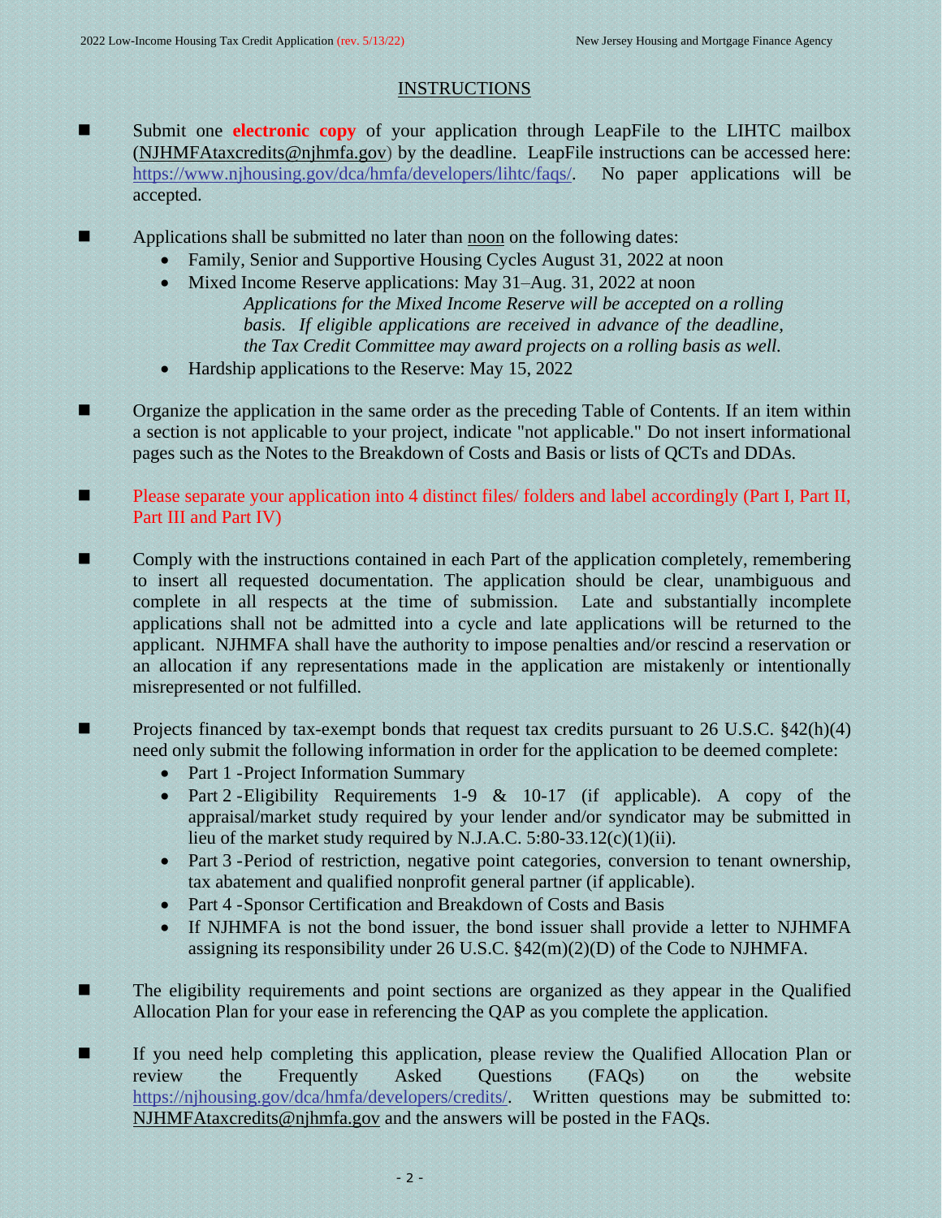## INSTRUCTIONS

- Submit one **electronic copy** of your application through LeapFile to the LIHTC mailbox (NJHMFAtaxcredits@njhmfa.gov) by the deadline. LeapFile instructions can be accessed here: https://www.njhousing.gov/dca/hmfa/developers/lihtc/faqs/. No paper applications will be accepted.

- Applications shall be submitted no later than noon on the following dates:
  - Family, Senior and Supportive Housing Cycles August 31, 2022 at noon
  - Mixed Income Reserve applications: May 31–Aug. 31, 2022 at noon

    *Applications for the Mixed Income Reserve will be accepted on a rolling basis. If eligible applications are received in advance of the deadline, the Tax Credit Committee may award projects on a rolling basis as well.*
  - Hardship applications to the Reserve: May 15, 2022

- Organize the application in the same order as the preceding Table of Contents. If an item within a section is not applicable to your project, indicate "not applicable." Do not insert informational pages such as the Notes to the Breakdown of Costs and Basis or lists of QCTs and DDAs.

- Please separate your application into 4 distinct files/ folders and label accordingly (Part I, Part II, Part III and Part IV)

- Comply with the instructions contained in each Part of the application completely, remembering to insert all requested documentation. The application should be clear, unambiguous and complete in all respects at the time of submission. Late and substantially incomplete applications shall not be admitted into a cycle and late applications will be returned to the applicant. NJHMFA shall have the authority to impose penalties and/or rescind a reservation or an allocation if any representations made in the application are mistakenly or intentionally misrepresented or not fulfilled.

- Projects financed by tax-exempt bonds that request tax credits pursuant to 26 U.S.C. §42(h)(4) need only submit the following information in order for the application to be deemed complete:
  - Part 1 -Project Information Summary
  - Part 2 -Eligibility Requirements 1-9 & 10-17 (if applicable). A copy of the appraisal/market study required by your lender and/or syndicator may be submitted in lieu of the market study required by N.J.A.C. 5:80-33.12(c)(1)(ii).
  - Part 3 -Period of restriction, negative point categories, conversion to tenant ownership, tax abatement and qualified nonprofit general partner (if applicable).
  - Part 4 -Sponsor Certification and Breakdown of Costs and Basis
  - If NJHMFA is not the bond issuer, the bond issuer shall provide a letter to NJHMFA assigning its responsibility under 26 U.S.C. §42(m)(2)(D) of the Code to NJHMFA.

- The eligibility requirements and point sections are organized as they appear in the Qualified Allocation Plan for your ease in referencing the QAP as you complete the application.

- If you need help completing this application, please review the Qualified Allocation Plan or review the Frequently Asked Questions (FAQs) on the website https://njhousing.gov/dca/hmfa/developers/credits/. Written questions may be submitted to: NJHMFAtaxcredits@njhmfa.gov and the answers will be posted in the FAQs.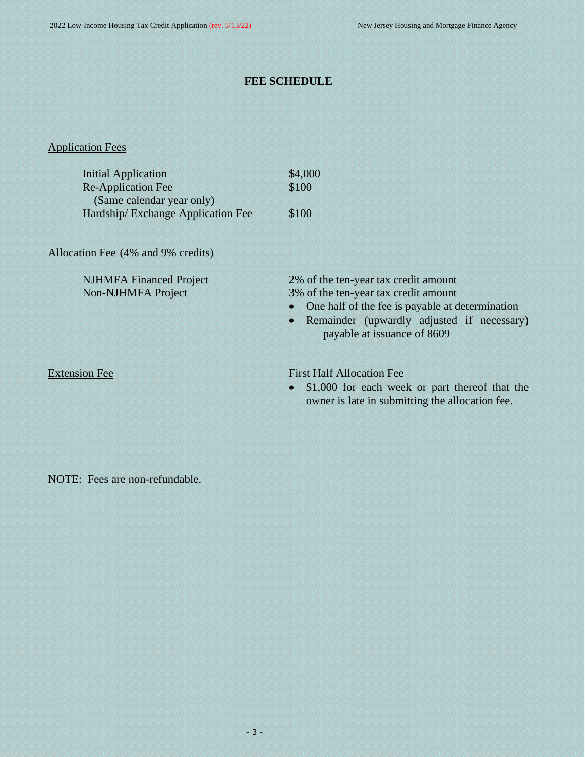# FEE SCHEDULE

## Application Fees

| | |
|---|---|
| Initial Application | $4,000 |
| Re-Application Fee (Same calendar year only) | $100 |
| Hardship/ Exchange Application Fee | $100 |

## Allocation Fee (4% and 9% credits)

| | |
|---|---|
| NJHMFA Financed Project | 2% of the ten-year tax credit amount |
| Non-NJHMFA Project | 3% of the ten-year tax credit amount |

- One half of the fee is payable at determination
- Remainder (upwardly adjusted if necessary) payable at issuance of 8609

## Extension Fee

First Half Allocation Fee

- $1,000 for each week or part thereof that the owner is late in submitting the allocation fee.

NOTE: Fees are non-refundable.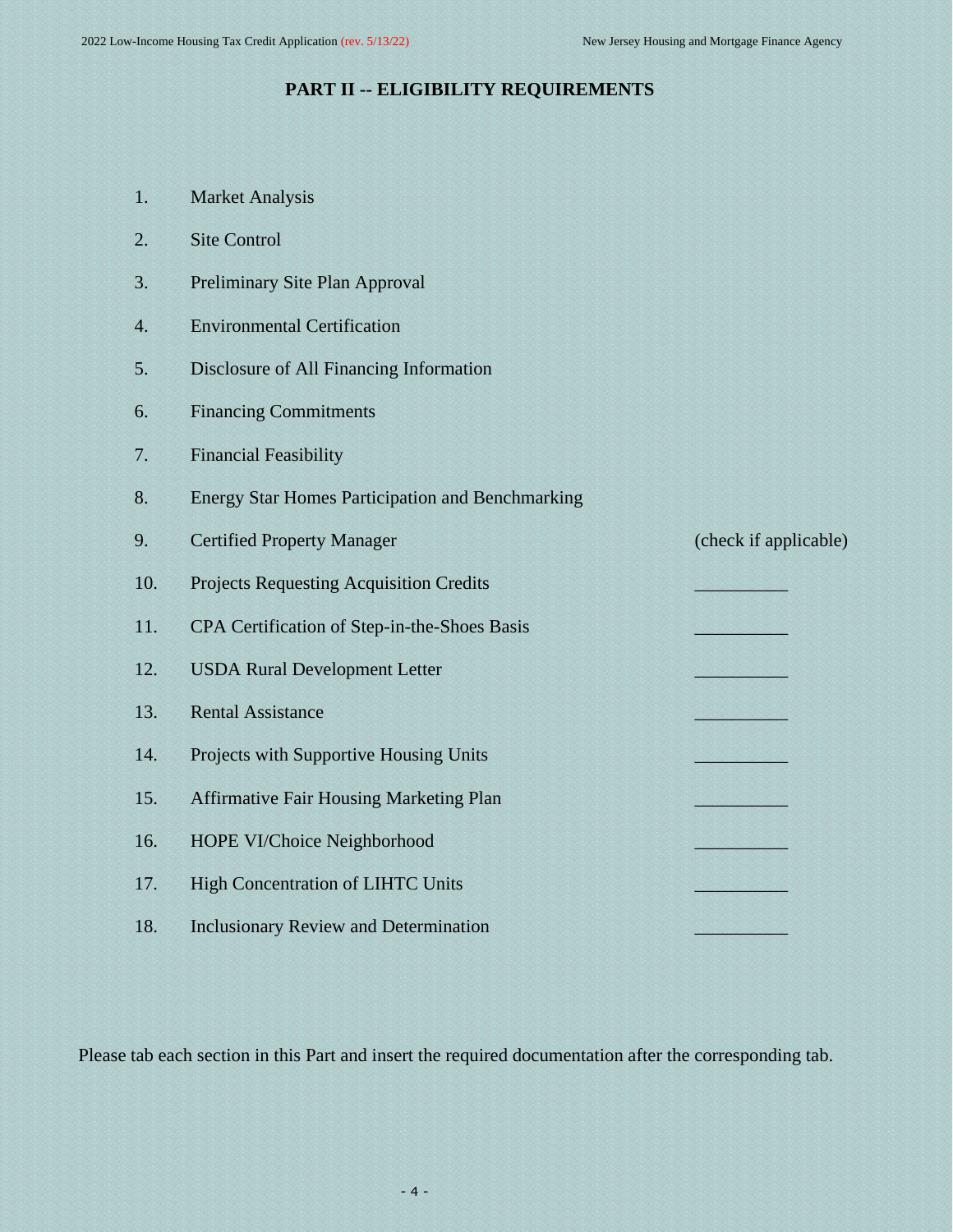# PART II -- ELIGIBILITY REQUIREMENTS

| | | |
|---|---|---|
| 1. | Market Analysis | |
| 2. | Site Control | |
| 3. | Preliminary Site Plan Approval | |
| 4. | Environmental Certification | |
| 5. | Disclosure of All Financing Information | |
| 6. | Financing Commitments | |
| 7. | Financial Feasibility | |
| 8. | Energy Star Homes Participation and Benchmarking | |
| 9. | Certified Property Manager | (check if applicable) |
| 10. | Projects Requesting Acquisition Credits | __________ |
| 11. | CPA Certification of Step-in-the-Shoes Basis | __________ |
| 12. | USDA Rural Development Letter | __________ |
| 13. | Rental Assistance | __________ |
| 14. | Projects with Supportive Housing Units | __________ |
| 15. | Affirmative Fair Housing Marketing Plan | __________ |
| 16. | HOPE VI/Choice Neighborhood | __________ |
| 17. | High Concentration of LIHTC Units | __________ |
| 18. | Inclusionary Review and Determination | __________ |

Please tab each section in this Part and insert the required documentation after the corresponding tab.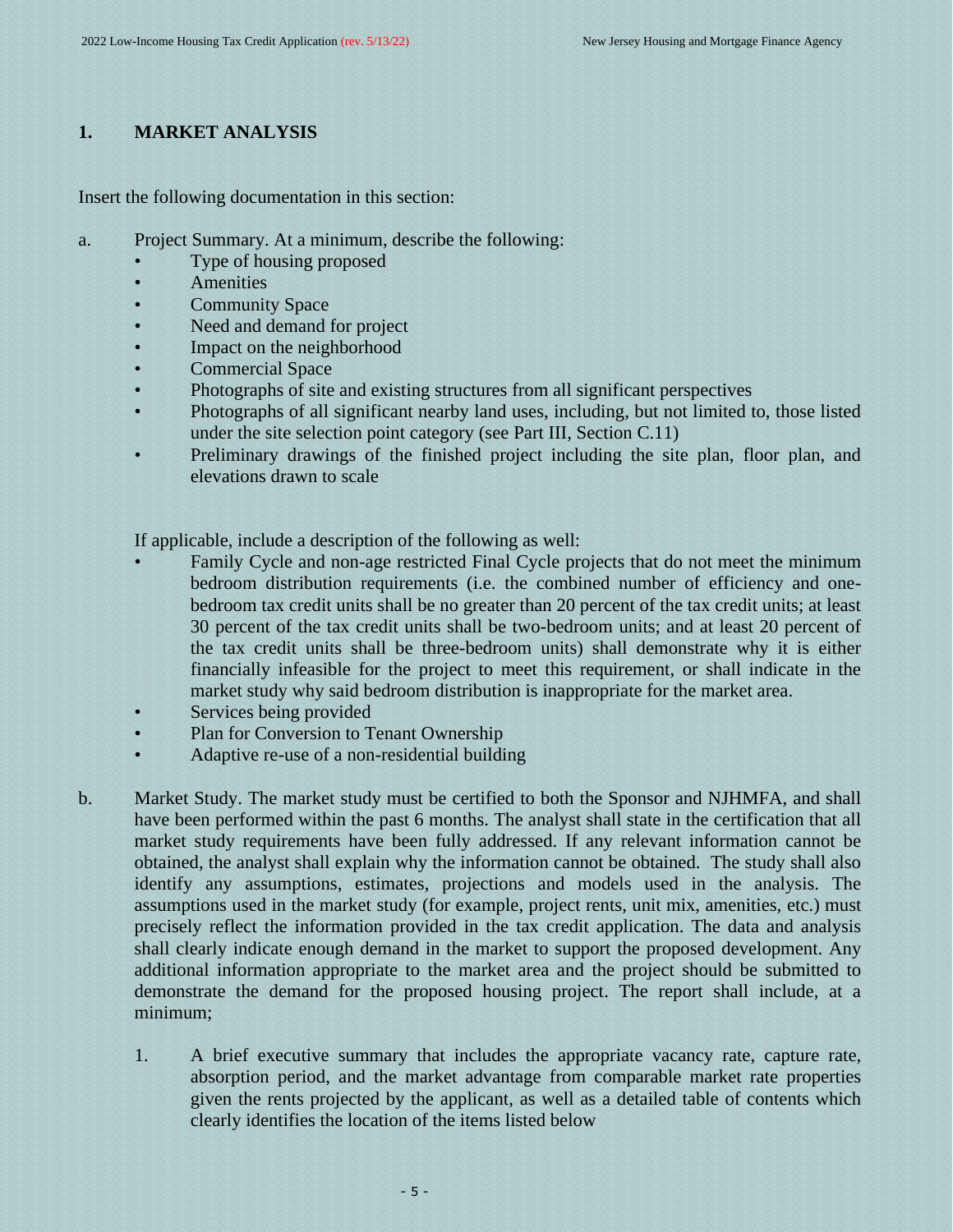## 1. MARKET ANALYSIS

Insert the following documentation in this section:

a. Project Summary. At a minimum, describe the following:

- Type of housing proposed
- Amenities
- Community Space
- Need and demand for project
- Impact on the neighborhood
- Commercial Space
- Photographs of site and existing structures from all significant perspectives
- Photographs of all significant nearby land uses, including, but not limited to, those listed under the site selection point category (see Part III, Section C.11)
- Preliminary drawings of the finished project including the site plan, floor plan, and elevations drawn to scale

If applicable, include a description of the following as well:

- Family Cycle and non-age restricted Final Cycle projects that do not meet the minimum bedroom distribution requirements (i.e. the combined number of efficiency and one-bedroom tax credit units shall be no greater than 20 percent of the tax credit units; at least 30 percent of the tax credit units shall be two-bedroom units; and at least 20 percent of the tax credit units shall be three-bedroom units) shall demonstrate why it is either financially infeasible for the project to meet this requirement, or shall indicate in the market study why said bedroom distribution is inappropriate for the market area.
- Services being provided
- Plan for Conversion to Tenant Ownership
- Adaptive re-use of a non-residential building

b. Market Study. The market study must be certified to both the Sponsor and NJHMFA, and shall have been performed within the past 6 months. The analyst shall state in the certification that all market study requirements have been fully addressed. If any relevant information cannot be obtained, the analyst shall explain why the information cannot be obtained. The study shall also identify any assumptions, estimates, projections and models used in the analysis. The assumptions used in the market study (for example, project rents, unit mix, amenities, etc.) must precisely reflect the information provided in the tax credit application. The data and analysis shall clearly indicate enough demand in the market to support the proposed development. Any additional information appropriate to the market area and the project should be submitted to demonstrate the demand for the proposed housing project. The report shall include, at a minimum;

1. A brief executive summary that includes the appropriate vacancy rate, capture rate, absorption period, and the market advantage from comparable market rate properties given the rents projected by the applicant, as well as a detailed table of contents which clearly identifies the location of the items listed below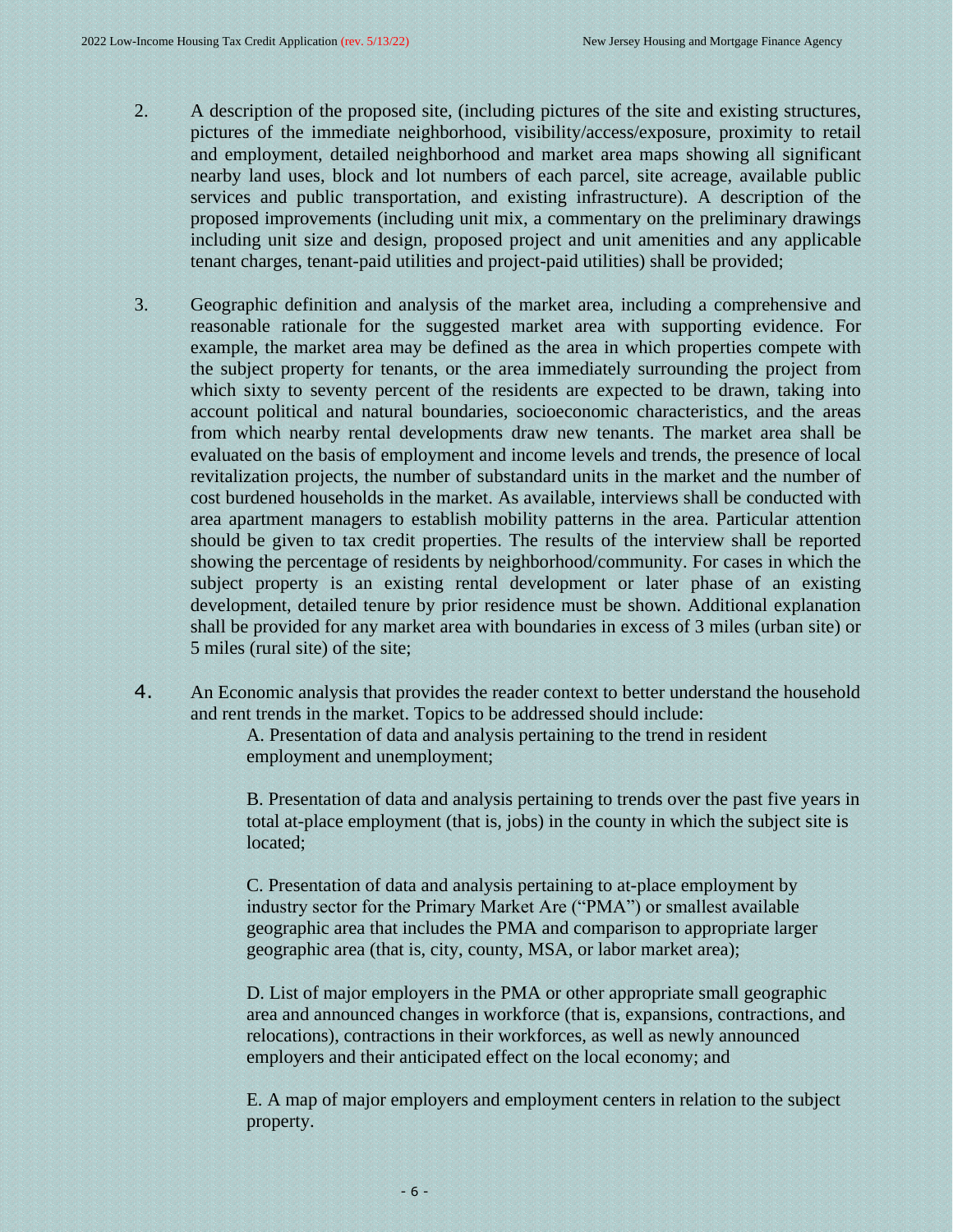2. A description of the proposed site, (including pictures of the site and existing structures, pictures of the immediate neighborhood, visibility/access/exposure, proximity to retail and employment, detailed neighborhood and market area maps showing all significant nearby land uses, block and lot numbers of each parcel, site acreage, available public services and public transportation, and existing infrastructure). A description of the proposed improvements (including unit mix, a commentary on the preliminary drawings including unit size and design, proposed project and unit amenities and any applicable tenant charges, tenant-paid utilities and project-paid utilities) shall be provided;

3. Geographic definition and analysis of the market area, including a comprehensive and reasonable rationale for the suggested market area with supporting evidence. For example, the market area may be defined as the area in which properties compete with the subject property for tenants, or the area immediately surrounding the project from which sixty to seventy percent of the residents are expected to be drawn, taking into account political and natural boundaries, socioeconomic characteristics, and the areas from which nearby rental developments draw new tenants. The market area shall be evaluated on the basis of employment and income levels and trends, the presence of local revitalization projects, the number of substandard units in the market and the number of cost burdened households in the market. As available, interviews shall be conducted with area apartment managers to establish mobility patterns in the area. Particular attention should be given to tax credit properties. The results of the interview shall be reported showing the percentage of residents by neighborhood/community. For cases in which the subject property is an existing rental development or later phase of an existing development, detailed tenure by prior residence must be shown. Additional explanation shall be provided for any market area with boundaries in excess of 3 miles (urban site) or 5 miles (rural site) of the site;

4. An Economic analysis that provides the reader context to better understand the household and rent trends in the market. Topics to be addressed should include:

   A. Presentation of data and analysis pertaining to the trend in resident employment and unemployment;

   B. Presentation of data and analysis pertaining to trends over the past five years in total at-place employment (that is, jobs) in the county in which the subject site is located;

   C. Presentation of data and analysis pertaining to at-place employment by industry sector for the Primary Market Are ("PMA") or smallest available geographic area that includes the PMA and comparison to appropriate larger geographic area (that is, city, county, MSA, or labor market area);

   D. List of major employers in the PMA or other appropriate small geographic area and announced changes in workforce (that is, expansions, contractions, and relocations), contractions in their workforces, as well as newly announced employers and their anticipated effect on the local economy; and

   E. A map of major employers and employment centers in relation to the subject property.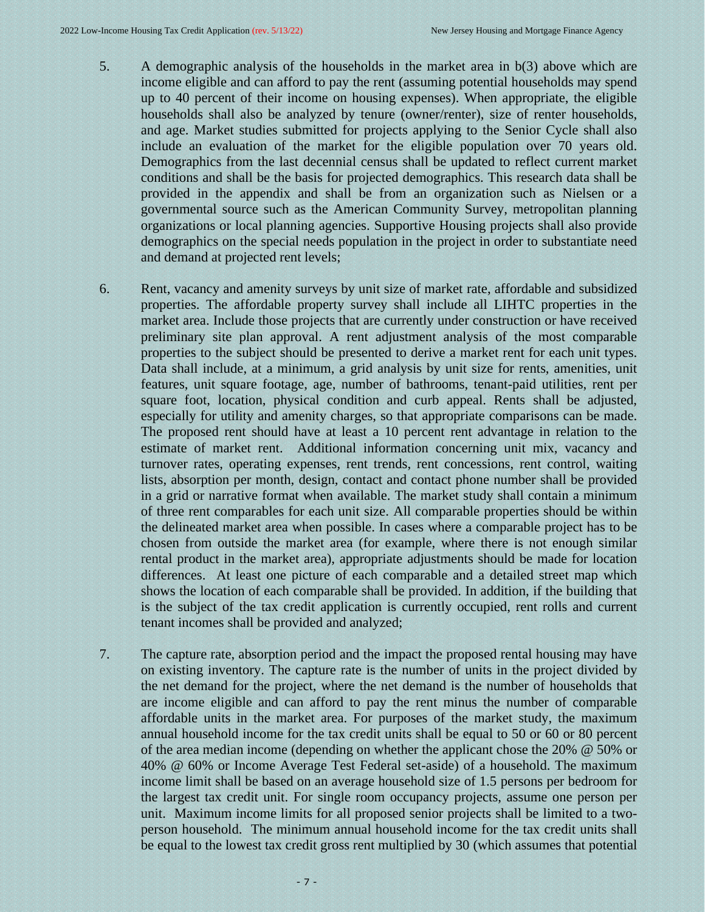5. A demographic analysis of the households in the market area in b(3) above which are income eligible and can afford to pay the rent (assuming potential households may spend up to 40 percent of their income on housing expenses). When appropriate, the eligible households shall also be analyzed by tenure (owner/renter), size of renter households, and age. Market studies submitted for projects applying to the Senior Cycle shall also include an evaluation of the market for the eligible population over 70 years old. Demographics from the last decennial census shall be updated to reflect current market conditions and shall be the basis for projected demographics. This research data shall be provided in the appendix and shall be from an organization such as Nielsen or a governmental source such as the American Community Survey, metropolitan planning organizations or local planning agencies. Supportive Housing projects shall also provide demographics on the special needs population in the project in order to substantiate need and demand at projected rent levels;

6. Rent, vacancy and amenity surveys by unit size of market rate, affordable and subsidized properties. The affordable property survey shall include all LIHTC properties in the market area. Include those projects that are currently under construction or have received preliminary site plan approval. A rent adjustment analysis of the most comparable properties to the subject should be presented to derive a market rent for each unit types. Data shall include, at a minimum, a grid analysis by unit size for rents, amenities, unit features, unit square footage, age, number of bathrooms, tenant-paid utilities, rent per square foot, location, physical condition and curb appeal. Rents shall be adjusted, especially for utility and amenity charges, so that appropriate comparisons can be made. The proposed rent should have at least a 10 percent rent advantage in relation to the estimate of market rent. Additional information concerning unit mix, vacancy and turnover rates, operating expenses, rent trends, rent concessions, rent control, waiting lists, absorption per month, design, contact and contact phone number shall be provided in a grid or narrative format when available. The market study shall contain a minimum of three rent comparables for each unit size. All comparable properties should be within the delineated market area when possible. In cases where a comparable project has to be chosen from outside the market area (for example, where there is not enough similar rental product in the market area), appropriate adjustments should be made for location differences. At least one picture of each comparable and a detailed street map which shows the location of each comparable shall be provided. In addition, if the building that is the subject of the tax credit application is currently occupied, rent rolls and current tenant incomes shall be provided and analyzed;

7. The capture rate, absorption period and the impact the proposed rental housing may have on existing inventory. The capture rate is the number of units in the project divided by the net demand for the project, where the net demand is the number of households that are income eligible and can afford to pay the rent minus the number of comparable affordable units in the market area. For purposes of the market study, the maximum annual household income for the tax credit units shall be equal to 50 or 60 or 80 percent of the area median income (depending on whether the applicant chose the 20% @ 50% or 40% @ 60% or Income Average Test Federal set-aside) of a household. The maximum income limit shall be based on an average household size of 1.5 persons per bedroom for the largest tax credit unit. For single room occupancy projects, assume one person per unit. Maximum income limits for all proposed senior projects shall be limited to a two-person household. The minimum annual household income for the tax credit units shall be equal to the lowest tax credit gross rent multiplied by 30 (which assumes that potential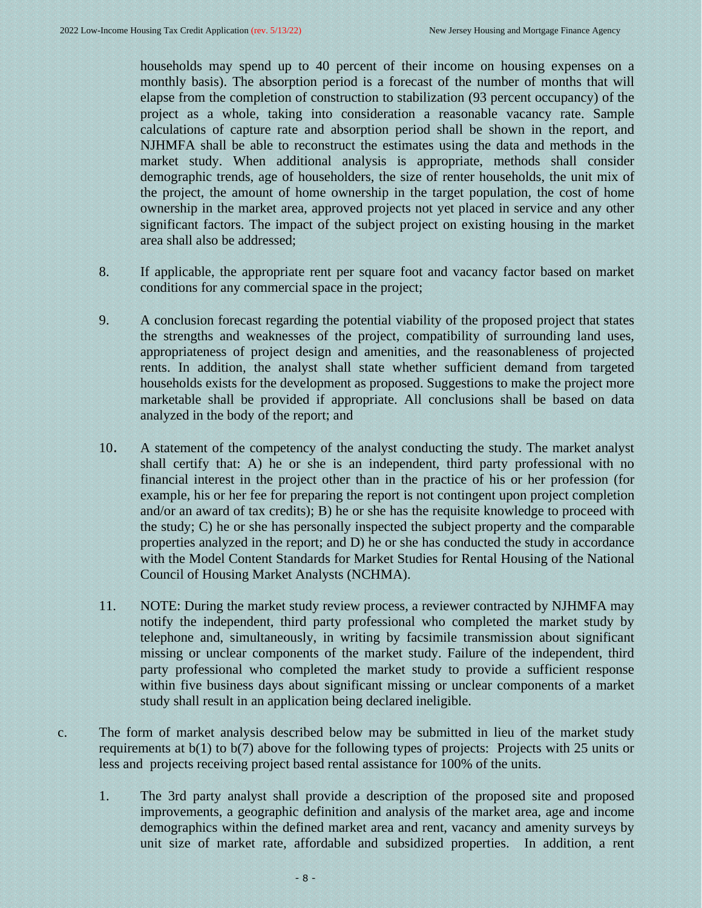households may spend up to 40 percent of their income on housing expenses on a monthly basis). The absorption period is a forecast of the number of months that will elapse from the completion of construction to stabilization (93 percent occupancy) of the project as a whole, taking into consideration a reasonable vacancy rate. Sample calculations of capture rate and absorption period shall be shown in the report, and NJHMFA shall be able to reconstruct the estimates using the data and methods in the market study. When additional analysis is appropriate, methods shall consider demographic trends, age of householders, the size of renter households, the unit mix of the project, the amount of home ownership in the target population, the cost of home ownership in the market area, approved projects not yet placed in service and any other significant factors. The impact of the subject project on existing housing in the market area shall also be addressed;

8. If applicable, the appropriate rent per square foot and vacancy factor based on market conditions for any commercial space in the project;

9. A conclusion forecast regarding the potential viability of the proposed project that states the strengths and weaknesses of the project, compatibility of surrounding land uses, appropriateness of project design and amenities, and the reasonableness of projected rents. In addition, the analyst shall state whether sufficient demand from targeted households exists for the development as proposed. Suggestions to make the project more marketable shall be provided if appropriate. All conclusions shall be based on data analyzed in the body of the report; and

10. A statement of the competency of the analyst conducting the study. The market analyst shall certify that: A) he or she is an independent, third party professional with no financial interest in the project other than in the practice of his or her profession (for example, his or her fee for preparing the report is not contingent upon project completion and/or an award of tax credits); B) he or she has the requisite knowledge to proceed with the study; C) he or she has personally inspected the subject property and the comparable properties analyzed in the report; and D) he or she has conducted the study in accordance with the Model Content Standards for Market Studies for Rental Housing of the National Council of Housing Market Analysts (NCHMA).

11. NOTE: During the market study review process, a reviewer contracted by NJHMFA may notify the independent, third party professional who completed the market study by telephone and, simultaneously, in writing by facsimile transmission about significant missing or unclear components of the market study. Failure of the independent, third party professional who completed the market study to provide a sufficient response within five business days about significant missing or unclear components of a market study shall result in an application being declared ineligible.

c. The form of market analysis described below may be submitted in lieu of the market study requirements at b(1) to b(7) above for the following types of projects: Projects with 25 units or less and projects receiving project based rental assistance for 100% of the units.

1. The 3rd party analyst shall provide a description of the proposed site and proposed improvements, a geographic definition and analysis of the market area, age and income demographics within the defined market area and rent, vacancy and amenity surveys by unit size of market rate, affordable and subsidized properties. In addition, a rent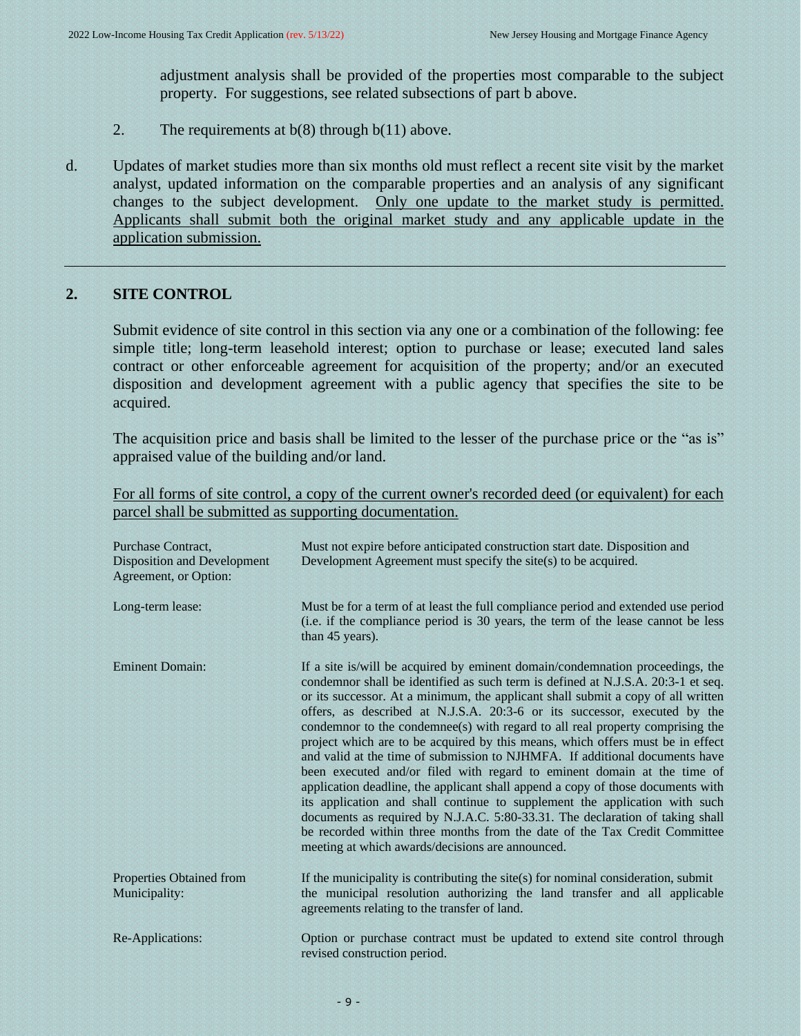adjustment analysis shall be provided of the properties most comparable to the subject property. For suggestions, see related subsections of part b above.

2. The requirements at b(8) through b(11) above.

d. Updates of market studies more than six months old must reflect a recent site visit by the market analyst, updated information on the comparable properties and an analysis of any significant changes to the subject development. <u>Only one update to the market study is permitted. Applicants shall submit both the original market study and any applicable update in the application submission.</u>

---

## 2. SITE CONTROL

Submit evidence of site control in this section via any one or a combination of the following: fee simple title; long-term leasehold interest; option to purchase or lease; executed land sales contract or other enforceable agreement for acquisition of the property; and/or an executed disposition and development agreement with a public agency that specifies the site to be acquired.

The acquisition price and basis shall be limited to the lesser of the purchase price or the "as is" appraised value of the building and/or land.

<u>For all forms of site control, a copy of the current owner's recorded deed (or equivalent) for each parcel shall be submitted as supporting documentation.</u>

| | |
|---|---|
| Purchase Contract, Disposition and Development Agreement, or Option: | Must not expire before anticipated construction start date. Disposition and Development Agreement must specify the site(s) to be acquired. |
| Long-term lease: | Must be for a term of at least the full compliance period and extended use period (i.e. if the compliance period is 30 years, the term of the lease cannot be less than 45 years). |
| Eminent Domain: | If a site is/will be acquired by eminent domain/condemnation proceedings, the condemnor shall be identified as such term is defined at N.J.S.A. 20:3-1 et seq. or its successor. At a minimum, the applicant shall submit a copy of all written offers, as described at N.J.S.A. 20:3-6 or its successor, executed by the condemnor to the condemnee(s) with regard to all real property comprising the project which are to be acquired by this means, which offers must be in effect and valid at the time of submission to NJHMFA. If additional documents have been executed and/or filed with regard to eminent domain at the time of application deadline, the applicant shall append a copy of those documents with its application and shall continue to supplement the application with such documents as required by N.J.A.C. 5:80-33.31. The declaration of taking shall be recorded within three months from the date of the Tax Credit Committee meeting at which awards/decisions are announced. |
| Properties Obtained from Municipality: | If the municipality is contributing the site(s) for nominal consideration, submit the municipal resolution authorizing the land transfer and all applicable agreements relating to the transfer of land. |
| Re-Applications: | Option or purchase contract must be updated to extend site control through revised construction period. |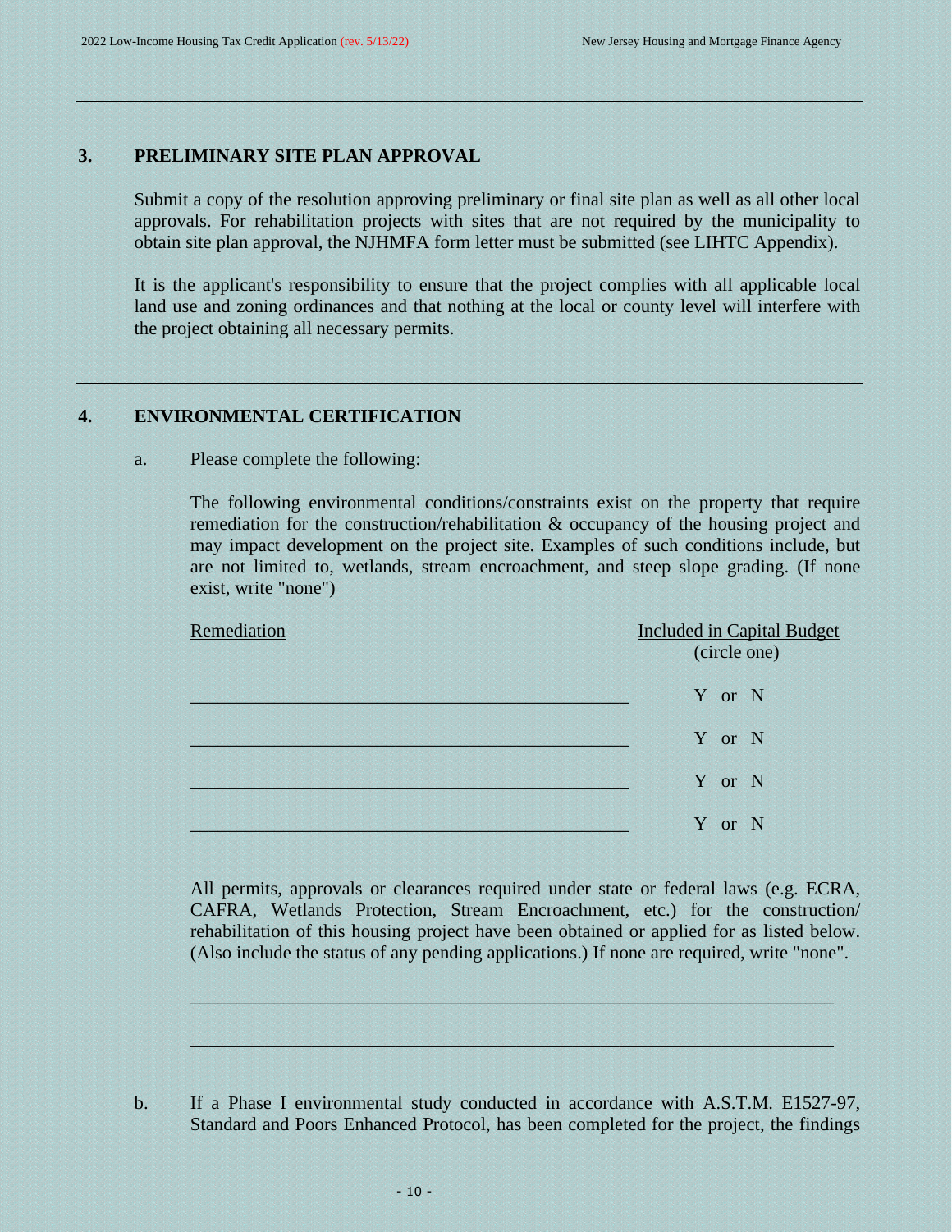## 3. PRELIMINARY SITE PLAN APPROVAL

Submit a copy of the resolution approving preliminary or final site plan as well as all other local approvals. For rehabilitation projects with sites that are not required by the municipality to obtain site plan approval, the NJHMFA form letter must be submitted (see LIHTC Appendix).

It is the applicant's responsibility to ensure that the project complies with all applicable local land use and zoning ordinances and that nothing at the local or county level will interfere with the project obtaining all necessary permits.

---

## 4. ENVIRONMENTAL CERTIFICATION

a. Please complete the following:

The following environmental conditions/constraints exist on the property that require remediation for the construction/rehabilitation & occupancy of the housing project and may impact development on the project site. Examples of such conditions include, but are not limited to, wetlands, stream encroachment, and steep slope grading. (If none exist, write "none")

| Remediation | Included in Capital Budget (circle one) |
|---|---|
| ______________________________________________ | Y or N |
| ______________________________________________ | Y or N |
| ______________________________________________ | Y or N |
| ______________________________________________ | Y or N |

All permits, approvals or clearances required under state or federal laws (e.g. ECRA, CAFRA, Wetlands Protection, Stream Encroachment, etc.) for the construction/ rehabilitation of this housing project have been obtained or applied for as listed below. (Also include the status of any pending applications.) If none are required, write "none".

____________________________________________________________________

____________________________________________________________________

b. If a Phase I environmental study conducted in accordance with A.S.T.M. E1527-97, Standard and Poors Enhanced Protocol, has been completed for the project, the findings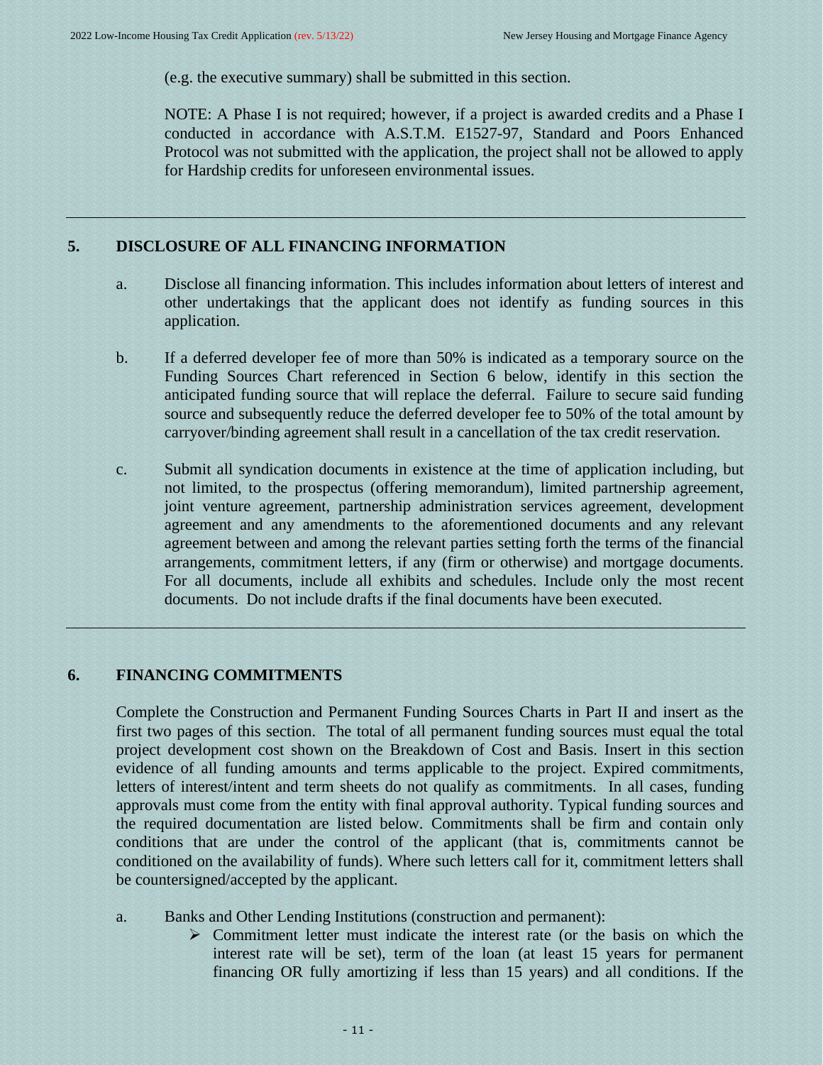(e.g. the executive summary) shall be submitted in this section.

NOTE: A Phase I is not required; however, if a project is awarded credits and a Phase I conducted in accordance with A.S.T.M. E1527-97, Standard and Poors Enhanced Protocol was not submitted with the application, the project shall not be allowed to apply for Hardship credits for unforeseen environmental issues.

---

## 5. DISCLOSURE OF ALL FINANCING INFORMATION

a. Disclose all financing information. This includes information about letters of interest and other undertakings that the applicant does not identify as funding sources in this application.

b. If a deferred developer fee of more than 50% is indicated as a temporary source on the Funding Sources Chart referenced in Section 6 below, identify in this section the anticipated funding source that will replace the deferral. Failure to secure said funding source and subsequently reduce the deferred developer fee to 50% of the total amount by carryover/binding agreement shall result in a cancellation of the tax credit reservation.

c. Submit all syndication documents in existence at the time of application including, but not limited, to the prospectus (offering memorandum), limited partnership agreement, joint venture agreement, partnership administration services agreement, development agreement and any amendments to the aforementioned documents and any relevant agreement between and among the relevant parties setting forth the terms of the financial arrangements, commitment letters, if any (firm or otherwise) and mortgage documents. For all documents, include all exhibits and schedules. Include only the most recent documents. Do not include drafts if the final documents have been executed.

---

## 6. FINANCING COMMITMENTS

Complete the Construction and Permanent Funding Sources Charts in Part II and insert as the first two pages of this section. The total of all permanent funding sources must equal the total project development cost shown on the Breakdown of Cost and Basis. Insert in this section evidence of all funding amounts and terms applicable to the project. Expired commitments, letters of interest/intent and term sheets do not qualify as commitments. In all cases, funding approvals must come from the entity with final approval authority. Typical funding sources and the required documentation are listed below. Commitments shall be firm and contain only conditions that are under the control of the applicant (that is, commitments cannot be conditioned on the availability of funds). Where such letters call for it, commitment letters shall be countersigned/accepted by the applicant.

a. Banks and Other Lending Institutions (construction and permanent):
   - Commitment letter must indicate the interest rate (or the basis on which the interest rate will be set), term of the loan (at least 15 years for permanent financing OR fully amortizing if less than 15 years) and all conditions. If the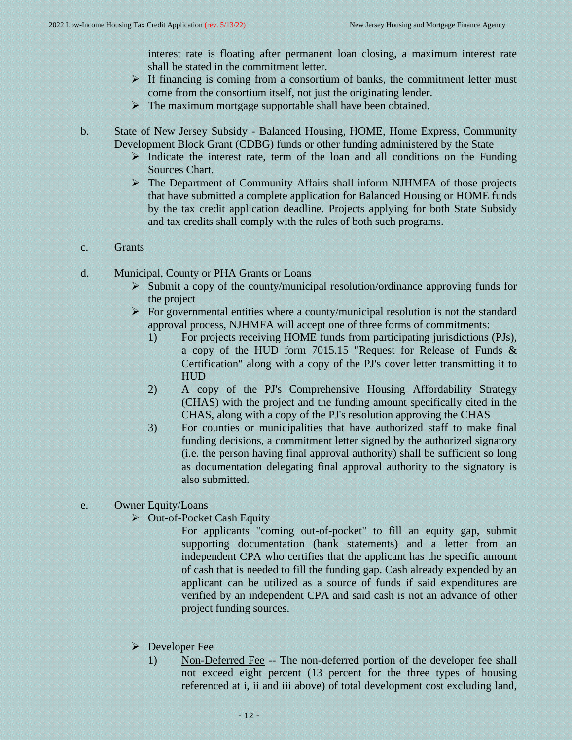interest rate is floating after permanent loan closing, a maximum interest rate shall be stated in the commitment letter.

- If financing is coming from a consortium of banks, the commitment letter must come from the consortium itself, not just the originating lender.
- The maximum mortgage supportable shall have been obtained.

b. State of New Jersey Subsidy - Balanced Housing, HOME, Home Express, Community Development Block Grant (CDBG) funds or other funding administered by the State

- Indicate the interest rate, term of the loan and all conditions on the Funding Sources Chart.
- The Department of Community Affairs shall inform NJHMFA of those projects that have submitted a complete application for Balanced Housing or HOME funds by the tax credit application deadline. Projects applying for both State Subsidy and tax credits shall comply with the rules of both such programs.

c. Grants

d. Municipal, County or PHA Grants or Loans

- Submit a copy of the county/municipal resolution/ordinance approving funds for the project
- For governmental entities where a county/municipal resolution is not the standard approval process, NJHMFA will accept one of three forms of commitments:
  1) For projects receiving HOME funds from participating jurisdictions (PJs), a copy of the HUD form 7015.15 "Request for Release of Funds & Certification" along with a copy of the PJ's cover letter transmitting it to HUD
  2) A copy of the PJ's Comprehensive Housing Affordability Strategy (CHAS) with the project and the funding amount specifically cited in the CHAS, along with a copy of the PJ's resolution approving the CHAS
  3) For counties or municipalities that have authorized staff to make final funding decisions, a commitment letter signed by the authorized signatory (i.e. the person having final approval authority) shall be sufficient so long as documentation delegating final approval authority to the signatory is also submitted.

e. Owner Equity/Loans

- Out-of-Pocket Cash Equity

  For applicants "coming out-of-pocket" to fill an equity gap, submit supporting documentation (bank statements) and a letter from an independent CPA who certifies that the applicant has the specific amount of cash that is needed to fill the funding gap. Cash already expended by an applicant can be utilized as a source of funds if said expenditures are verified by an independent CPA and said cash is not an advance of other project funding sources.

- Developer Fee
  1) Non-Deferred Fee -- The non-deferred portion of the developer fee shall not exceed eight percent (13 percent for the three types of housing referenced at i, ii and iii above) of total development cost excluding land,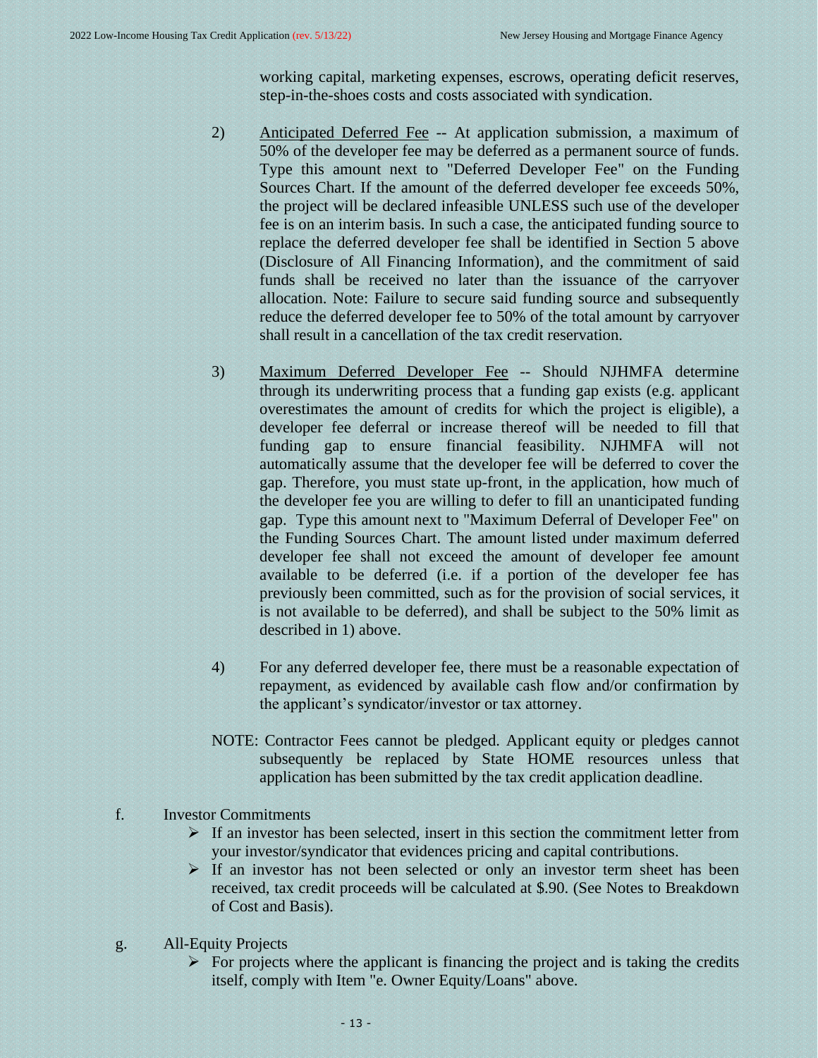working capital, marketing expenses, escrows, operating deficit reserves, step-in-the-shoes costs and costs associated with syndication.

2) Anticipated Deferred Fee -- At application submission, a maximum of 50% of the developer fee may be deferred as a permanent source of funds. Type this amount next to "Deferred Developer Fee" on the Funding Sources Chart. If the amount of the deferred developer fee exceeds 50%, the project will be declared infeasible UNLESS such use of the developer fee is on an interim basis. In such a case, the anticipated funding source to replace the deferred developer fee shall be identified in Section 5 above (Disclosure of All Financing Information), and the commitment of said funds shall be received no later than the issuance of the carryover allocation. Note: Failure to secure said funding source and subsequently reduce the deferred developer fee to 50% of the total amount by carryover shall result in a cancellation of the tax credit reservation.

3) Maximum Deferred Developer Fee -- Should NJHMFA determine through its underwriting process that a funding gap exists (e.g. applicant overestimates the amount of credits for which the project is eligible), a developer fee deferral or increase thereof will be needed to fill that funding gap to ensure financial feasibility. NJHMFA will not automatically assume that the developer fee will be deferred to cover the gap. Therefore, you must state up-front, in the application, how much of the developer fee you are willing to defer to fill an unanticipated funding gap. Type this amount next to "Maximum Deferral of Developer Fee" on the Funding Sources Chart. The amount listed under maximum deferred developer fee shall not exceed the amount of developer fee amount available to be deferred (i.e. if a portion of the developer fee has previously been committed, such as for the provision of social services, it is not available to be deferred), and shall be subject to the 50% limit as described in 1) above.

4) For any deferred developer fee, there must be a reasonable expectation of repayment, as evidenced by available cash flow and/or confirmation by the applicant's syndicator/investor or tax attorney.

NOTE: Contractor Fees cannot be pledged. Applicant equity or pledges cannot subsequently be replaced by State HOME resources unless that application has been submitted by the tax credit application deadline.

f. Investor Commitments

- If an investor has been selected, insert in this section the commitment letter from your investor/syndicator that evidences pricing and capital contributions.
- If an investor has not been selected or only an investor term sheet has been received, tax credit proceeds will be calculated at $.90. (See Notes to Breakdown of Cost and Basis).

g. All-Equity Projects

- For projects where the applicant is financing the project and is taking the credits itself, comply with Item "e. Owner Equity/Loans" above.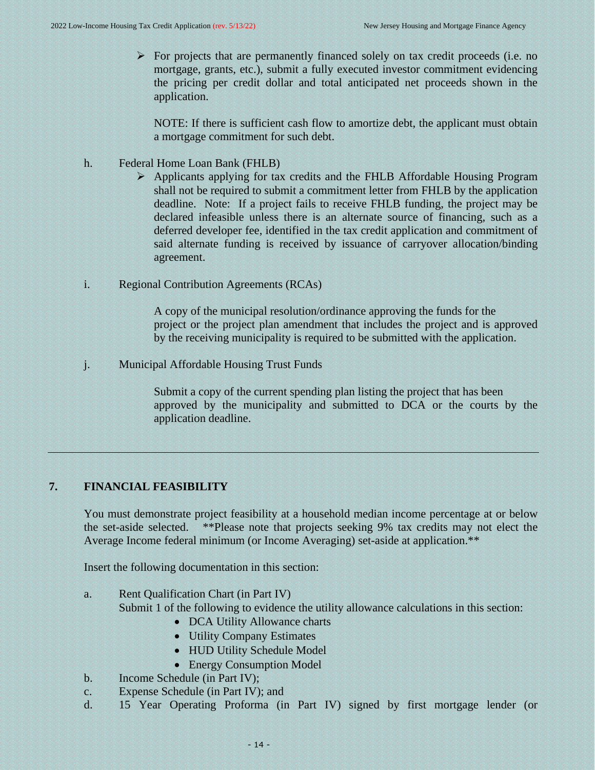- For projects that are permanently financed solely on tax credit proceeds (i.e. no mortgage, grants, etc.), submit a fully executed investor commitment evidencing the pricing per credit dollar and total anticipated net proceeds shown in the application.

  NOTE: If there is sufficient cash flow to amortize debt, the applicant must obtain a mortgage commitment for such debt.

h. Federal Home Loan Bank (FHLB)

- Applicants applying for tax credits and the FHLB Affordable Housing Program shall not be required to submit a commitment letter from FHLB by the application deadline. Note: If a project fails to receive FHLB funding, the project may be declared infeasible unless there is an alternate source of financing, such as a deferred developer fee, identified in the tax credit application and commitment of said alternate funding is received by issuance of carryover allocation/binding agreement.

i. Regional Contribution Agreements (RCAs)

A copy of the municipal resolution/ordinance approving the funds for the project or the project plan amendment that includes the project and is approved by the receiving municipality is required to be submitted with the application.

j. Municipal Affordable Housing Trust Funds

Submit a copy of the current spending plan listing the project that has been approved by the municipality and submitted to DCA or the courts by the application deadline.

---

## 7. FINANCIAL FEASIBILITY

You must demonstrate project feasibility at a household median income percentage at or below the set-aside selected. **Please note that projects seeking 9% tax credits may not elect the Average Income federal minimum (or Income Averaging) set-aside at application.**

Insert the following documentation in this section:

a. Rent Qualification Chart (in Part IV)
   Submit 1 of the following to evidence the utility allowance calculations in this section:
   - DCA Utility Allowance charts
   - Utility Company Estimates
   - HUD Utility Schedule Model
   - Energy Consumption Model

b. Income Schedule (in Part IV);

c. Expense Schedule (in Part IV); and

d. 15 Year Operating Proforma (in Part IV) signed by first mortgage lender (or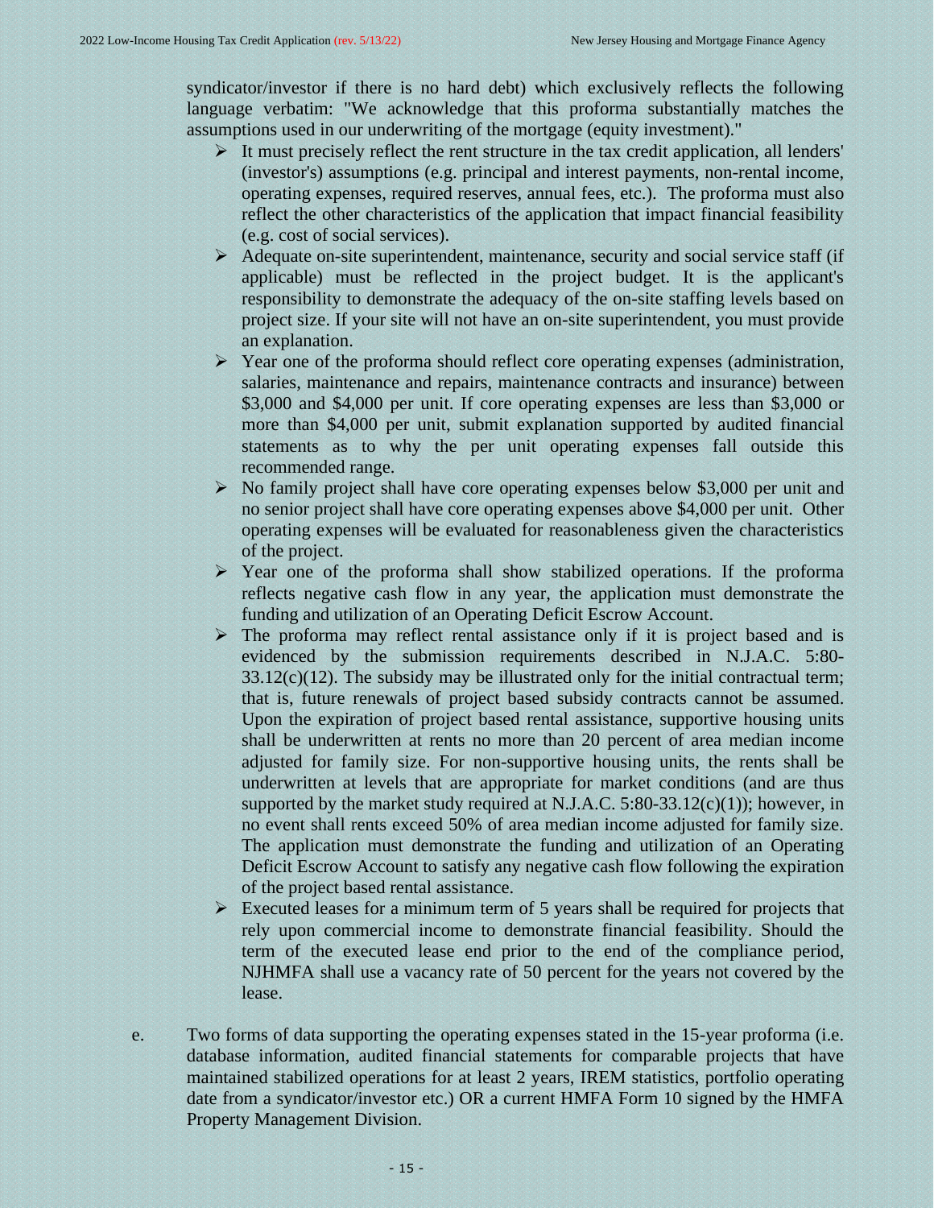syndicator/investor if there is no hard debt) which exclusively reflects the following language verbatim: "We acknowledge that this proforma substantially matches the assumptions used in our underwriting of the mortgage (equity investment)."

- It must precisely reflect the rent structure in the tax credit application, all lenders' (investor's) assumptions (e.g. principal and interest payments, non-rental income, operating expenses, required reserves, annual fees, etc.). The proforma must also reflect the other characteristics of the application that impact financial feasibility (e.g. cost of social services).
- Adequate on-site superintendent, maintenance, security and social service staff (if applicable) must be reflected in the project budget. It is the applicant's responsibility to demonstrate the adequacy of the on-site staffing levels based on project size. If your site will not have an on-site superintendent, you must provide an explanation.
- Year one of the proforma should reflect core operating expenses (administration, salaries, maintenance and repairs, maintenance contracts and insurance) between $3,000 and $4,000 per unit. If core operating expenses are less than $3,000 or more than $4,000 per unit, submit explanation supported by audited financial statements as to why the per unit operating expenses fall outside this recommended range.
- No family project shall have core operating expenses below $3,000 per unit and no senior project shall have core operating expenses above $4,000 per unit. Other operating expenses will be evaluated for reasonableness given the characteristics of the project.
- Year one of the proforma shall show stabilized operations. If the proforma reflects negative cash flow in any year, the application must demonstrate the funding and utilization of an Operating Deficit Escrow Account.
- The proforma may reflect rental assistance only if it is project based and is evidenced by the submission requirements described in N.J.A.C. 5:80-33.12(c)(12). The subsidy may be illustrated only for the initial contractual term; that is, future renewals of project based subsidy contracts cannot be assumed. Upon the expiration of project based rental assistance, supportive housing units shall be underwritten at rents no more than 20 percent of area median income adjusted for family size. For non-supportive housing units, the rents shall be underwritten at levels that are appropriate for market conditions (and are thus supported by the market study required at N.J.A.C. 5:80-33.12(c)(1)); however, in no event shall rents exceed 50% of area median income adjusted for family size. The application must demonstrate the funding and utilization of an Operating Deficit Escrow Account to satisfy any negative cash flow following the expiration of the project based rental assistance.
- Executed leases for a minimum term of 5 years shall be required for projects that rely upon commercial income to demonstrate financial feasibility. Should the term of the executed lease end prior to the end of the compliance period, NJHMFA shall use a vacancy rate of 50 percent for the years not covered by the lease.

e. Two forms of data supporting the operating expenses stated in the 15-year proforma (i.e. database information, audited financial statements for comparable projects that have maintained stabilized operations for at least 2 years, IREM statistics, portfolio operating date from a syndicator/investor etc.) OR a current HMFA Form 10 signed by the HMFA Property Management Division.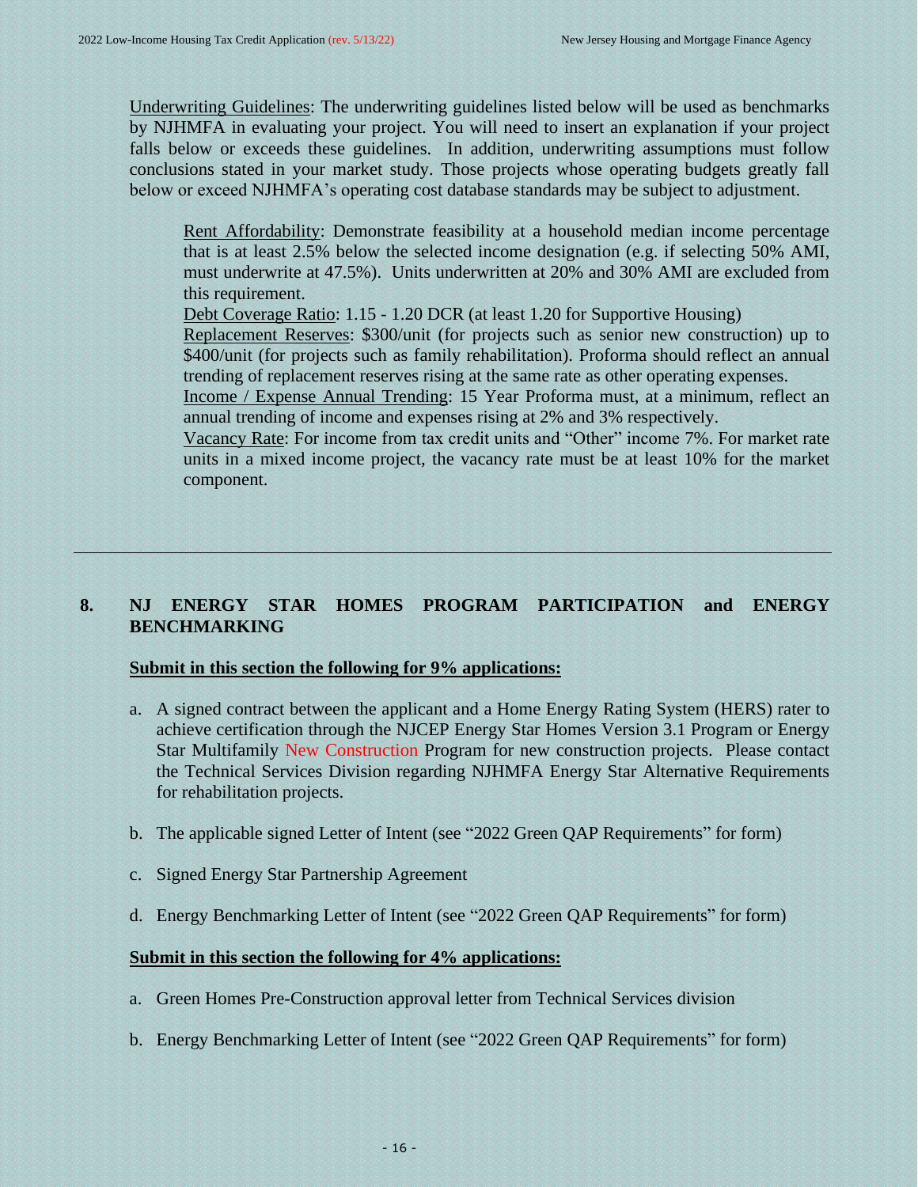Underwriting Guidelines: The underwriting guidelines listed below will be used as benchmarks by NJHMFA in evaluating your project. You will need to insert an explanation if your project falls below or exceeds these guidelines. In addition, underwriting assumptions must follow conclusions stated in your market study. Those projects whose operating budgets greatly fall below or exceed NJHMFA's operating cost database standards may be subject to adjustment.

Rent Affordability: Demonstrate feasibility at a household median income percentage that is at least 2.5% below the selected income designation (e.g. if selecting 50% AMI, must underwrite at 47.5%). Units underwritten at 20% and 30% AMI are excluded from this requirement.
Debt Coverage Ratio: 1.15 - 1.20 DCR (at least 1.20 for Supportive Housing)
Replacement Reserves: $300/unit (for projects such as senior new construction) up to $400/unit (for projects such as family rehabilitation). Proforma should reflect an annual trending of replacement reserves rising at the same rate as other operating expenses.
Income / Expense Annual Trending: 15 Year Proforma must, at a minimum, reflect an annual trending of income and expenses rising at 2% and 3% respectively.
Vacancy Rate: For income from tax credit units and "Other" income 7%. For market rate units in a mixed income project, the vacancy rate must be at least 10% for the market component.

---

## 8. NJ ENERGY STAR HOMES PROGRAM PARTICIPATION and ENERGY BENCHMARKING

**Submit in this section the following for 9% applications:**

a. A signed contract between the applicant and a Home Energy Rating System (HERS) rater to achieve certification through the NJCEP Energy Star Homes Version 3.1 Program or Energy Star Multifamily New Construction Program for new construction projects. Please contact the Technical Services Division regarding NJHMFA Energy Star Alternative Requirements for rehabilitation projects.

b. The applicable signed Letter of Intent (see "2022 Green QAP Requirements" for form)

c. Signed Energy Star Partnership Agreement

d. Energy Benchmarking Letter of Intent (see "2022 Green QAP Requirements" for form)

**Submit in this section the following for 4% applications:**

a. Green Homes Pre-Construction approval letter from Technical Services division

b. Energy Benchmarking Letter of Intent (see "2022 Green QAP Requirements" for form)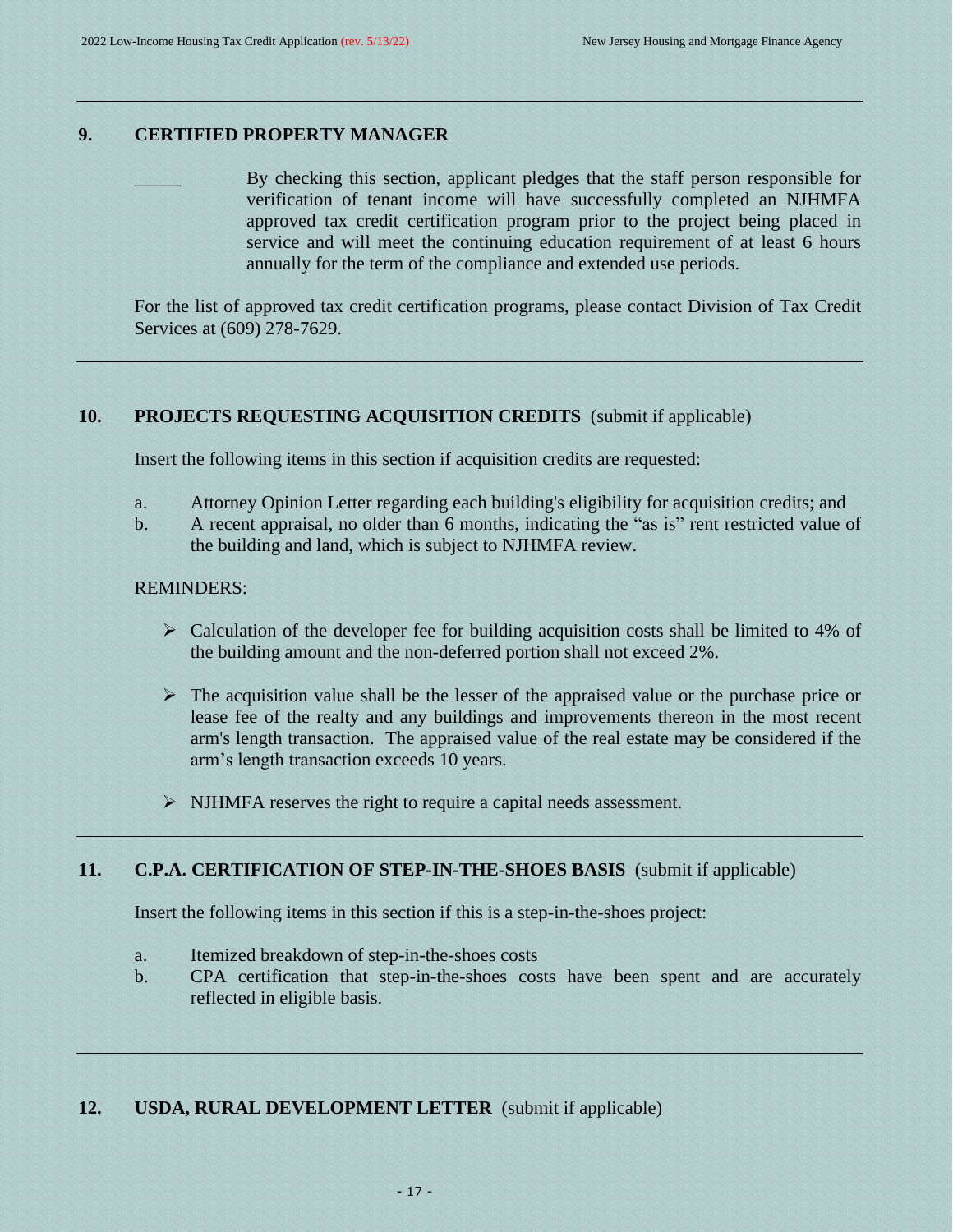## 9. CERTIFIED PROPERTY MANAGER

_____ By checking this section, applicant pledges that the staff person responsible for verification of tenant income will have successfully completed an NJHMFA approved tax credit certification program prior to the project being placed in service and will meet the continuing education requirement of at least 6 hours annually for the term of the compliance and extended use periods.

For the list of approved tax credit certification programs, please contact Division of Tax Credit Services at (609) 278-7629.

## 10. PROJECTS REQUESTING ACQUISITION CREDITS (submit if applicable)

Insert the following items in this section if acquisition credits are requested:

a. Attorney Opinion Letter regarding each building's eligibility for acquisition credits; and
b. A recent appraisal, no older than 6 months, indicating the "as is" rent restricted value of the building and land, which is subject to NJHMFA review.

REMINDERS:

- Calculation of the developer fee for building acquisition costs shall be limited to 4% of the building amount and the non-deferred portion shall not exceed 2%.

- The acquisition value shall be the lesser of the appraised value or the purchase price or lease fee of the realty and any buildings and improvements thereon in the most recent arm's length transaction. The appraised value of the real estate may be considered if the arm's length transaction exceeds 10 years.

- NJHMFA reserves the right to require a capital needs assessment.

## 11. C.P.A. CERTIFICATION OF STEP-IN-THE-SHOES BASIS (submit if applicable)

Insert the following items in this section if this is a step-in-the-shoes project:

a. Itemized breakdown of step-in-the-shoes costs
b. CPA certification that step-in-the-shoes costs have been spent and are accurately reflected in eligible basis.

## 12. USDA, RURAL DEVELOPMENT LETTER (submit if applicable)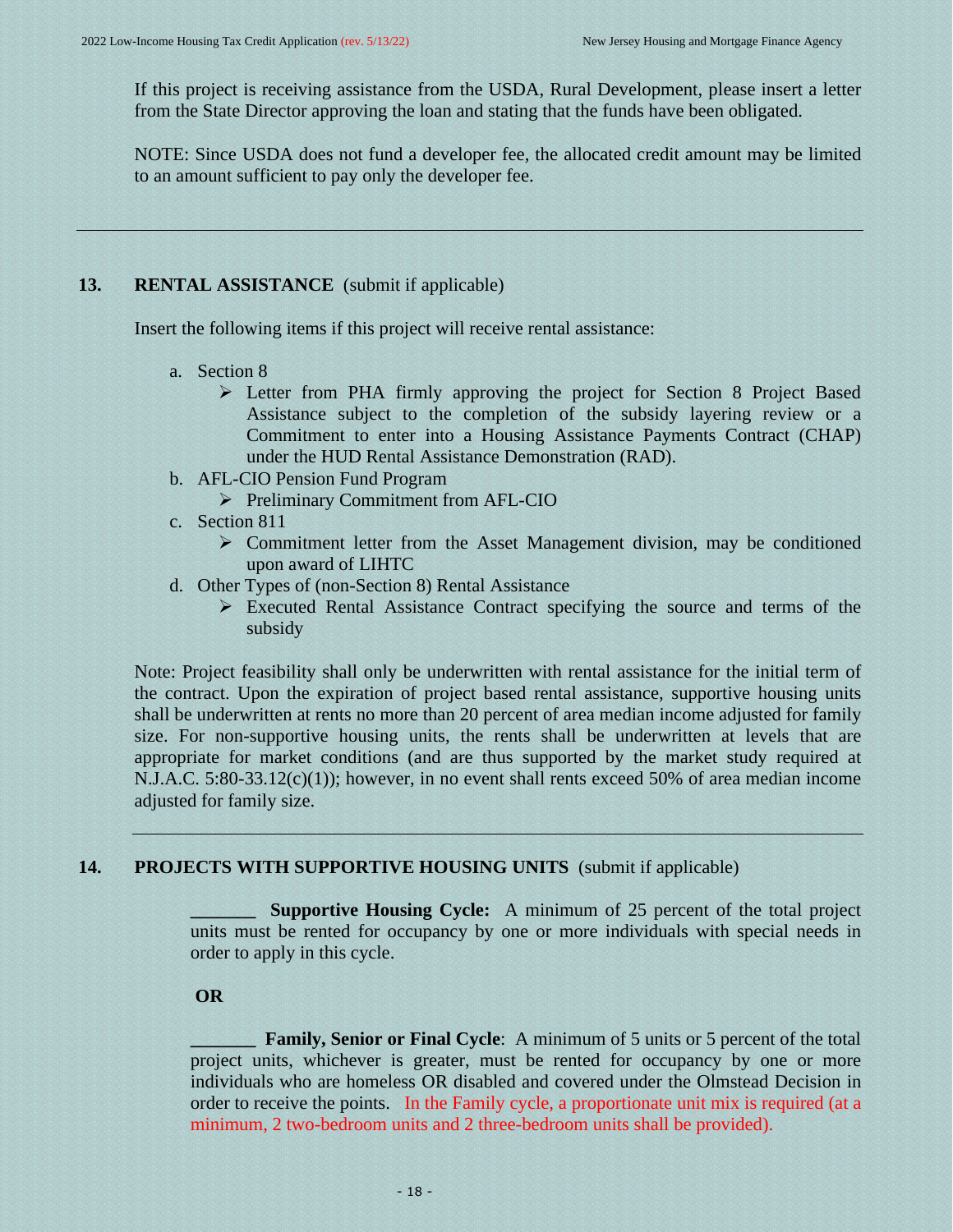If this project is receiving assistance from the USDA, Rural Development, please insert a letter from the State Director approving the loan and stating that the funds have been obligated.

NOTE: Since USDA does not fund a developer fee, the allocated credit amount may be limited to an amount sufficient to pay only the developer fee.

---

## 13. RENTAL ASSISTANCE (submit if applicable)

Insert the following items if this project will receive rental assistance:

a. Section 8
   - ➢ Letter from PHA firmly approving the project for Section 8 Project Based Assistance subject to the completion of the subsidy layering review or a Commitment to enter into a Housing Assistance Payments Contract (CHAP) under the HUD Rental Assistance Demonstration (RAD).

b. AFL-CIO Pension Fund Program
   - ➢ Preliminary Commitment from AFL-CIO

c. Section 811
   - ➢ Commitment letter from the Asset Management division, may be conditioned upon award of LIHTC

d. Other Types of (non-Section 8) Rental Assistance
   - ➢ Executed Rental Assistance Contract specifying the source and terms of the subsidy

Note: Project feasibility shall only be underwritten with rental assistance for the initial term of the contract. Upon the expiration of project based rental assistance, supportive housing units shall be underwritten at rents no more than 20 percent of area median income adjusted for family size. For non-supportive housing units, the rents shall be underwritten at levels that are appropriate for market conditions (and are thus supported by the market study required at N.J.A.C. 5:80-33.12(c)(1)); however, in no event shall rents exceed 50% of area median income adjusted for family size.

---

## 14. PROJECTS WITH SUPPORTIVE HOUSING UNITS (submit if applicable)

_______ **Supportive Housing Cycle:** A minimum of 25 percent of the total project units must be rented for occupancy by one or more individuals with special needs in order to apply in this cycle.

**OR**

_______ **Family, Senior or Final Cycle**: A minimum of 5 units or 5 percent of the total project units, whichever is greater, must be rented for occupancy by one or more individuals who are homeless OR disabled and covered under the Olmstead Decision in order to receive the points. In the Family cycle, a proportionate unit mix is required (at a minimum, 2 two-bedroom units and 2 three-bedroom units shall be provided).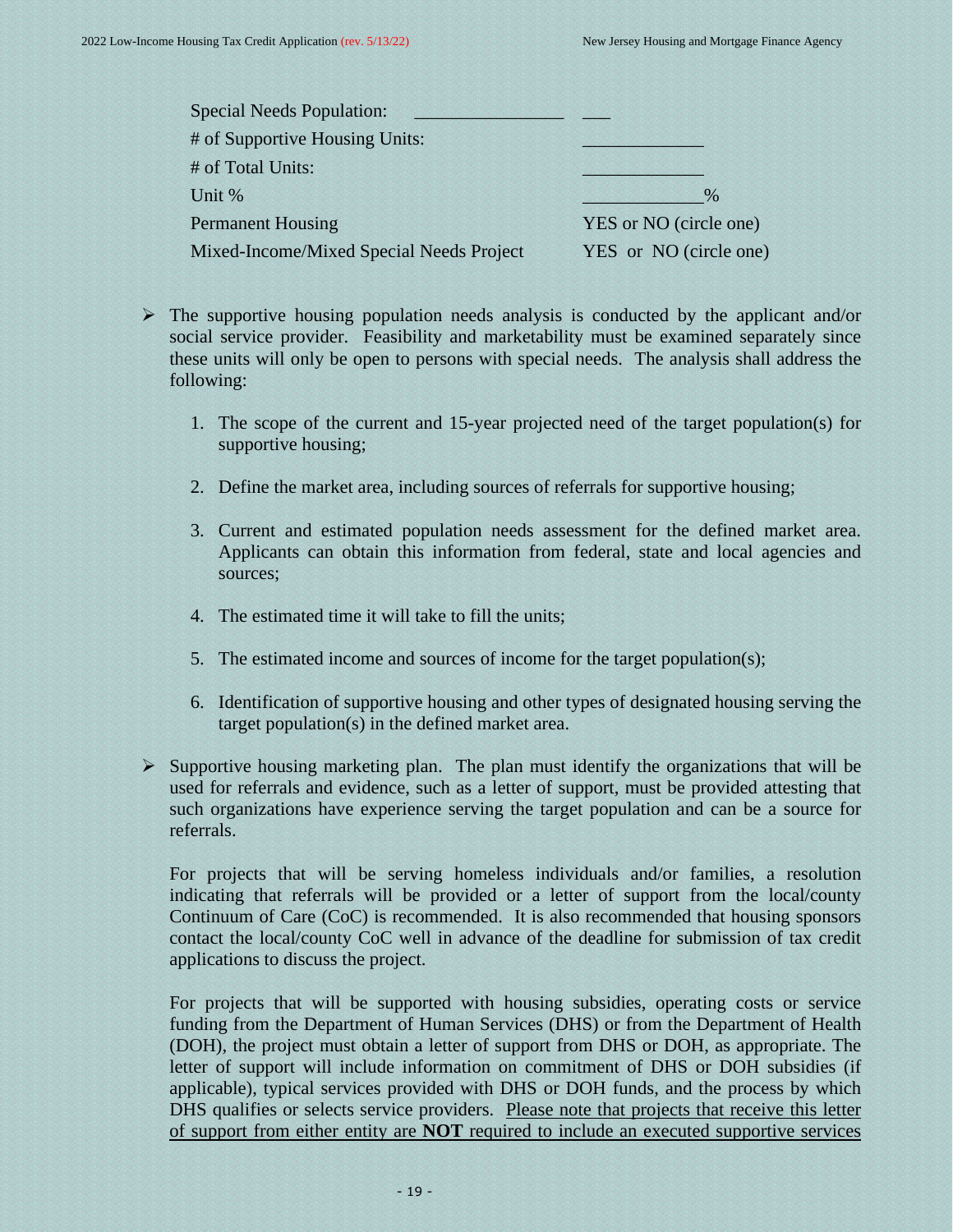| Special Needs Population: | _______________ ___ |
|---|---|
| # of Supportive Housing Units: | _____________ |
| # of Total Units: | _____________ |
| Unit % | _____________% |
| Permanent Housing | YES or NO (circle one) |
| Mixed-Income/Mixed Special Needs Project | YES or NO (circle one) |

- The supportive housing population needs analysis is conducted by the applicant and/or social service provider. Feasibility and marketability must be examined separately since these units will only be open to persons with special needs. The analysis shall address the following:

  1. The scope of the current and 15-year projected need of the target population(s) for supportive housing;

  2. Define the market area, including sources of referrals for supportive housing;

  3. Current and estimated population needs assessment for the defined market area. Applicants can obtain this information from federal, state and local agencies and sources;

  4. The estimated time it will take to fill the units;

  5. The estimated income and sources of income for the target population(s);

  6. Identification of supportive housing and other types of designated housing serving the target population(s) in the defined market area.

- Supportive housing marketing plan. The plan must identify the organizations that will be used for referrals and evidence, such as a letter of support, must be provided attesting that such organizations have experience serving the target population and can be a source for referrals.

  For projects that will be serving homeless individuals and/or families, a resolution indicating that referrals will be provided or a letter of support from the local/county Continuum of Care (CoC) is recommended. It is also recommended that housing sponsors contact the local/county CoC well in advance of the deadline for submission of tax credit applications to discuss the project.

  For projects that will be supported with housing subsidies, operating costs or service funding from the Department of Human Services (DHS) or from the Department of Health (DOH), the project must obtain a letter of support from DHS or DOH, as appropriate. The letter of support will include information on commitment of DHS or DOH subsidies (if applicable), typical services provided with DHS or DOH funds, and the process by which DHS qualifies or selects service providers. <u>Please note that projects that receive this letter of support from either entity are **NOT** required to include an executed supportive services</u>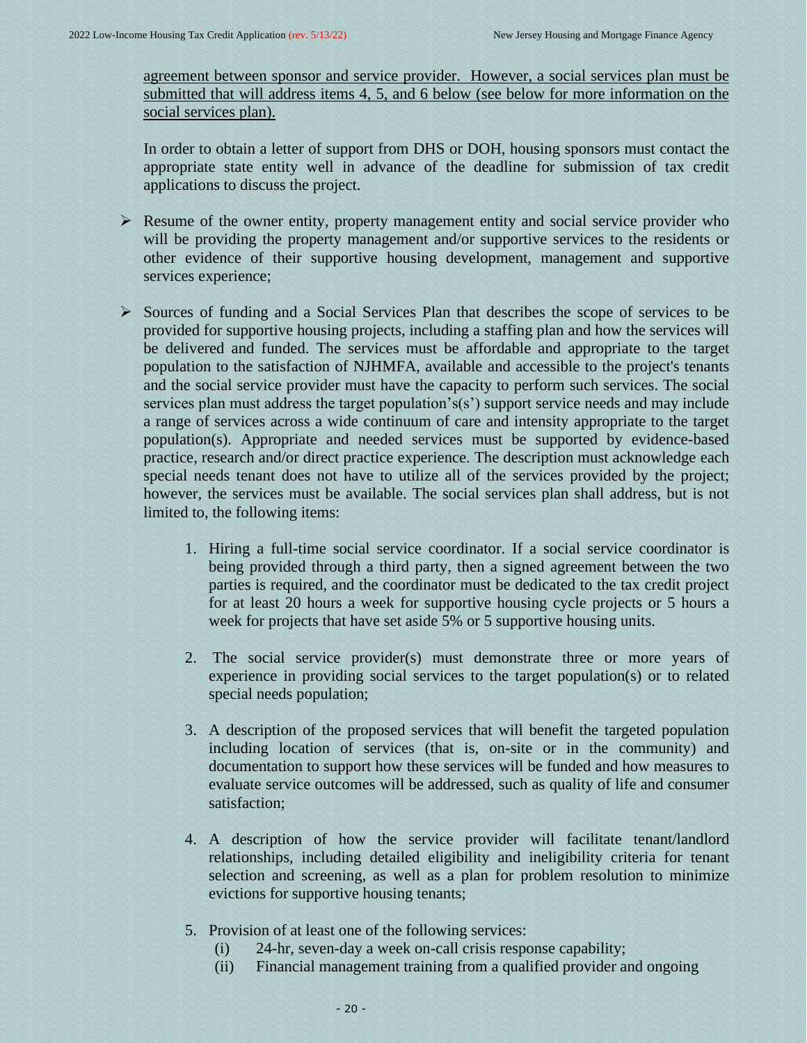<u>agreement between sponsor and service provider. However, a social services plan must be submitted that will address items 4, 5, and 6 below (see below for more information on the social services plan).</u>

In order to obtain a letter of support from DHS or DOH, housing sponsors must contact the appropriate state entity well in advance of the deadline for submission of tax credit applications to discuss the project.

- Resume of the owner entity, property management entity and social service provider who will be providing the property management and/or supportive services to the residents or other evidence of their supportive housing development, management and supportive services experience;

- Sources of funding and a Social Services Plan that describes the scope of services to be provided for supportive housing projects, including a staffing plan and how the services will be delivered and funded. The services must be affordable and appropriate to the target population to the satisfaction of NJHMFA, available and accessible to the project's tenants and the social service provider must have the capacity to perform such services. The social services plan must address the target population's(s') support service needs and may include a range of services across a wide continuum of care and intensity appropriate to the target population(s). Appropriate and needed services must be supported by evidence-based practice, research and/or direct practice experience. The description must acknowledge each special needs tenant does not have to utilize all of the services provided by the project; however, the services must be available. The social services plan shall address, but is not limited to, the following items:

    1. Hiring a full-time social service coordinator. If a social service coordinator is being provided through a third party, then a signed agreement between the two parties is required, and the coordinator must be dedicated to the tax credit project for at least 20 hours a week for supportive housing cycle projects or 5 hours a week for projects that have set aside 5% or 5 supportive housing units.

    2. The social service provider(s) must demonstrate three or more years of experience in providing social services to the target population(s) or to related special needs population;

    3. A description of the proposed services that will benefit the targeted population including location of services (that is, on-site or in the community) and documentation to support how these services will be funded and how measures to evaluate service outcomes will be addressed, such as quality of life and consumer satisfaction;

    4. A description of how the service provider will facilitate tenant/landlord relationships, including detailed eligibility and ineligibility criteria for tenant selection and screening, as well as a plan for problem resolution to minimize evictions for supportive housing tenants;

    5. Provision of at least one of the following services:
        (i) 24-hr, seven-day a week on-call crisis response capability;
        (ii) Financial management training from a qualified provider and ongoing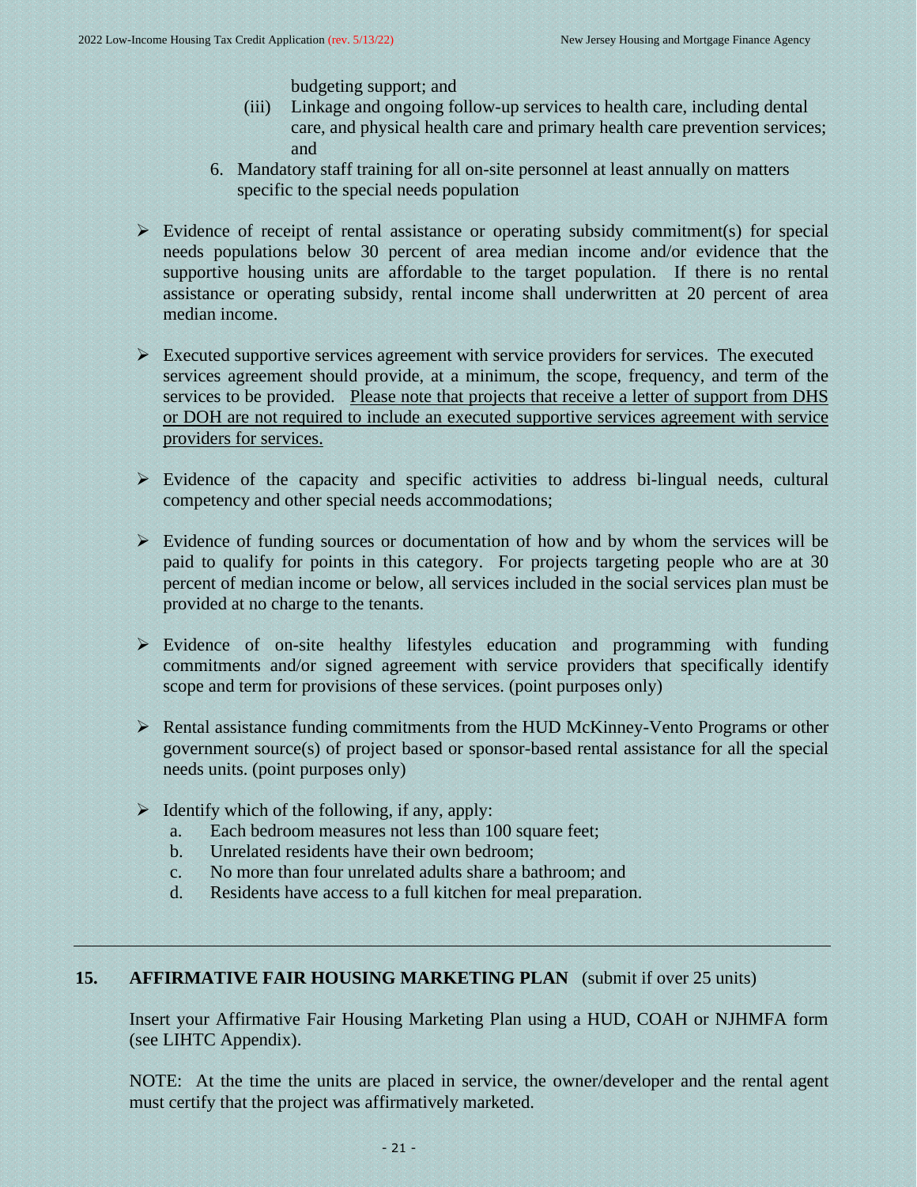budgeting support; and

(iii) Linkage and ongoing follow-up services to health care, including dental care, and physical health care and primary health care prevention services; and

6. Mandatory staff training for all on-site personnel at least annually on matters specific to the special needs population

- Evidence of receipt of rental assistance or operating subsidy commitment(s) for special needs populations below 30 percent of area median income and/or evidence that the supportive housing units are affordable to the target population. If there is no rental assistance or operating subsidy, rental income shall underwritten at 20 percent of area median income.

- Executed supportive services agreement with service providers for services. The executed services agreement should provide, at a minimum, the scope, frequency, and term of the services to be provided. <u>Please note that projects that receive a letter of support from DHS or DOH are not required to include an executed supportive services agreement with service providers for services.</u>

- Evidence of the capacity and specific activities to address bi-lingual needs, cultural competency and other special needs accommodations;

- Evidence of funding sources or documentation of how and by whom the services will be paid to qualify for points in this category. For projects targeting people who are at 30 percent of median income or below, all services included in the social services plan must be provided at no charge to the tenants.

- Evidence of on-site healthy lifestyles education and programming with funding commitments and/or signed agreement with service providers that specifically identify scope and term for provisions of these services. (point purposes only)

- Rental assistance funding commitments from the HUD McKinney-Vento Programs or other government source(s) of project based or sponsor-based rental assistance for all the special needs units. (point purposes only)

- Identify which of the following, if any, apply:
  a. Each bedroom measures not less than 100 square feet;
  b. Unrelated residents have their own bedroom;
  c. No more than four unrelated adults share a bathroom; and
  d. Residents have access to a full kitchen for meal preparation.

---

## 15. AFFIRMATIVE FAIR HOUSING MARKETING PLAN (submit if over 25 units)

Insert your Affirmative Fair Housing Marketing Plan using a HUD, COAH or NJHMFA form (see LIHTC Appendix).

NOTE: At the time the units are placed in service, the owner/developer and the rental agent must certify that the project was affirmatively marketed.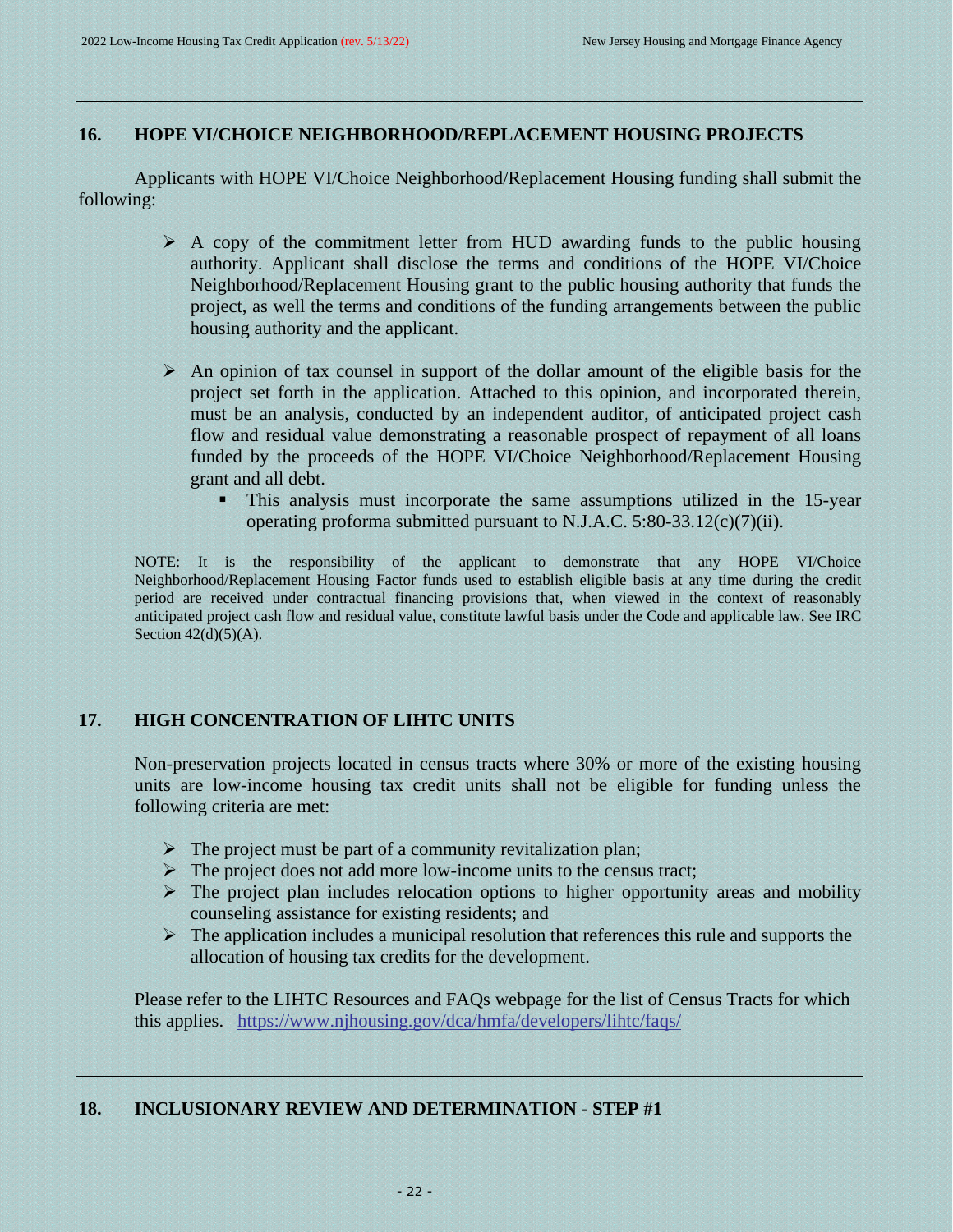## 16. HOPE VI/CHOICE NEIGHBORHOOD/REPLACEMENT HOUSING PROJECTS

Applicants with HOPE VI/Choice Neighborhood/Replacement Housing funding shall submit the following:

- A copy of the commitment letter from HUD awarding funds to the public housing authority. Applicant shall disclose the terms and conditions of the HOPE VI/Choice Neighborhood/Replacement Housing grant to the public housing authority that funds the project, as well the terms and conditions of the funding arrangements between the public housing authority and the applicant.

- An opinion of tax counsel in support of the dollar amount of the eligible basis for the project set forth in the application. Attached to this opinion, and incorporated therein, must be an analysis, conducted by an independent auditor, of anticipated project cash flow and residual value demonstrating a reasonable prospect of repayment of all loans funded by the proceeds of the HOPE VI/Choice Neighborhood/Replacement Housing grant and all debt.
  - This analysis must incorporate the same assumptions utilized in the 15-year operating proforma submitted pursuant to N.J.A.C. 5:80-33.12(c)(7)(ii).

NOTE: It is the responsibility of the applicant to demonstrate that any HOPE VI/Choice Neighborhood/Replacement Housing Factor funds used to establish eligible basis at any time during the credit period are received under contractual financing provisions that, when viewed in the context of reasonably anticipated project cash flow and residual value, constitute lawful basis under the Code and applicable law. See IRC Section 42(d)(5)(A).

## 17. HIGH CONCENTRATION OF LIHTC UNITS

Non-preservation projects located in census tracts where 30% or more of the existing housing units are low-income housing tax credit units shall not be eligible for funding unless the following criteria are met:

- The project must be part of a community revitalization plan;
- The project does not add more low-income units to the census tract;
- The project plan includes relocation options to higher opportunity areas and mobility counseling assistance for existing residents; and
- The application includes a municipal resolution that references this rule and supports the allocation of housing tax credits for the development.

Please refer to the LIHTC Resources and FAQs webpage for the list of Census Tracts for which this applies. https://www.njhousing.gov/dca/hmfa/developers/lihtc/faqs/

## 18. INCLUSIONARY REVIEW AND DETERMINATION - STEP #1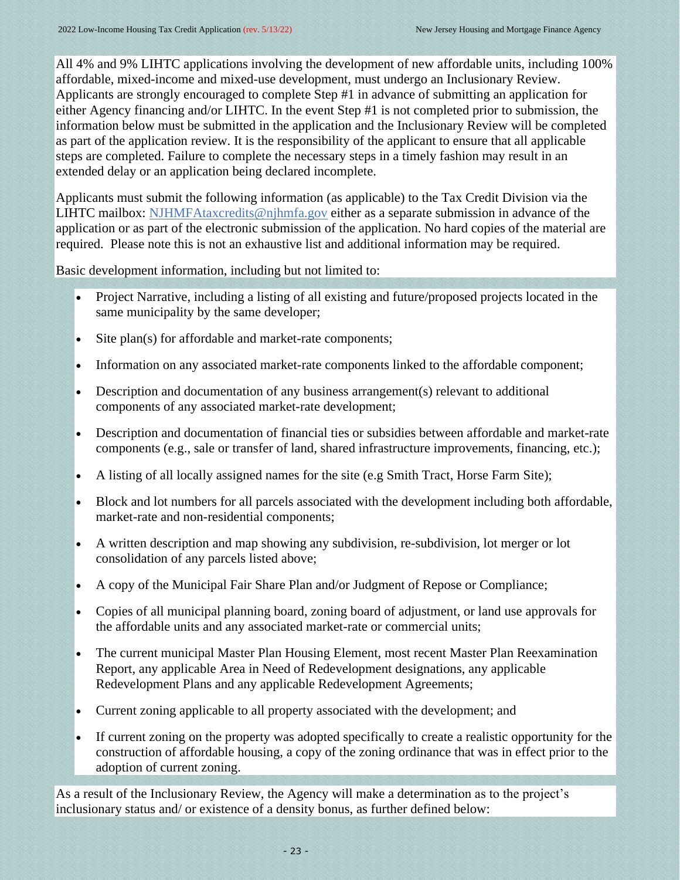All 4% and 9% LIHTC applications involving the development of new affordable units, including 100% affordable, mixed-income and mixed-use development, must undergo an Inclusionary Review. Applicants are strongly encouraged to complete Step #1 in advance of submitting an application for either Agency financing and/or LIHTC. In the event Step #1 is not completed prior to submission, the information below must be submitted in the application and the Inclusionary Review will be completed as part of the application review. It is the responsibility of the applicant to ensure that all applicable steps are completed. Failure to complete the necessary steps in a timely fashion may result in an extended delay or an application being declared incomplete.

Applicants must submit the following information (as applicable) to the Tax Credit Division via the LIHTC mailbox: NJHMFAtaxcredits@njhmfa.gov either as a separate submission in advance of the application or as part of the electronic submission of the application. No hard copies of the material are required. Please note this is not an exhaustive list and additional information may be required.

Basic development information, including but not limited to:

- Project Narrative, including a listing of all existing and future/proposed projects located in the same municipality by the same developer;
- Site plan(s) for affordable and market-rate components;
- Information on any associated market-rate components linked to the affordable component;
- Description and documentation of any business arrangement(s) relevant to additional components of any associated market-rate development;
- Description and documentation of financial ties or subsidies between affordable and market-rate components (e.g., sale or transfer of land, shared infrastructure improvements, financing, etc.);
- A listing of all locally assigned names for the site (e.g Smith Tract, Horse Farm Site);
- Block and lot numbers for all parcels associated with the development including both affordable, market-rate and non-residential components;
- A written description and map showing any subdivision, re-subdivision, lot merger or lot consolidation of any parcels listed above;
- A copy of the Municipal Fair Share Plan and/or Judgment of Repose or Compliance;
- Copies of all municipal planning board, zoning board of adjustment, or land use approvals for the affordable units and any associated market-rate or commercial units;
- The current municipal Master Plan Housing Element, most recent Master Plan Reexamination Report, any applicable Area in Need of Redevelopment designations, any applicable Redevelopment Plans and any applicable Redevelopment Agreements;
- Current zoning applicable to all property associated with the development; and
- If current zoning on the property was adopted specifically to create a realistic opportunity for the construction of affordable housing, a copy of the zoning ordinance that was in effect prior to the adoption of current zoning.

As a result of the Inclusionary Review, the Agency will make a determination as to the project's inclusionary status and/ or existence of a density bonus, as further defined below: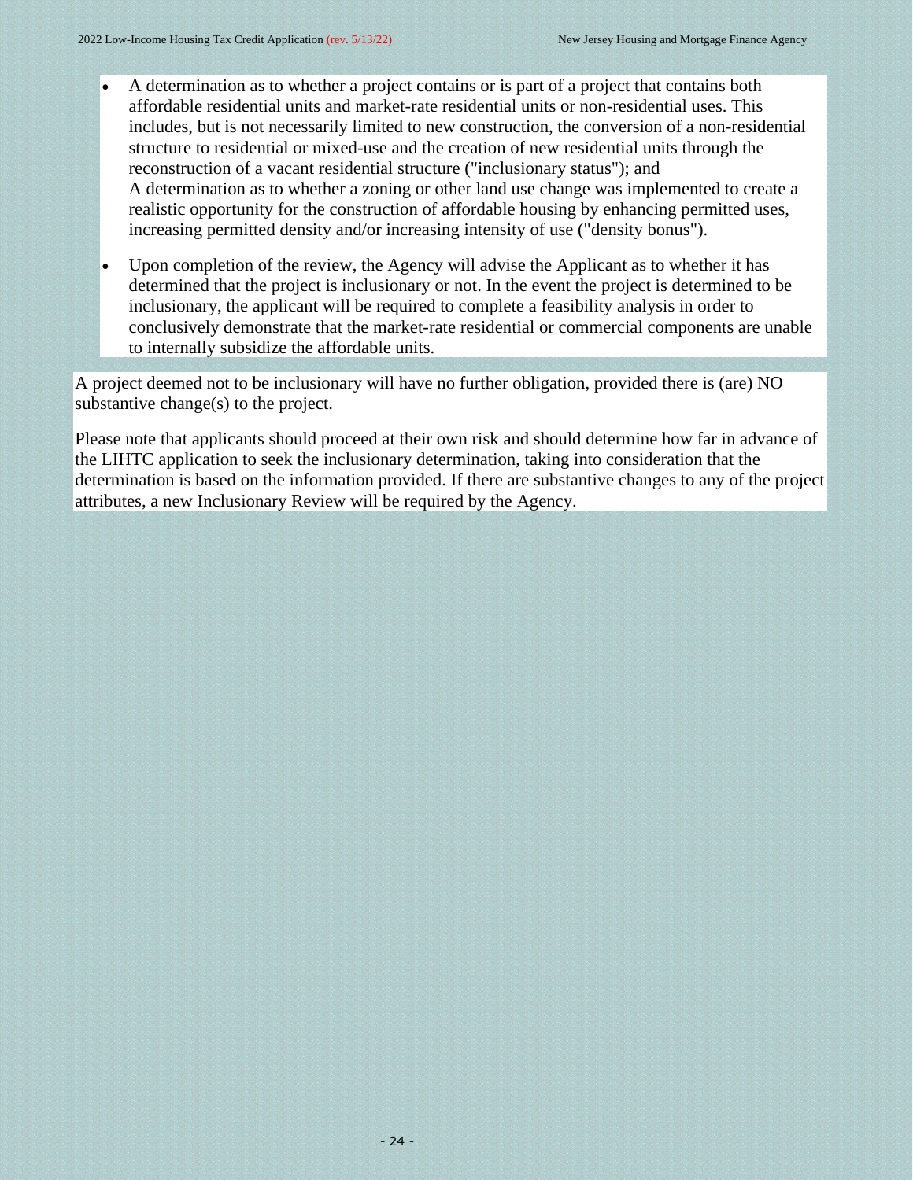- A determination as to whether a project contains or is part of a project that contains both affordable residential units and market-rate residential units or non-residential uses. This includes, but is not necessarily limited to new construction, the conversion of a non-residential structure to residential or mixed-use and the creation of new residential units through the reconstruction of a vacant residential structure ("inclusionary status"); and
  A determination as to whether a zoning or other land use change was implemented to create a realistic opportunity for the construction of affordable housing by enhancing permitted uses, increasing permitted density and/or increasing intensity of use ("density bonus").
- Upon completion of the review, the Agency will advise the Applicant as to whether it has determined that the project is inclusionary or not. In the event the project is determined to be inclusionary, the applicant will be required to complete a feasibility analysis in order to conclusively demonstrate that the market-rate residential or commercial components are unable to internally subsidize the affordable units.

A project deemed not to be inclusionary will have no further obligation, provided there is (are) NO substantive change(s) to the project.

Please note that applicants should proceed at their own risk and should determine how far in advance of the LIHTC application to seek the inclusionary determination, taking into consideration that the determination is based on the information provided. If there are substantive changes to any of the project attributes, a new Inclusionary Review will be required by the Agency.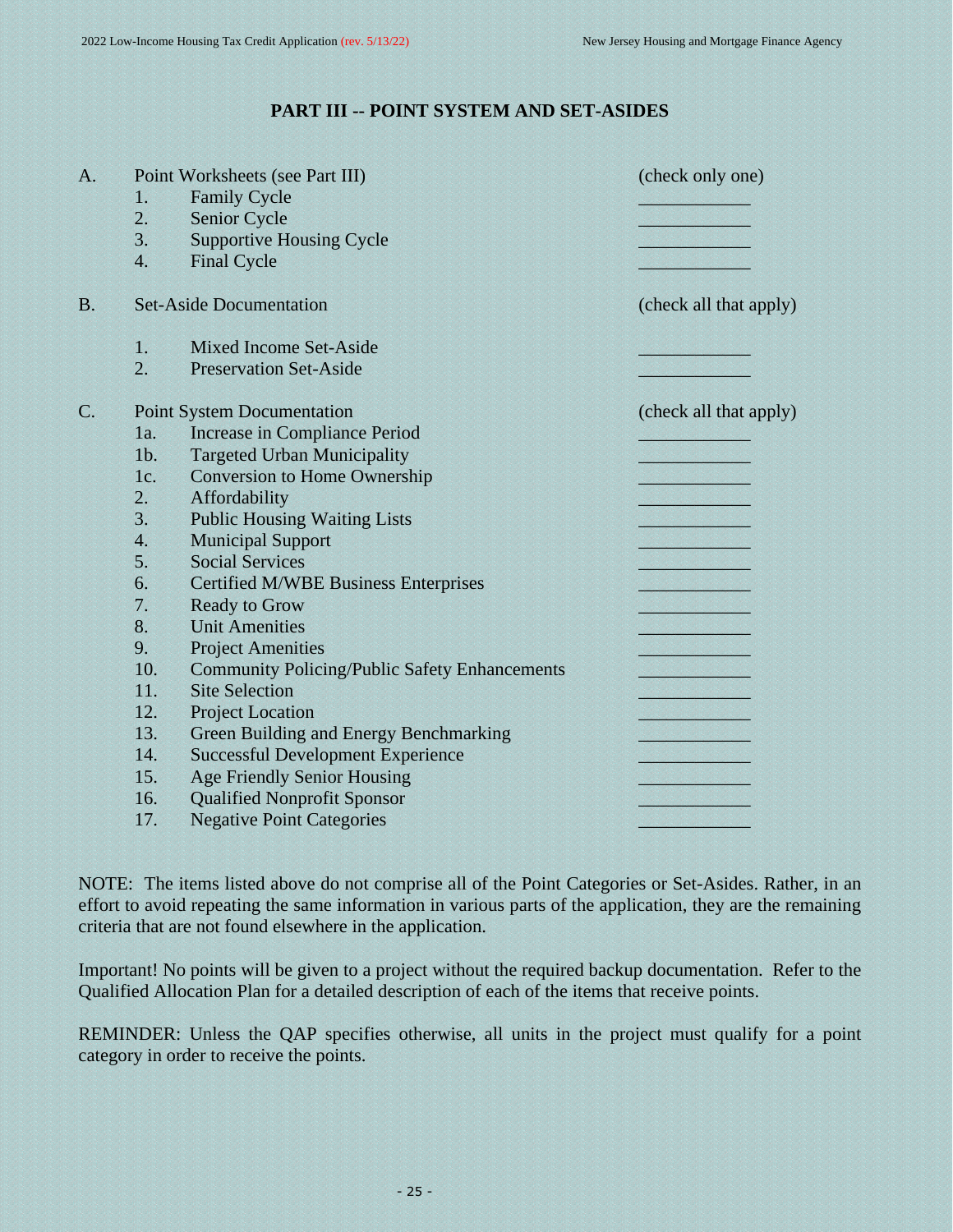## PART III -- POINT SYSTEM AND SET-ASIDES

| | | |
|---|---|---|
| **A.** | Point Worksheets (see Part III) | (check only one) |
| | 1. Family Cycle | ____________ |
| | 2. Senior Cycle | ____________ |
| | 3. Supportive Housing Cycle | ____________ |
| | 4. Final Cycle | ____________ |
| **B.** | Set-Aside Documentation | (check all that apply) |
| | 1. Mixed Income Set-Aside | ____________ |
| | 2. Preservation Set-Aside | ____________ |
| **C.** | Point System Documentation | (check all that apply) |
| | 1a. Increase in Compliance Period | ____________ |
| | 1b. Targeted Urban Municipality | ____________ |
| | 1c. Conversion to Home Ownership | ____________ |
| | 2. Affordability | ____________ |
| | 3. Public Housing Waiting Lists | ____________ |
| | 4. Municipal Support | ____________ |
| | 5. Social Services | ____________ |
| | 6. Certified M/WBE Business Enterprises | ____________ |
| | 7. Ready to Grow | ____________ |
| | 8. Unit Amenities | ____________ |
| | 9. Project Amenities | ____________ |
| | 10. Community Policing/Public Safety Enhancements | ____________ |
| | 11. Site Selection | ____________ |
| | 12. Project Location | ____________ |
| | 13. Green Building and Energy Benchmarking | ____________ |
| | 14. Successful Development Experience | ____________ |
| | 15. Age Friendly Senior Housing | ____________ |
| | 16. Qualified Nonprofit Sponsor | ____________ |
| | 17. Negative Point Categories | ____________ |

NOTE: The items listed above do not comprise all of the Point Categories or Set-Asides. Rather, in an effort to avoid repeating the same information in various parts of the application, they are the remaining criteria that are not found elsewhere in the application.

Important! No points will be given to a project without the required backup documentation. Refer to the Qualified Allocation Plan for a detailed description of each of the items that receive points.

REMINDER: Unless the QAP specifies otherwise, all units in the project must qualify for a point category in order to receive the points.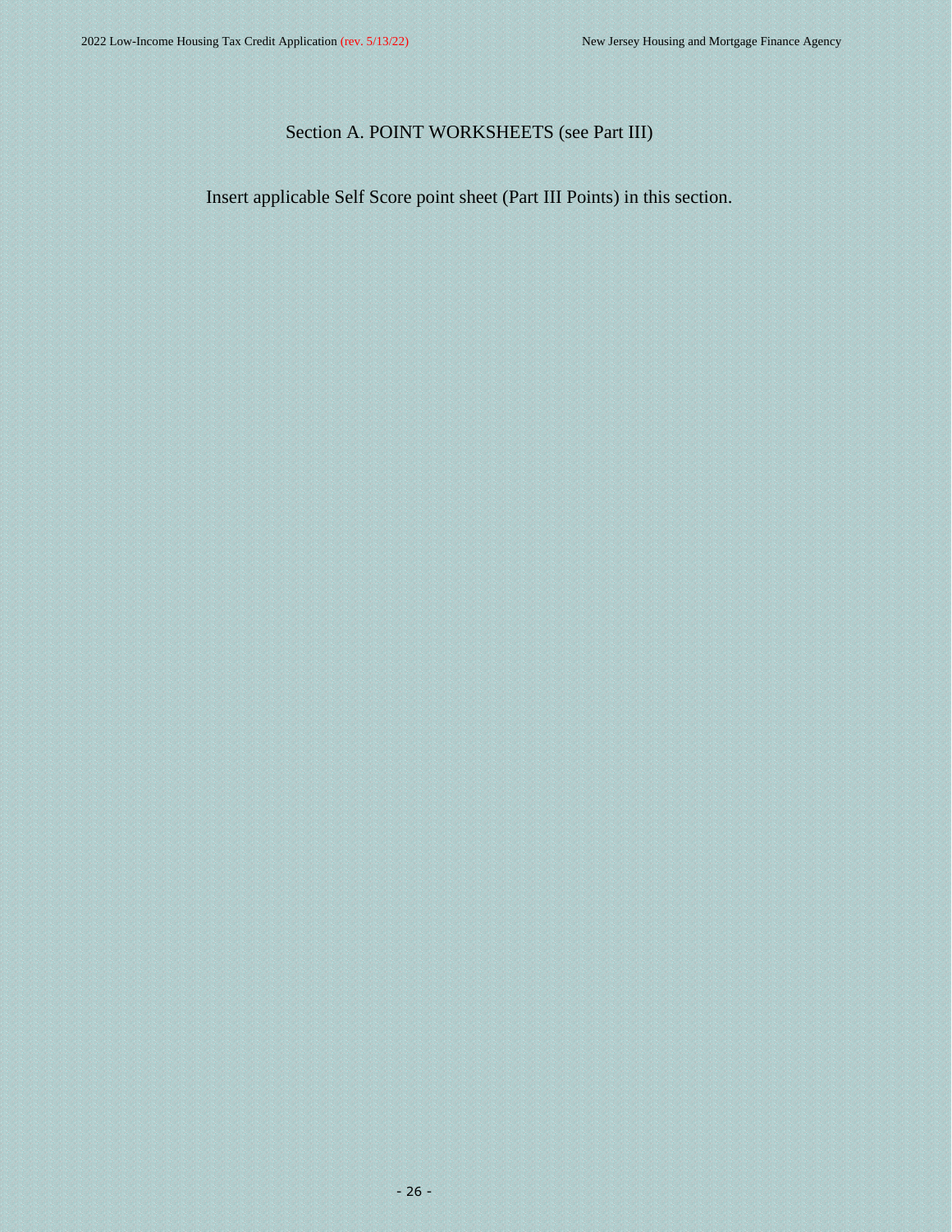## Section A. POINT WORKSHEETS (see Part III)

Insert applicable Self Score point sheet (Part III Points) in this section.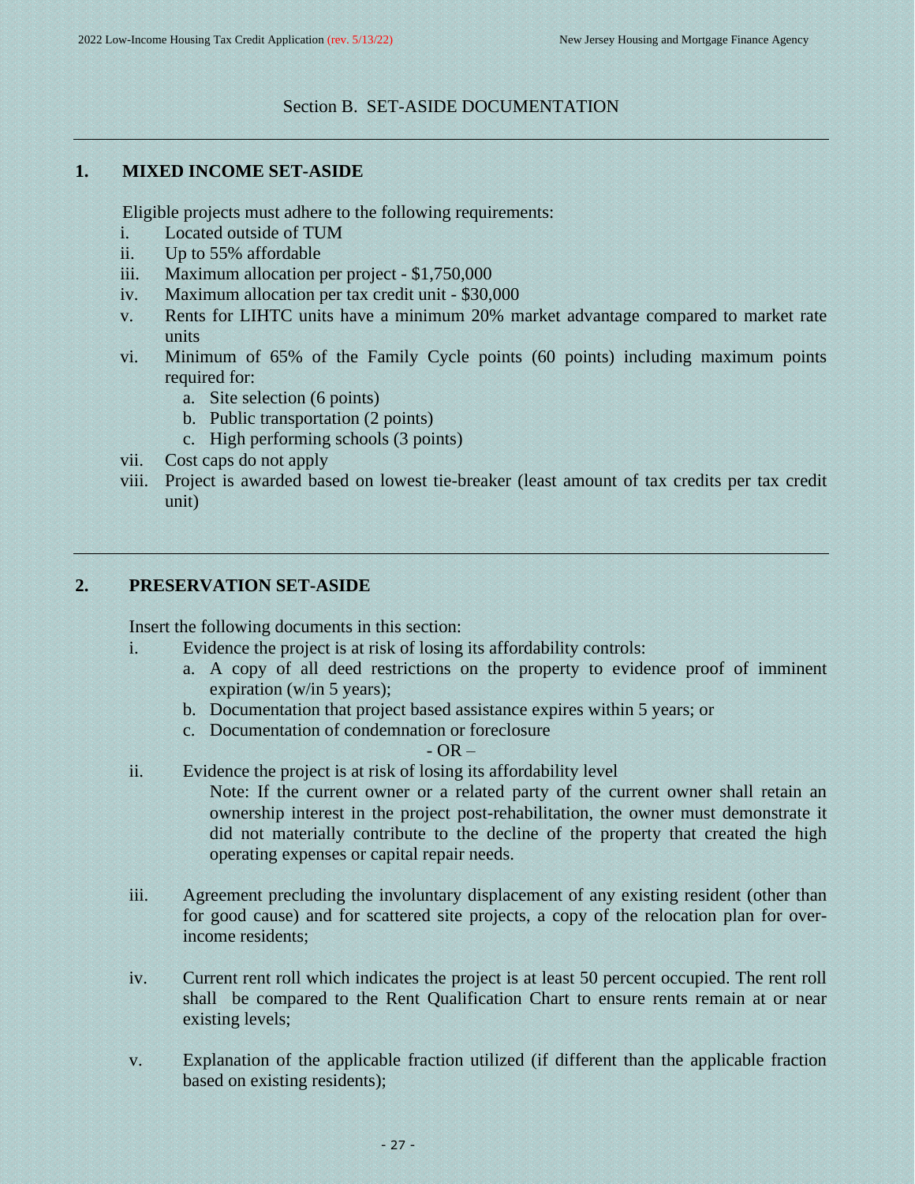## Section B. SET-ASIDE DOCUMENTATION

### 1. MIXED INCOME SET-ASIDE

Eligible projects must adhere to the following requirements:

i. Located outside of TUM
ii. Up to 55% affordable
iii. Maximum allocation per project - $1,750,000
iv. Maximum allocation per tax credit unit - $30,000
v. Rents for LIHTC units have a minimum 20% market advantage compared to market rate units
vi. Minimum of 65% of the Family Cycle points (60 points) including maximum points required for:
   a. Site selection (6 points)
   b. Public transportation (2 points)
   c. High performing schools (3 points)
vii. Cost caps do not apply
viii. Project is awarded based on lowest tie-breaker (least amount of tax credits per tax credit unit)

### 2. PRESERVATION SET-ASIDE

Insert the following documents in this section:

i. Evidence the project is at risk of losing its affordability controls:
   a. A copy of all deed restrictions on the property to evidence proof of imminent expiration (w/in 5 years);
   b. Documentation that project based assistance expires within 5 years; or
   c. Documentation of condemnation or foreclosure

- OR –

ii. Evidence the project is at risk of losing its affordability level
   Note: If the current owner or a related party of the current owner shall retain an ownership interest in the project post-rehabilitation, the owner must demonstrate it did not materially contribute to the decline of the property that created the high operating expenses or capital repair needs.

iii. Agreement precluding the involuntary displacement of any existing resident (other than for good cause) and for scattered site projects, a copy of the relocation plan for over-income residents;

iv. Current rent roll which indicates the project is at least 50 percent occupied. The rent roll shall be compared to the Rent Qualification Chart to ensure rents remain at or near existing levels;

v. Explanation of the applicable fraction utilized (if different than the applicable fraction based on existing residents);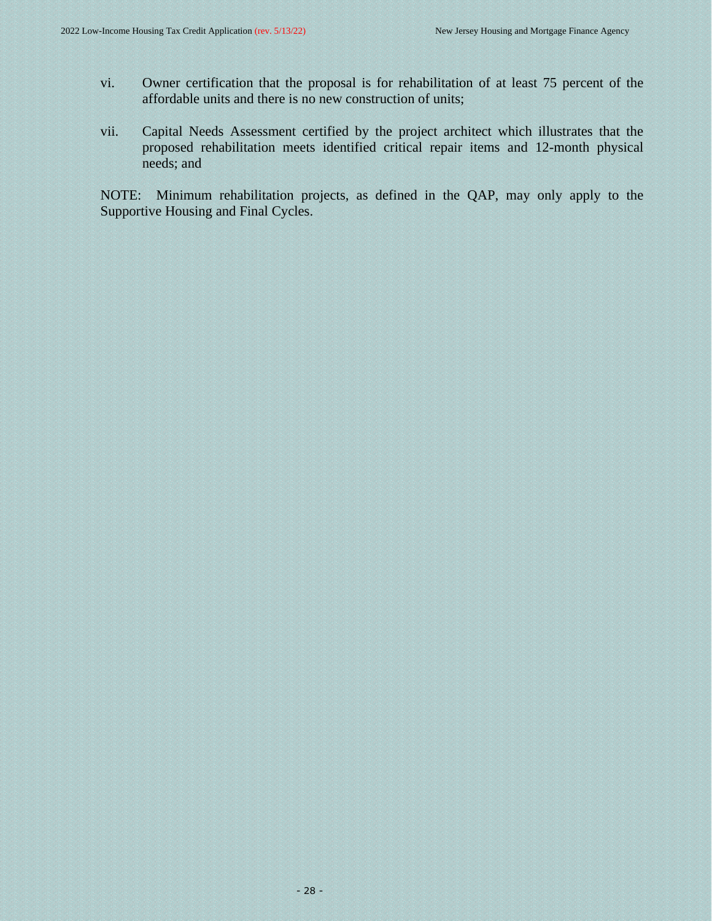vi. Owner certification that the proposal is for rehabilitation of at least 75 percent of the affordable units and there is no new construction of units;

vii. Capital Needs Assessment certified by the project architect which illustrates that the proposed rehabilitation meets identified critical repair items and 12-month physical needs; and

NOTE: Minimum rehabilitation projects, as defined in the QAP, may only apply to the Supportive Housing and Final Cycles.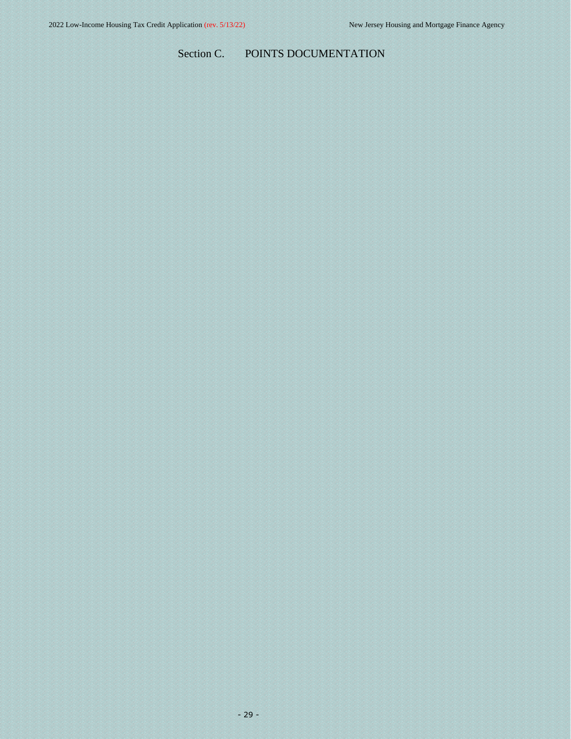# Section C. POINTS DOCUMENTATION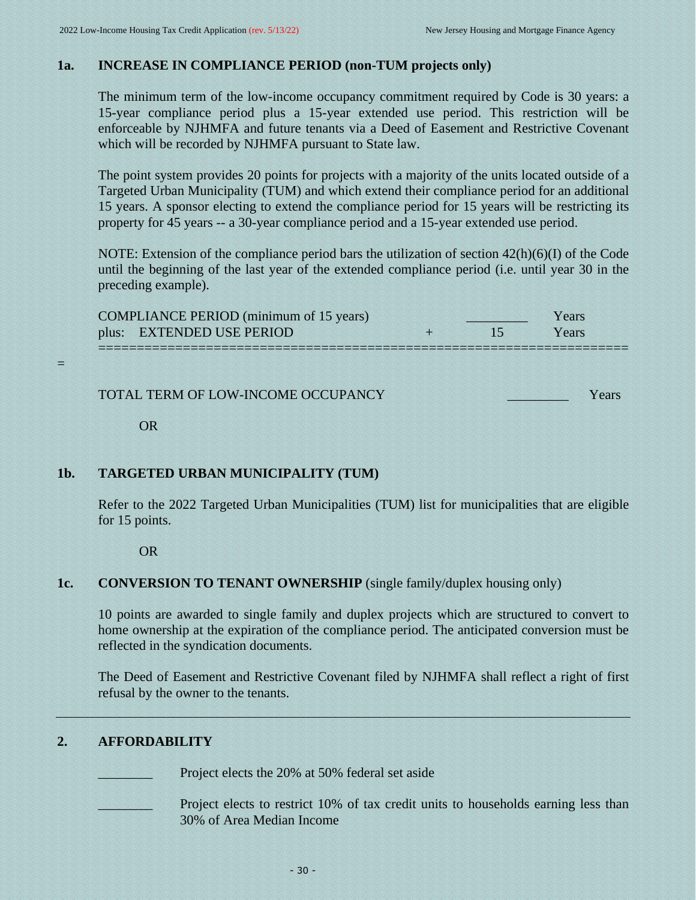## 1a. INCREASE IN COMPLIANCE PERIOD (non-TUM projects only)

The minimum term of the low-income occupancy commitment required by Code is 30 years: a 15-year compliance period plus a 15-year extended use period. This restriction will be enforceable by NJHMFA and future tenants via a Deed of Easement and Restrictive Covenant which will be recorded by NJHMFA pursuant to State law.

The point system provides 20 points for projects with a majority of the units located outside of a Targeted Urban Municipality (TUM) and which extend their compliance period for an additional 15 years. A sponsor electing to extend the compliance period for 15 years will be restricting its property for 45 years -- a 30-year compliance period and a 15-year extended use period.

NOTE: Extension of the compliance period bars the utilization of section 42(h)(6)(I) of the Code until the beginning of the last year of the extended compliance period (i.e. until year 30 in the preceding example).

| | | | |
|---|---|---|---|
| COMPLIANCE PERIOD (minimum of 15 years) | | _________ | Years |
| plus: EXTENDED USE PERIOD | + | 15 | Years |
| = TOTAL TERM OF LOW-INCOME OCCUPANCY | | _________ | Years |

OR

## 1b. TARGETED URBAN MUNICIPALITY (TUM)

Refer to the 2022 Targeted Urban Municipalities (TUM) list for municipalities that are eligible for 15 points.

OR

## 1c. CONVERSION TO TENANT OWNERSHIP (single family/duplex housing only)

10 points are awarded to single family and duplex projects which are structured to convert to home ownership at the expiration of the compliance period. The anticipated conversion must be reflected in the syndication documents.

The Deed of Easement and Restrictive Covenant filed by NJHMFA shall reflect a right of first refusal by the owner to the tenants.

---

## 2. AFFORDABILITY

________ Project elects the 20% at 50% federal set aside

________ Project elects to restrict 10% of tax credit units to households earning less than 30% of Area Median Income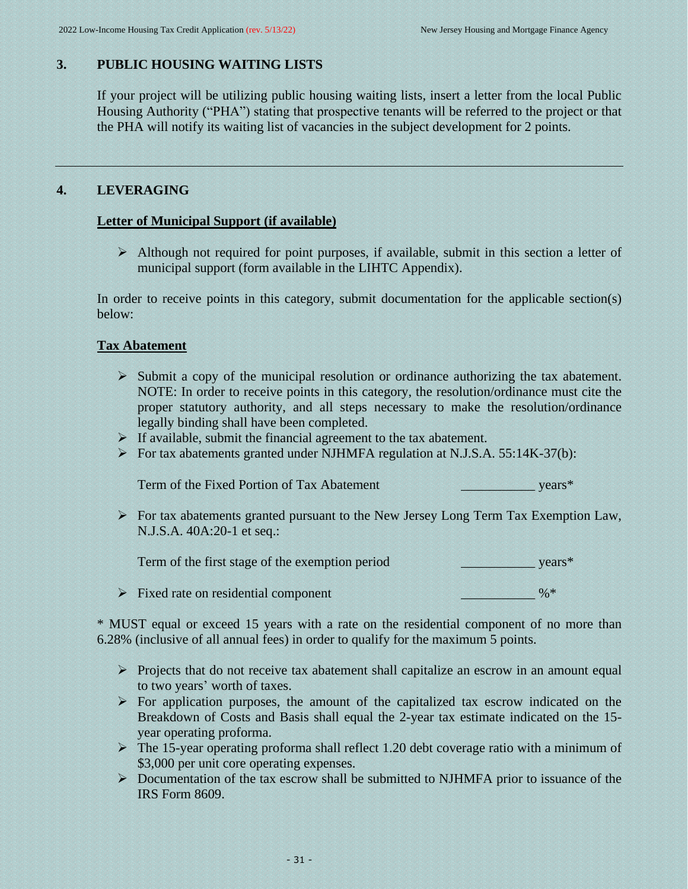## 3. PUBLIC HOUSING WAITING LISTS

If your project will be utilizing public housing waiting lists, insert a letter from the local Public Housing Authority ("PHA") stating that prospective tenants will be referred to the project or that the PHA will notify its waiting list of vacancies in the subject development for 2 points.

---

## 4. LEVERAGING

**Letter of Municipal Support (if available)**

- Although not required for point purposes, if available, submit in this section a letter of municipal support (form available in the LIHTC Appendix).

In order to receive points in this category, submit documentation for the applicable section(s) below:

**Tax Abatement**

- Submit a copy of the municipal resolution or ordinance authorizing the tax abatement. NOTE: In order to receive points in this category, the resolution/ordinance must cite the proper statutory authority, and all steps necessary to make the resolution/ordinance legally binding shall have been completed.
- If available, submit the financial agreement to the tax abatement.
- For tax abatements granted under NJHMFA regulation at N.J.S.A. 55:14K-37(b):

  Term of the Fixed Portion of Tax Abatement ___________ years*

- For tax abatements granted pursuant to the New Jersey Long Term Tax Exemption Law, N.J.S.A. 40A:20-1 et seq.:

  Term of the first stage of the exemption period ___________ years*

- Fixed rate on residential component ___________ %*

\* MUST equal or exceed 15 years with a rate on the residential component of no more than 6.28% (inclusive of all annual fees) in order to qualify for the maximum 5 points.

- Projects that do not receive tax abatement shall capitalize an escrow in an amount equal to two years' worth of taxes.
- For application purposes, the amount of the capitalized tax escrow indicated on the Breakdown of Costs and Basis shall equal the 2-year tax estimate indicated on the 15-year operating proforma.
- The 15-year operating proforma shall reflect 1.20 debt coverage ratio with a minimum of $3,000 per unit core operating expenses.
- Documentation of the tax escrow shall be submitted to NJHMFA prior to issuance of the IRS Form 8609.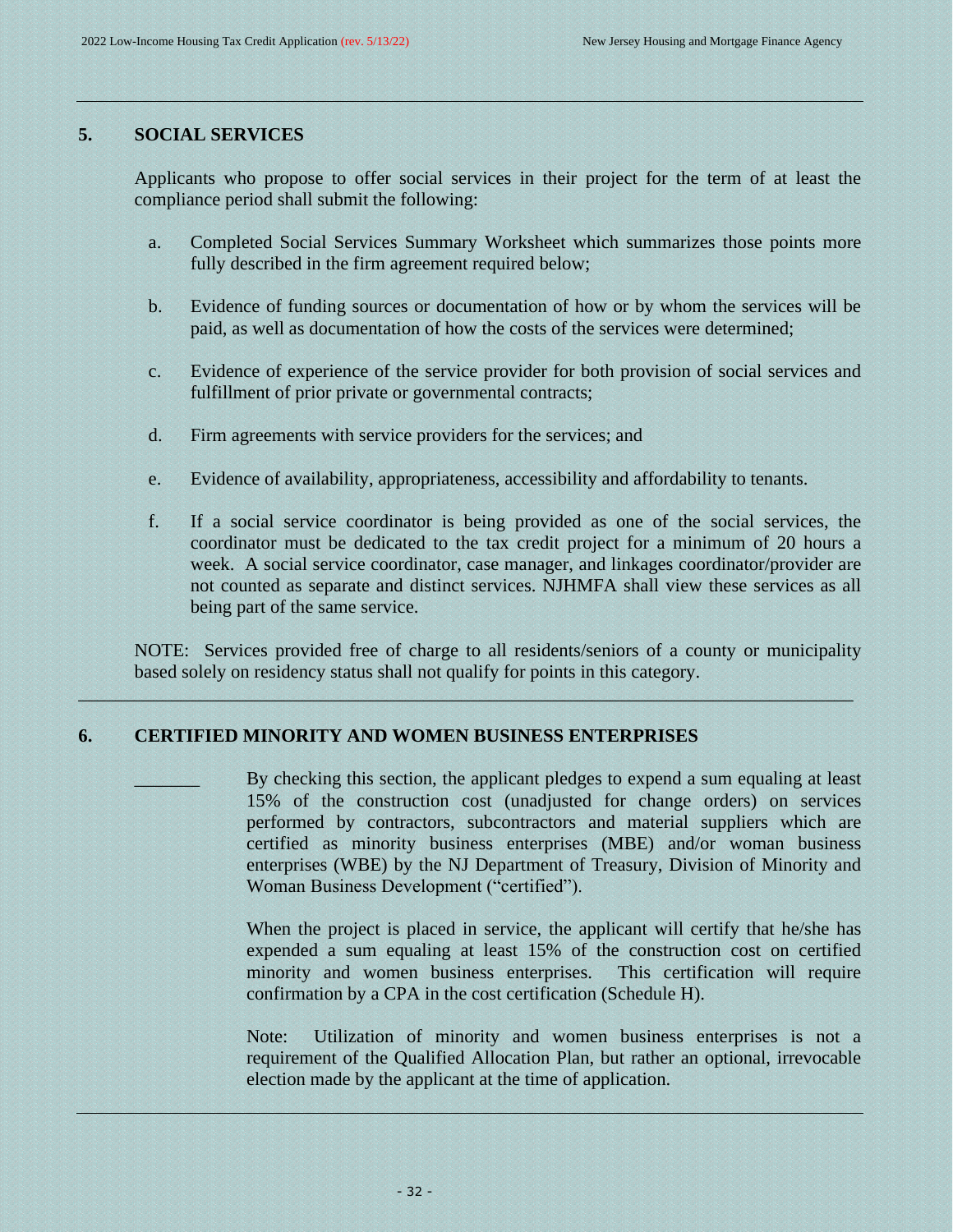## 5. SOCIAL SERVICES

Applicants who propose to offer social services in their project for the term of at least the compliance period shall submit the following:

a. Completed Social Services Summary Worksheet which summarizes those points more fully described in the firm agreement required below;

b. Evidence of funding sources or documentation of how or by whom the services will be paid, as well as documentation of how the costs of the services were determined;

c. Evidence of experience of the service provider for both provision of social services and fulfillment of prior private or governmental contracts;

d. Firm agreements with service providers for the services; and

e. Evidence of availability, appropriateness, accessibility and affordability to tenants.

f. If a social service coordinator is being provided as one of the social services, the coordinator must be dedicated to the tax credit project for a minimum of 20 hours a week. A social service coordinator, case manager, and linkages coordinator/provider are not counted as separate and distinct services. NJHMFA shall view these services as all being part of the same service.

NOTE: Services provided free of charge to all residents/seniors of a county or municipality based solely on residency status shall not qualify for points in this category.

---

## 6. CERTIFIED MINORITY AND WOMEN BUSINESS ENTERPRISES

_______ By checking this section, the applicant pledges to expend a sum equaling at least 15% of the construction cost (unadjusted for change orders) on services performed by contractors, subcontractors and material suppliers which are certified as minority business enterprises (MBE) and/or woman business enterprises (WBE) by the NJ Department of Treasury, Division of Minority and Woman Business Development ("certified").

When the project is placed in service, the applicant will certify that he/she has expended a sum equaling at least 15% of the construction cost on certified minority and women business enterprises. This certification will require confirmation by a CPA in the cost certification (Schedule H).

Note: Utilization of minority and women business enterprises is not a requirement of the Qualified Allocation Plan, but rather an optional, irrevocable election made by the applicant at the time of application.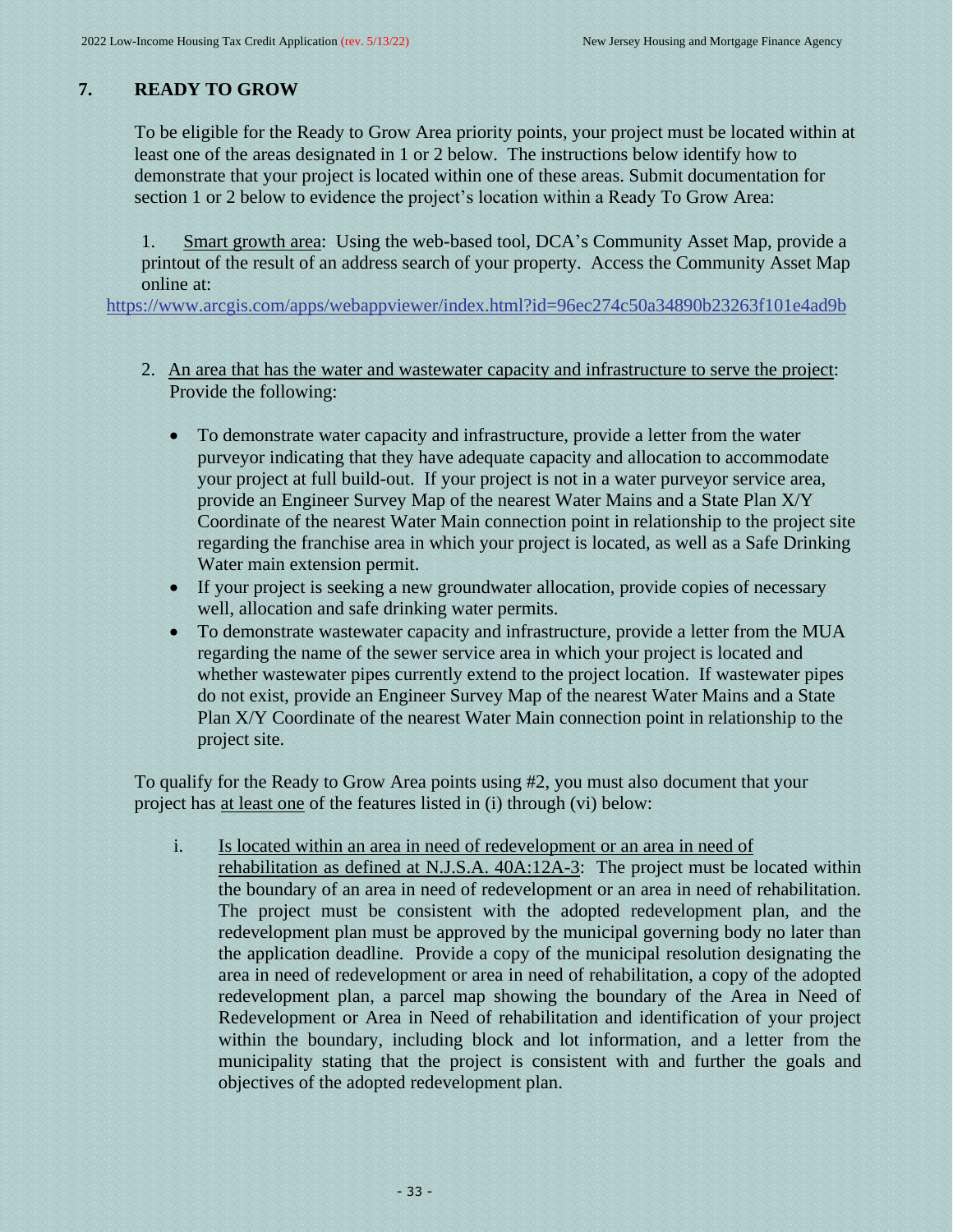## 7. READY TO GROW

To be eligible for the Ready to Grow Area priority points, your project must be located within at least one of the areas designated in 1 or 2 below. The instructions below identify how to demonstrate that your project is located within one of these areas. Submit documentation for section 1 or 2 below to evidence the project's location within a Ready To Grow Area:

1. Smart growth area: Using the web-based tool, DCA's Community Asset Map, provide a printout of the result of an address search of your property. Access the Community Asset Map online at:
https://www.arcgis.com/apps/webappviewer/index.html?id=96ec274c50a34890b23263f101e4ad9b

2. An area that has the water and wastewater capacity and infrastructure to serve the project: Provide the following:

   - To demonstrate water capacity and infrastructure, provide a letter from the water purveyor indicating that they have adequate capacity and allocation to accommodate your project at full build-out. If your project is not in a water purveyor service area, provide an Engineer Survey Map of the nearest Water Mains and a State Plan X/Y Coordinate of the nearest Water Main connection point in relationship to the project site regarding the franchise area in which your project is located, as well as a Safe Drinking Water main extension permit.
   - If your project is seeking a new groundwater allocation, provide copies of necessary well, allocation and safe drinking water permits.
   - To demonstrate wastewater capacity and infrastructure, provide a letter from the MUA regarding the name of the sewer service area in which your project is located and whether wastewater pipes currently extend to the project location. If wastewater pipes do not exist, provide an Engineer Survey Map of the nearest Water Mains and a State Plan X/Y Coordinate of the nearest Water Main connection point in relationship to the project site.

To qualify for the Ready to Grow Area points using #2, you must also document that your project has at least one of the features listed in (i) through (vi) below:

i. Is located within an area in need of redevelopment or an area in need of rehabilitation as defined at N.J.S.A. 40A:12A-3: The project must be located within the boundary of an area in need of redevelopment or an area in need of rehabilitation. The project must be consistent with the adopted redevelopment plan, and the redevelopment plan must be approved by the municipal governing body no later than the application deadline. Provide a copy of the municipal resolution designating the area in need of redevelopment or area in need of rehabilitation, a copy of the adopted redevelopment plan, a parcel map showing the boundary of the Area in Need of Redevelopment or Area in Need of rehabilitation and identification of your project within the boundary, including block and lot information, and a letter from the municipality stating that the project is consistent with and further the goals and objectives of the adopted redevelopment plan.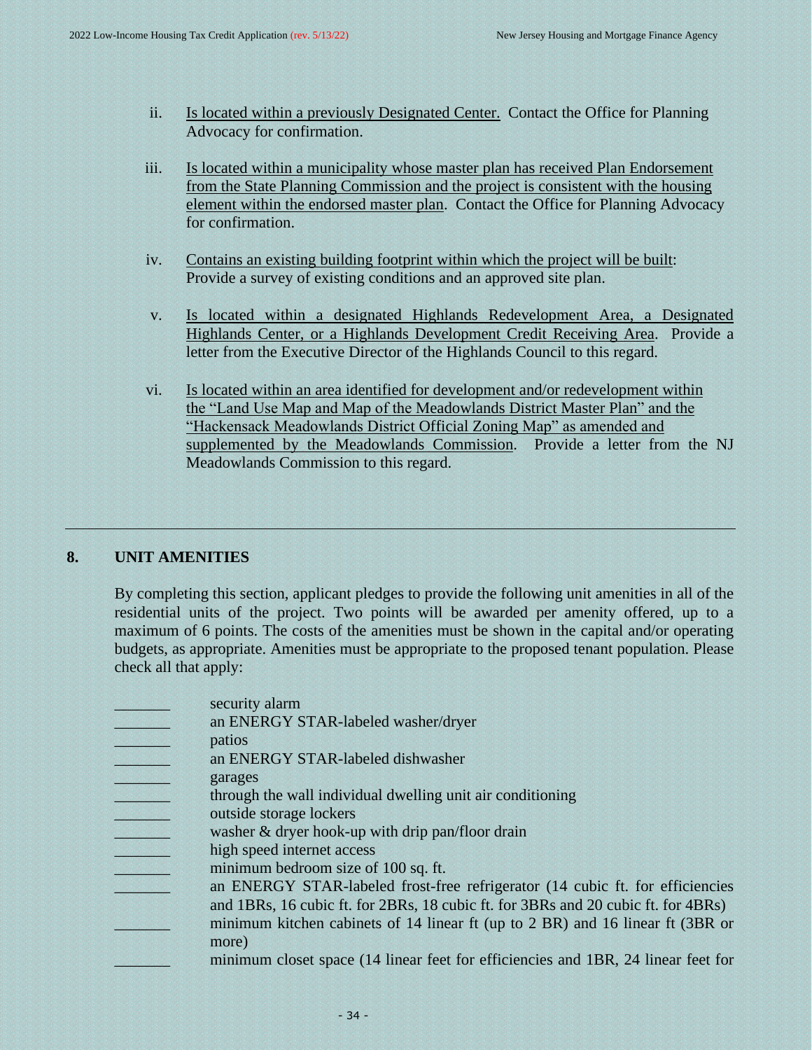ii. Is located within a previously Designated Center. Contact the Office for Planning Advocacy for confirmation.

iii. Is located within a municipality whose master plan has received Plan Endorsement from the State Planning Commission and the project is consistent with the housing element within the endorsed master plan. Contact the Office for Planning Advocacy for confirmation.

iv. Contains an existing building footprint within which the project will be built: Provide a survey of existing conditions and an approved site plan.

v. Is located within a designated Highlands Redevelopment Area, a Designated Highlands Center, or a Highlands Development Credit Receiving Area. Provide a letter from the Executive Director of the Highlands Council to this regard.

vi. Is located within an area identified for development and/or redevelopment within the "Land Use Map and Map of the Meadowlands District Master Plan" and the "Hackensack Meadowlands District Official Zoning Map" as amended and supplemented by the Meadowlands Commission. Provide a letter from the NJ Meadowlands Commission to this regard.

---

## 8. UNIT AMENITIES

By completing this section, applicant pledges to provide the following unit amenities in all of the residential units of the project. Two points will be awarded per amenity offered, up to a maximum of 6 points. The costs of the amenities must be shown in the capital and/or operating budgets, as appropriate. Amenities must be appropriate to the proposed tenant population. Please check all that apply:

_______ security alarm
_______ an ENERGY STAR-labeled washer/dryer
_______ patios
_______ an ENERGY STAR-labeled dishwasher
_______ garages
_______ through the wall individual dwelling unit air conditioning
_______ outside storage lockers
_______ washer & dryer hook-up with drip pan/floor drain
_______ high speed internet access
_______ minimum bedroom size of 100 sq. ft.
_______ an ENERGY STAR-labeled frost-free refrigerator (14 cubic ft. for efficiencies and 1BRs, 16 cubic ft. for 2BRs, 18 cubic ft. for 3BRs and 20 cubic ft. for 4BRs)
_______ minimum kitchen cabinets of 14 linear ft (up to 2 BR) and 16 linear ft (3BR or more)
_______ minimum closet space (14 linear feet for efficiencies and 1BR, 24 linear feet for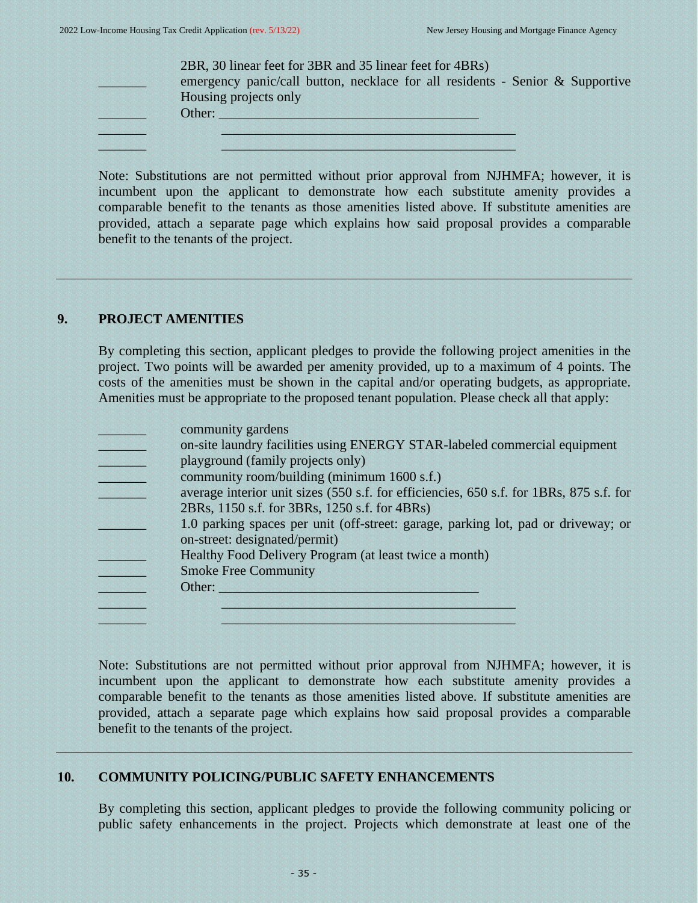2BR, 30 linear feet for 3BR and 35 linear feet for 4BRs)

_______ emergency panic/call button, necklace for all residents - Senior & Supportive Housing projects only

_______ Other: ______________________________________

_______ ______________________________________________

_______ ______________________________________________

Note: Substitutions are not permitted without prior approval from NJHMFA; however, it is incumbent upon the applicant to demonstrate how each substitute amenity provides a comparable benefit to the tenants as those amenities listed above. If substitute amenities are provided, attach a separate page which explains how said proposal provides a comparable benefit to the tenants of the project.

---

## 9. PROJECT AMENITIES

By completing this section, applicant pledges to provide the following project amenities in the project. Two points will be awarded per amenity provided, up to a maximum of 4 points. The costs of the amenities must be shown in the capital and/or operating budgets, as appropriate. Amenities must be appropriate to the proposed tenant population. Please check all that apply:

_______ community gardens

_______ on-site laundry facilities using ENERGY STAR-labeled commercial equipment

_______ playground (family projects only)

_______ community room/building (minimum 1600 s.f.)

_______ average interior unit sizes (550 s.f. for efficiencies, 650 s.f. for 1BRs, 875 s.f. for 2BRs, 1150 s.f. for 3BRs, 1250 s.f. for 4BRs)

_______ 1.0 parking spaces per unit (off-street: garage, parking lot, pad or driveway; or on-street: designated/permit)

_______ Healthy Food Delivery Program (at least twice a month)

_______ Smoke Free Community

_______ Other: ______________________________________

_______ ______________________________________________

_______ ______________________________________________

Note: Substitutions are not permitted without prior approval from NJHMFA; however, it is incumbent upon the applicant to demonstrate how each substitute amenity provides a comparable benefit to the tenants as those amenities listed above. If substitute amenities are provided, attach a separate page which explains how said proposal provides a comparable benefit to the tenants of the project.

---

## 10. COMMUNITY POLICING/PUBLIC SAFETY ENHANCEMENTS

By completing this section, applicant pledges to provide the following community policing or public safety enhancements in the project. Projects which demonstrate at least one of the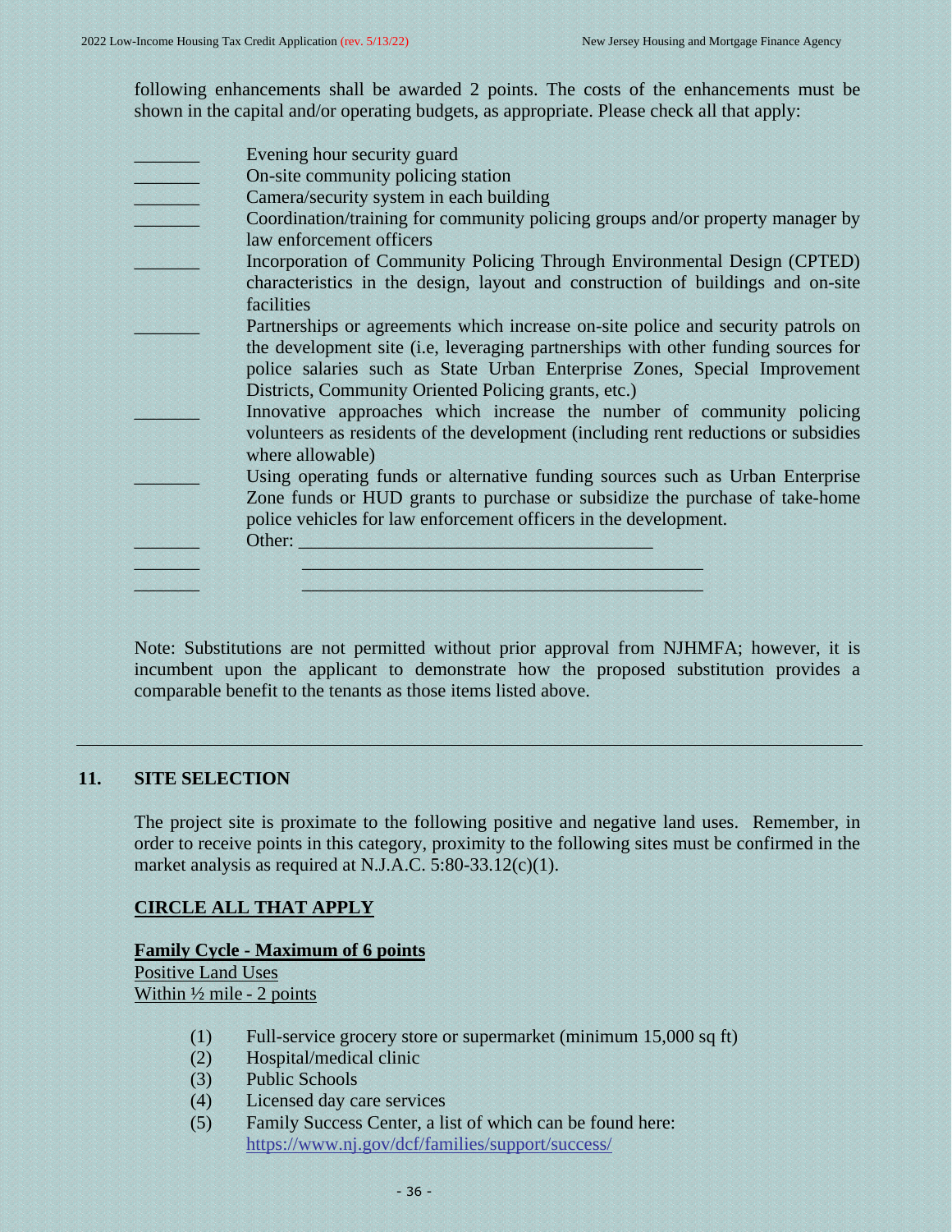following enhancements shall be awarded 2 points. The costs of the enhancements must be shown in the capital and/or operating budgets, as appropriate. Please check all that apply:

_______ Evening hour security guard

_______ On-site community policing station

_______ Camera/security system in each building

_______ Coordination/training for community policing groups and/or property manager by law enforcement officers

_______ Incorporation of Community Policing Through Environmental Design (CPTED) characteristics in the design, layout and construction of buildings and on-site facilities

_______ Partnerships or agreements which increase on-site police and security patrols on the development site (i.e, leveraging partnerships with other funding sources for police salaries such as State Urban Enterprise Zones, Special Improvement Districts, Community Oriented Policing grants, etc.)

_______ Innovative approaches which increase the number of community policing volunteers as residents of the development (including rent reductions or subsidies where allowable)

_______ Using operating funds or alternative funding sources such as Urban Enterprise Zone funds or HUD grants to purchase or subsidize the purchase of take-home police vehicles for law enforcement officers in the development.

_______ Other: ______________________________________

_______ ____________________________________________

_______ ____________________________________________

Note: Substitutions are not permitted without prior approval from NJHMFA; however, it is incumbent upon the applicant to demonstrate how the proposed substitution provides a comparable benefit to the tenants as those items listed above.

---

## 11. SITE SELECTION

The project site is proximate to the following positive and negative land uses. Remember, in order to receive points in this category, proximity to the following sites must be confirmed in the market analysis as required at N.J.A.C. 5:80-33.12(c)(1).

**CIRCLE ALL THAT APPLY**

**Family Cycle - Maximum of 6 points**

Positive Land Uses

Within ½ mile - 2 points

(1) Full-service grocery store or supermarket (minimum 15,000 sq ft)

(2) Hospital/medical clinic

(3) Public Schools

(4) Licensed day care services

(5) Family Success Center, a list of which can be found here: https://www.nj.gov/dcf/families/support/success/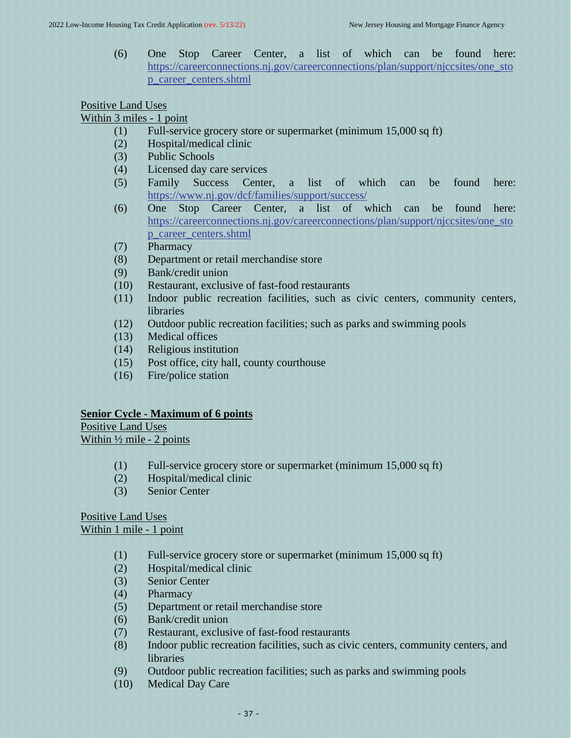(6) One Stop Career Center, a list of which can be found here: https://careerconnections.nj.gov/careerconnections/plan/support/njccsites/one_stop_career_centers.shtml

Positive Land Uses
Within 3 miles - 1 point

(1) Full-service grocery store or supermarket (minimum 15,000 sq ft)
(2) Hospital/medical clinic
(3) Public Schools
(4) Licensed day care services
(5) Family Success Center, a list of which can be found here: https://www.nj.gov/dcf/families/support/success/
(6) One Stop Career Center, a list of which can be found here: https://careerconnections.nj.gov/careerconnections/plan/support/njccsites/one_stop_career_centers.shtml
(7) Pharmacy
(8) Department or retail merchandise store
(9) Bank/credit union
(10) Restaurant, exclusive of fast-food restaurants
(11) Indoor public recreation facilities, such as civic centers, community centers, libraries
(12) Outdoor public recreation facilities; such as parks and swimming pools
(13) Medical offices
(14) Religious institution
(15) Post office, city hall, county courthouse
(16) Fire/police station

**Senior Cycle - Maximum of 6 points**

Positive Land Uses
Within ½ mile - 2 points

(1) Full-service grocery store or supermarket (minimum 15,000 sq ft)
(2) Hospital/medical clinic
(3) Senior Center

Positive Land Uses
Within 1 mile - 1 point

(1) Full-service grocery store or supermarket (minimum 15,000 sq ft)
(2) Hospital/medical clinic
(3) Senior Center
(4) Pharmacy
(5) Department or retail merchandise store
(6) Bank/credit union
(7) Restaurant, exclusive of fast-food restaurants
(8) Indoor public recreation facilities, such as civic centers, community centers, and libraries
(9) Outdoor public recreation facilities; such as parks and swimming pools
(10) Medical Day Care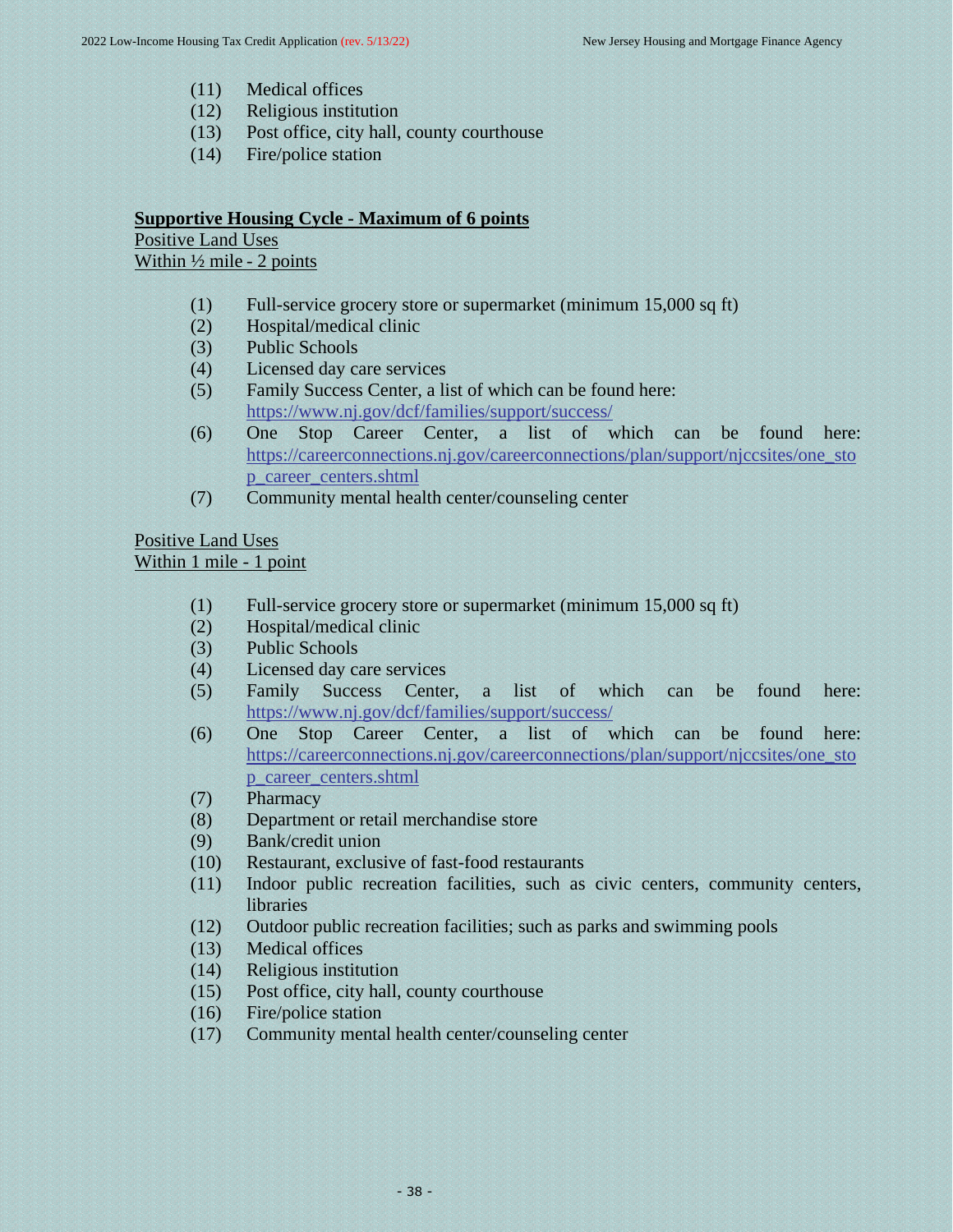(11) Medical offices
(12) Religious institution
(13) Post office, city hall, county courthouse
(14) Fire/police station

**Supportive Housing Cycle - Maximum of 6 points**

Positive Land Uses
Within ½ mile - 2 points

(1) Full-service grocery store or supermarket (minimum 15,000 sq ft)
(2) Hospital/medical clinic
(3) Public Schools
(4) Licensed day care services
(5) Family Success Center, a list of which can be found here: https://www.nj.gov/dcf/families/support/success/
(6) One Stop Career Center, a list of which can be found here: https://careerconnections.nj.gov/careerconnections/plan/support/njccsites/one_stop_career_centers.shtml
(7) Community mental health center/counseling center

Positive Land Uses
Within 1 mile - 1 point

(1) Full-service grocery store or supermarket (minimum 15,000 sq ft)
(2) Hospital/medical clinic
(3) Public Schools
(4) Licensed day care services
(5) Family Success Center, a list of which can be found here: https://www.nj.gov/dcf/families/support/success/
(6) One Stop Career Center, a list of which can be found here: https://careerconnections.nj.gov/careerconnections/plan/support/njccsites/one_stop_career_centers.shtml
(7) Pharmacy
(8) Department or retail merchandise store
(9) Bank/credit union
(10) Restaurant, exclusive of fast-food restaurants
(11) Indoor public recreation facilities, such as civic centers, community centers, libraries
(12) Outdoor public recreation facilities; such as parks and swimming pools
(13) Medical offices
(14) Religious institution
(15) Post office, city hall, county courthouse
(16) Fire/police station
(17) Community mental health center/counseling center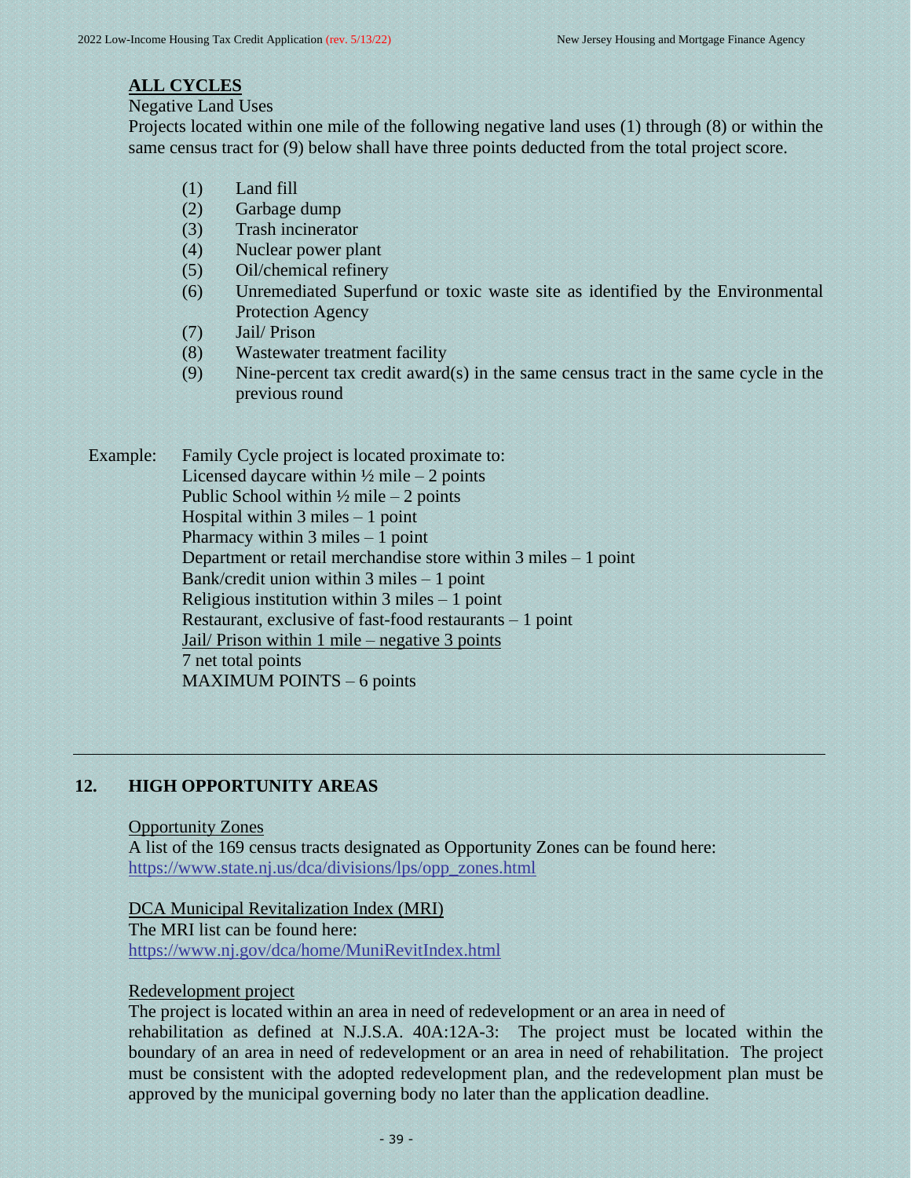**ALL CYCLES**

Negative Land Uses

Projects located within one mile of the following negative land uses (1) through (8) or within the same census tract for (9) below shall have three points deducted from the total project score.

(1) Land fill
(2) Garbage dump
(3) Trash incinerator
(4) Nuclear power plant
(5) Oil/chemical refinery
(6) Unremediated Superfund or toxic waste site as identified by the Environmental Protection Agency
(7) Jail/ Prison
(8) Wastewater treatment facility
(9) Nine-percent tax credit award(s) in the same census tract in the same cycle in the previous round

Example: Family Cycle project is located proximate to:
Licensed daycare within ½ mile – 2 points
Public School within ½ mile – 2 points
Hospital within 3 miles – 1 point
Pharmacy within 3 miles – 1 point
Department or retail merchandise store within 3 miles – 1 point
Bank/credit union within 3 miles – 1 point
Religious institution within 3 miles – 1 point
Restaurant, exclusive of fast-food restaurants – 1 point
<u>Jail/ Prison within 1 mile – negative 3 points</u>
7 net total points
MAXIMUM POINTS – 6 points

---

## 12. HIGH OPPORTUNITY AREAS

<u>Opportunity Zones</u>

A list of the 169 census tracts designated as Opportunity Zones can be found here: https://www.state.nj.us/dca/divisions/lps/opp_zones.html

<u>DCA Municipal Revitalization Index (MRI)</u>

The MRI list can be found here:
https://www.nj.gov/dca/home/MuniRevitIndex.html

<u>Redevelopment project</u>

The project is located within an area in need of redevelopment or an area in need of rehabilitation as defined at N.J.S.A. 40A:12A-3: The project must be located within the boundary of an area in need of redevelopment or an area in need of rehabilitation. The project must be consistent with the adopted redevelopment plan, and the redevelopment plan must be approved by the municipal governing body no later than the application deadline.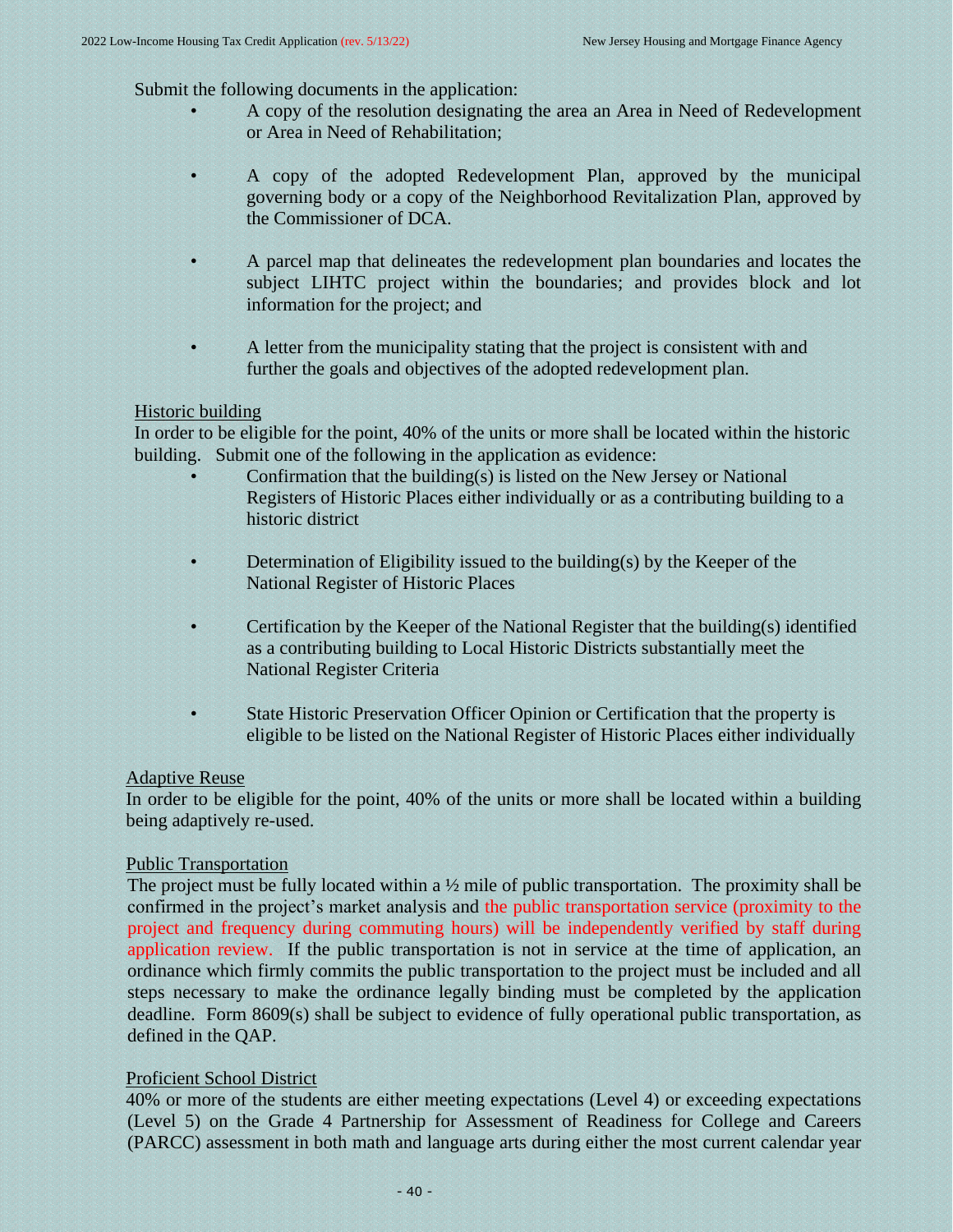Submit the following documents in the application:

- A copy of the resolution designating the area an Area in Need of Redevelopment or Area in Need of Rehabilitation;
- A copy of the adopted Redevelopment Plan, approved by the municipal governing body or a copy of the Neighborhood Revitalization Plan, approved by the Commissioner of DCA.
- A parcel map that delineates the redevelopment plan boundaries and locates the subject LIHTC project within the boundaries; and provides block and lot information for the project; and
- A letter from the municipality stating that the project is consistent with and further the goals and objectives of the adopted redevelopment plan.

Historic building

In order to be eligible for the point, 40% of the units or more shall be located within the historic building. Submit one of the following in the application as evidence:

- Confirmation that the building(s) is listed on the New Jersey or National Registers of Historic Places either individually or as a contributing building to a historic district
- Determination of Eligibility issued to the building(s) by the Keeper of the National Register of Historic Places
- Certification by the Keeper of the National Register that the building(s) identified as a contributing building to Local Historic Districts substantially meet the National Register Criteria
- State Historic Preservation Officer Opinion or Certification that the property is eligible to be listed on the National Register of Historic Places either individually

Adaptive Reuse

In order to be eligible for the point, 40% of the units or more shall be located within a building being adaptively re-used.

Public Transportation

The project must be fully located within a ½ mile of public transportation. The proximity shall be confirmed in the project's market analysis and the public transportation service (proximity to the project and frequency during commuting hours) will be independently verified by staff during application review. If the public transportation is not in service at the time of application, an ordinance which firmly commits the public transportation to the project must be included and all steps necessary to make the ordinance legally binding must be completed by the application deadline. Form 8609(s) shall be subject to evidence of fully operational public transportation, as defined in the QAP.

Proficient School District

40% or more of the students are either meeting expectations (Level 4) or exceeding expectations (Level 5) on the Grade 4 Partnership for Assessment of Readiness for College and Careers (PARCC) assessment in both math and language arts during either the most current calendar year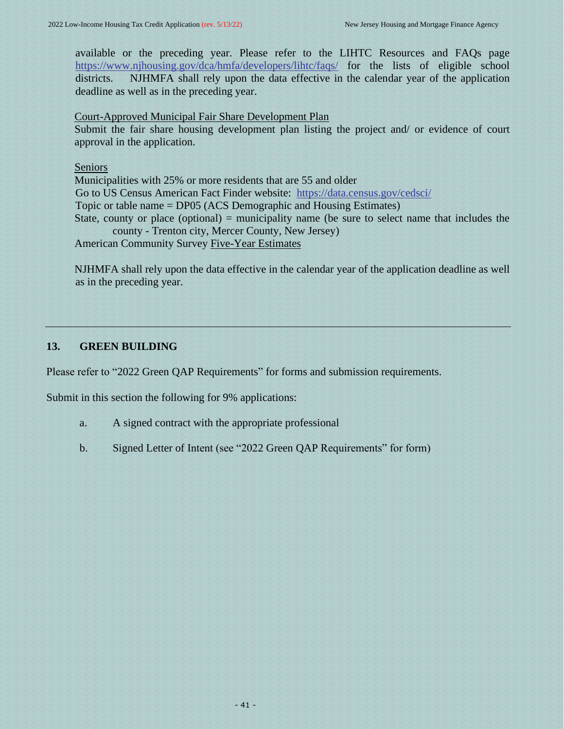available or the preceding year. Please refer to the LIHTC Resources and FAQs page https://www.njhousing.gov/dca/hmfa/developers/lihtc/faqs/ for the lists of eligible school districts. NJHMFA shall rely upon the data effective in the calendar year of the application deadline as well as in the preceding year.

Court-Approved Municipal Fair Share Development Plan
Submit the fair share housing development plan listing the project and/ or evidence of court approval in the application.

Seniors
Municipalities with 25% or more residents that are 55 and older
Go to US Census American Fact Finder website: https://data.census.gov/cedsci/
Topic or table name = DP05 (ACS Demographic and Housing Estimates)
State, county or place (optional) = municipality name (be sure to select name that includes the county - Trenton city, Mercer County, New Jersey)
American Community Survey Five-Year Estimates

NJHMFA shall rely upon the data effective in the calendar year of the application deadline as well as in the preceding year.

---

## 13. GREEN BUILDING

Please refer to "2022 Green QAP Requirements" for forms and submission requirements.

Submit in this section the following for 9% applications:

a. A signed contract with the appropriate professional

b. Signed Letter of Intent (see "2022 Green QAP Requirements" for form)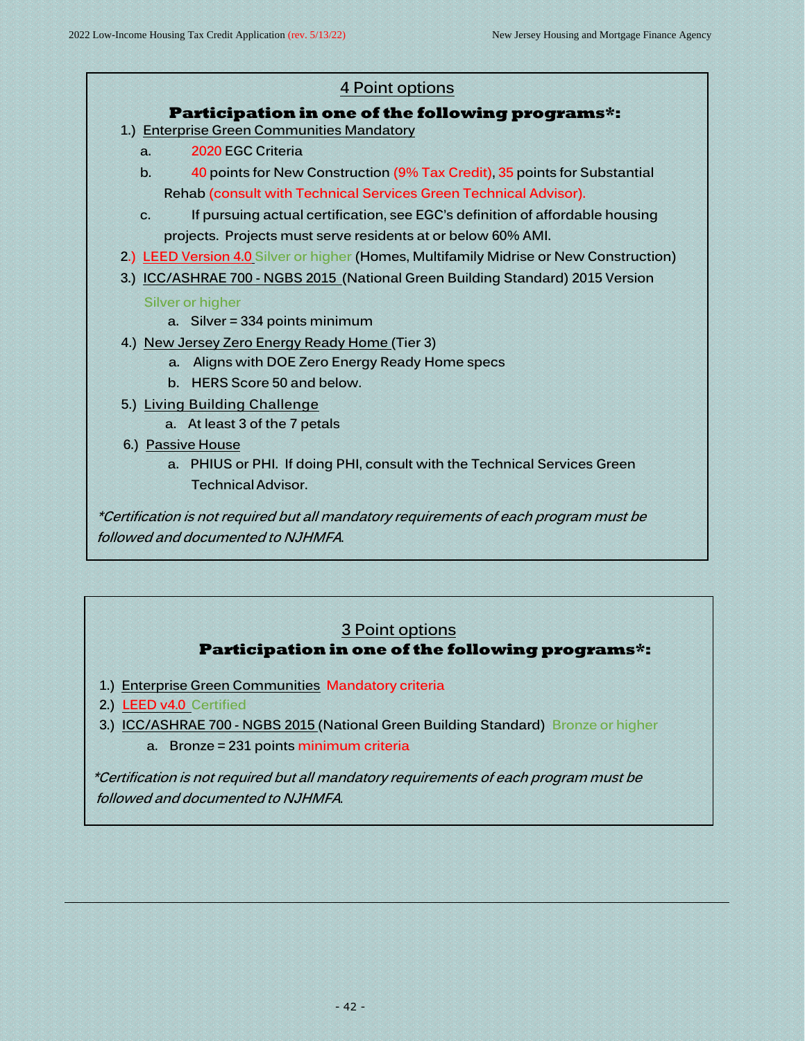## 4 Point options

### Participation in one of the following programs*:

1.) Enterprise Green Communities Mandatory
   a. 2020 EGC Criteria
   b. 40 points for New Construction (9% Tax Credit), 35 points for Substantial Rehab (consult with Technical Services Green Technical Advisor).
   c. If pursuing actual certification, see EGC's definition of affordable housing projects. Projects must serve residents at or below 60% AMI.

2.) LEED Version 4.0 Silver or higher (Homes, Multifamily Midrise or New Construction)

3.) ICC/ASHRAE 700 - NGBS 2015 (National Green Building Standard) 2015 Version Silver or higher
   a. Silver = 334 points minimum

4.) New Jersey Zero Energy Ready Home (Tier 3)
   a. Aligns with DOE Zero Energy Ready Home specs
   b. HERS Score 50 and below.

5.) Living Building Challenge
   a. At least 3 of the 7 petals

6.) Passive House
   a. PHIUS or PHI. If doing PHI, consult with the Technical Services Green Technical Advisor.

*\*Certification is not required but all mandatory requirements of each program must be followed and documented to NJHMFA.*

## 3 Point options

### Participation in one of the following programs*:

1.) Enterprise Green Communities Mandatory criteria

2.) LEED v4.0 Certified

3.) ICC/ASHRAE 700 - NGBS 2015 (National Green Building Standard) Bronze or higher
   a. Bronze = 231 points minimum criteria

*\*Certification is not required but all mandatory requirements of each program must be followed and documented to NJHMFA.*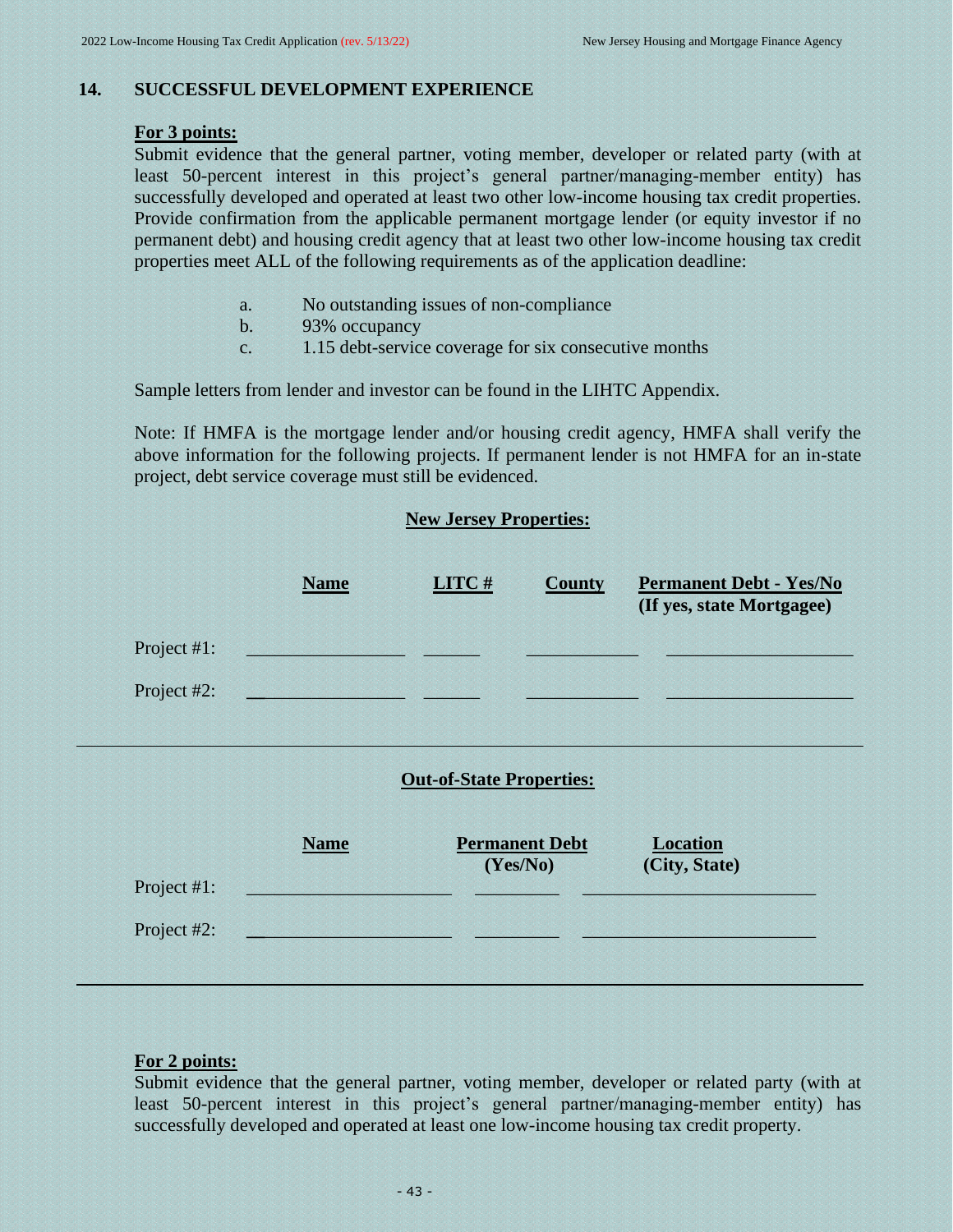## 14. SUCCESSFUL DEVELOPMENT EXPERIENCE

**For 3 points:**

Submit evidence that the general partner, voting member, developer or related party (with at least 50-percent interest in this project's general partner/managing-member entity) has successfully developed and operated at least two other low-income housing tax credit properties. Provide confirmation from the applicable permanent mortgage lender (or equity investor if no permanent debt) and housing credit agency that at least two other low-income housing tax credit properties meet ALL of the following requirements as of the application deadline:

a. No outstanding issues of non-compliance
b. 93% occupancy
c. 1.15 debt-service coverage for six consecutive months

Sample letters from lender and investor can be found in the LIHTC Appendix.

Note: If HMFA is the mortgage lender and/or housing credit agency, HMFA shall verify the above information for the following projects. If permanent lender is not HMFA for an in-state project, debt service coverage must still be evidenced.

**New Jersey Properties:**

| | Name | LITC # | County | Permanent Debt - Yes/No (If yes, state Mortgagee) |
|---|---|---|---|---|
| Project #1: | ________________ | ______ | ____________ | ____________________ |
| Project #2: | ________________ | ______ | ____________ | ____________________ |

**Out-of-State Properties:**

| | Name | Permanent Debt (Yes/No) | Location (City, State) |
|---|---|---|---|
| Project #1: | ______________________ | _________ | _________________________ |
| Project #2: | ______________________ | _________ | _________________________ |

**For 2 points:**

Submit evidence that the general partner, voting member, developer or related party (with at least 50-percent interest in this project's general partner/managing-member entity) has successfully developed and operated at least one low-income housing tax credit property.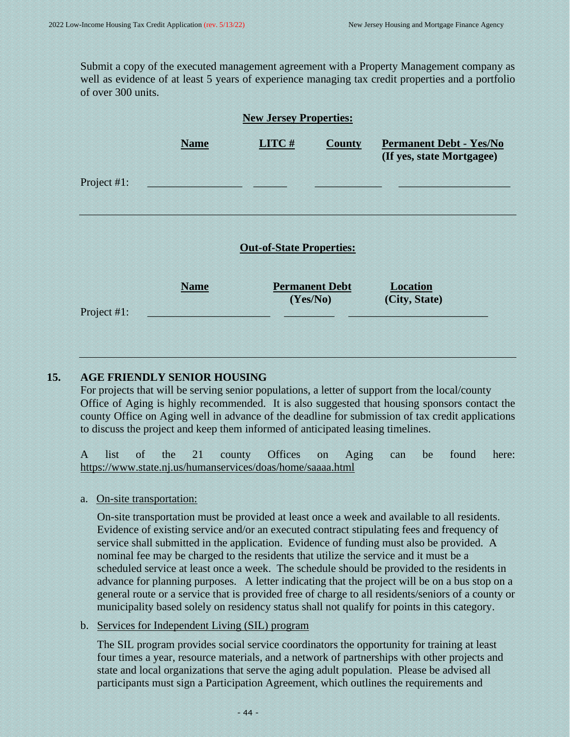Submit a copy of the executed management agreement with a Property Management company as well as evidence of at least 5 years of experience managing tax credit properties and a portfolio of over 300 units.

**New Jersey Properties:**

| | Name | LITC # | County | Permanent Debt - Yes/No (If yes, state Mortgagee) |
|---|---|---|---|---|
| Project #1: | ________________ | ______ | ___________ | ___________________ |

---

**Out-of-State Properties:**

| | Name | Permanent Debt (Yes/No) | Location (City, State) |
|---|---|---|---|
| Project #1: | ____________________ | ________ | _______________________ |

---

## 15. AGE FRIENDLY SENIOR HOUSING

For projects that will be serving senior populations, a letter of support from the local/county Office of Aging is highly recommended. It is also suggested that housing sponsors contact the county Office on Aging well in advance of the deadline for submission of tax credit applications to discuss the project and keep them informed of anticipated leasing timelines.

A list of the 21 county Offices on Aging can be found here: https://www.state.nj.us/humanservices/doas/home/saaaa.html

a. On-site transportation:

On-site transportation must be provided at least once a week and available to all residents. Evidence of existing service and/or an executed contract stipulating fees and frequency of service shall submitted in the application. Evidence of funding must also be provided. A nominal fee may be charged to the residents that utilize the service and it must be a scheduled service at least once a week. The schedule should be provided to the residents in advance for planning purposes. A letter indicating that the project will be on a bus stop on a general route or a service that is provided free of charge to all residents/seniors of a county or municipality based solely on residency status shall not qualify for points in this category.

b. Services for Independent Living (SIL) program

The SIL program provides social service coordinators the opportunity for training at least four times a year, resource materials, and a network of partnerships with other projects and state and local organizations that serve the aging adult population. Please be advised all participants must sign a Participation Agreement, which outlines the requirements and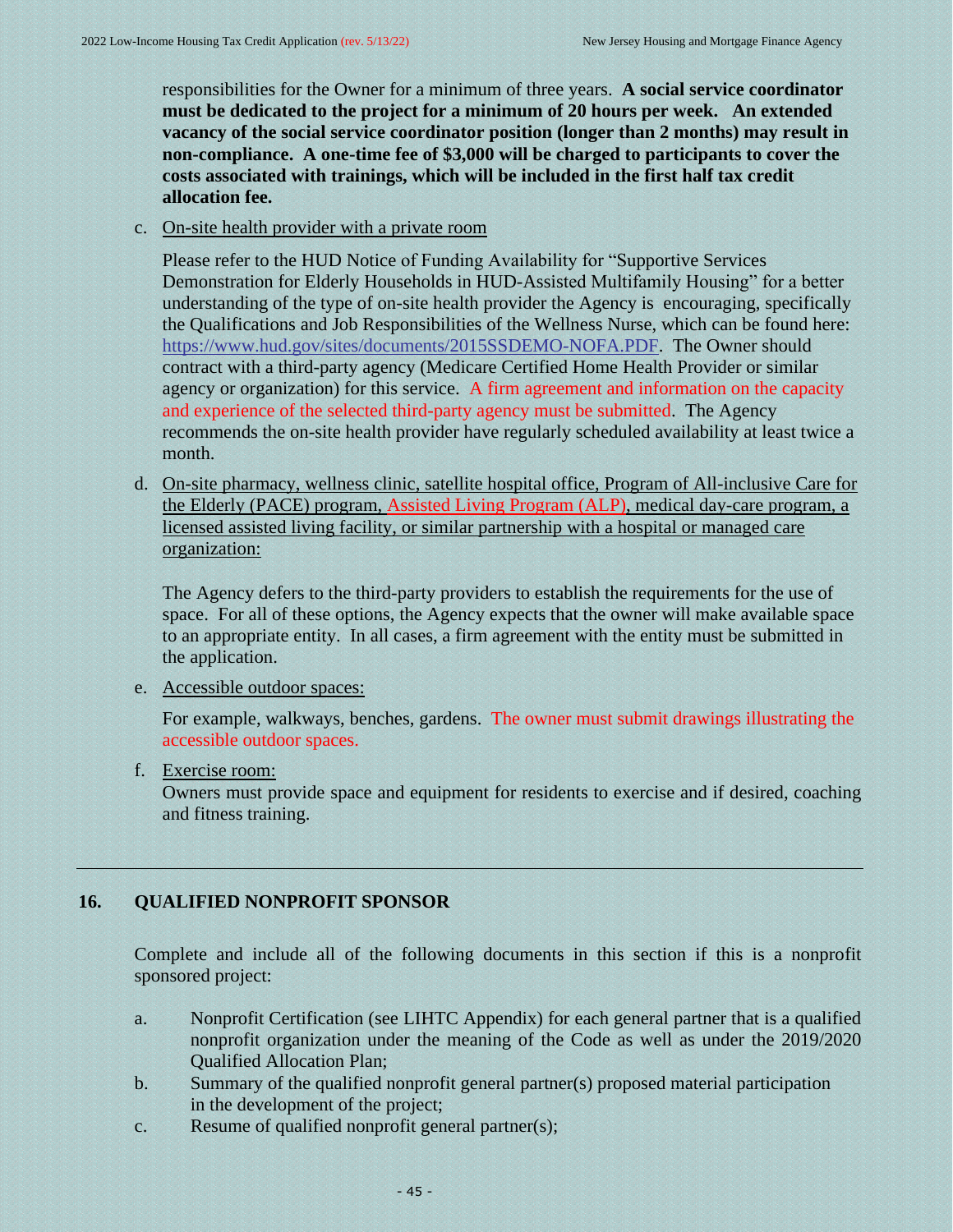responsibilities for the Owner for a minimum of three years. **A social service coordinator must be dedicated to the project for a minimum of 20 hours per week. An extended vacancy of the social service coordinator position (longer than 2 months) may result in non-compliance. A one-time fee of $3,000 will be charged to participants to cover the costs associated with trainings, which will be included in the first half tax credit allocation fee.**

c. On-site health provider with a private room

Please refer to the HUD Notice of Funding Availability for "Supportive Services Demonstration for Elderly Households in HUD-Assisted Multifamily Housing" for a better understanding of the type of on-site health provider the Agency is encouraging, specifically the Qualifications and Job Responsibilities of the Wellness Nurse, which can be found here: https://www.hud.gov/sites/documents/2015SSDEMO-NOFA.PDF. The Owner should contract with a third-party agency (Medicare Certified Home Health Provider or similar agency or organization) for this service. A firm agreement and information on the capacity and experience of the selected third-party agency must be submitted. The Agency recommends the on-site health provider have regularly scheduled availability at least twice a month.

d. On-site pharmacy, wellness clinic, satellite hospital office, Program of All-inclusive Care for the Elderly (PACE) program, Assisted Living Program (ALP), medical day-care program, a licensed assisted living facility, or similar partnership with a hospital or managed care organization:

The Agency defers to the third-party providers to establish the requirements for the use of space. For all of these options, the Agency expects that the owner will make available space to an appropriate entity. In all cases, a firm agreement with the entity must be submitted in the application.

e. Accessible outdoor spaces:

For example, walkways, benches, gardens. The owner must submit drawings illustrating the accessible outdoor spaces.

f. Exercise room:
Owners must provide space and equipment for residents to exercise and if desired, coaching and fitness training.

---

## 16. QUALIFIED NONPROFIT SPONSOR

Complete and include all of the following documents in this section if this is a nonprofit sponsored project:

a. Nonprofit Certification (see LIHTC Appendix) for each general partner that is a qualified nonprofit organization under the meaning of the Code as well as under the 2019/2020 Qualified Allocation Plan;
b. Summary of the qualified nonprofit general partner(s) proposed material participation in the development of the project;
c. Resume of qualified nonprofit general partner(s);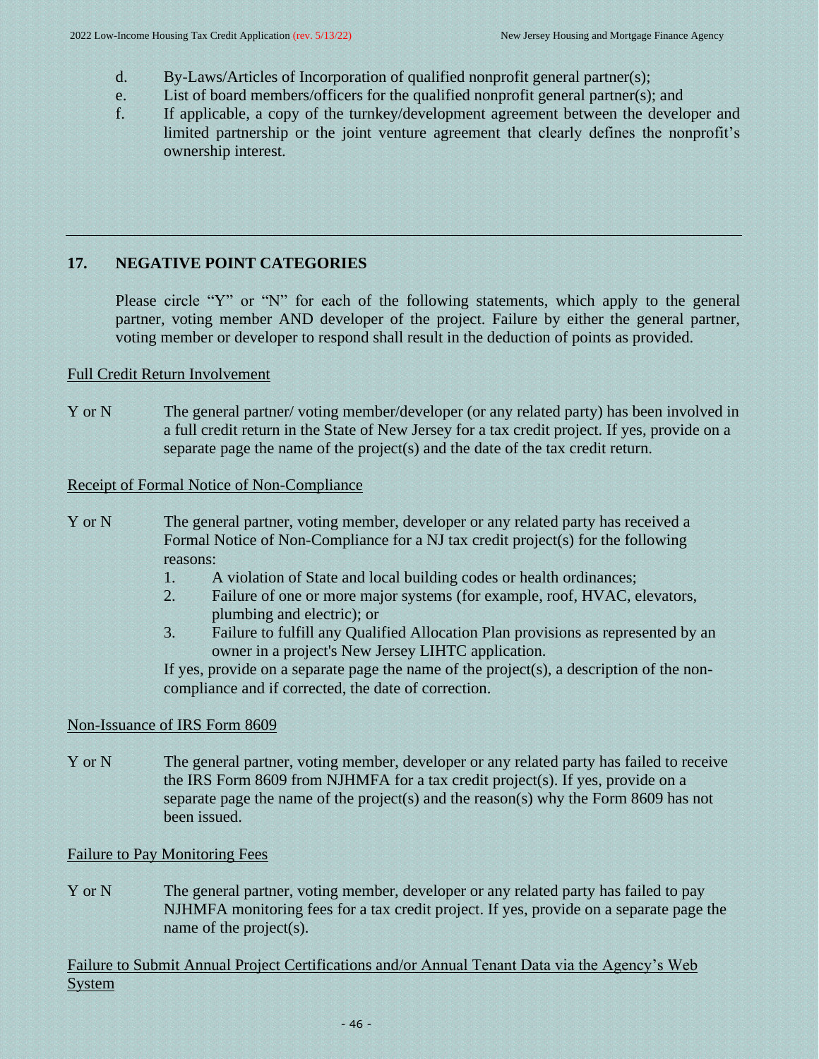d. By-Laws/Articles of Incorporation of qualified nonprofit general partner(s);
e. List of board members/officers for the qualified nonprofit general partner(s); and
f. If applicable, a copy of the turnkey/development agreement between the developer and limited partnership or the joint venture agreement that clearly defines the nonprofit's ownership interest.

---

## 17. NEGATIVE POINT CATEGORIES

Please circle "Y" or "N" for each of the following statements, which apply to the general partner, voting member AND developer of the project. Failure by either the general partner, voting member or developer to respond shall result in the deduction of points as provided.

Full Credit Return Involvement

Y or N The general partner/ voting member/developer (or any related party) has been involved in a full credit return in the State of New Jersey for a tax credit project. If yes, provide on a separate page the name of the project(s) and the date of the tax credit return.

Receipt of Formal Notice of Non-Compliance

Y or N The general partner, voting member, developer or any related party has received a Formal Notice of Non-Compliance for a NJ tax credit project(s) for the following reasons:

1. A violation of State and local building codes or health ordinances;
2. Failure of one or more major systems (for example, roof, HVAC, elevators, plumbing and electric); or
3. Failure to fulfill any Qualified Allocation Plan provisions as represented by an owner in a project's New Jersey LIHTC application.

If yes, provide on a separate page the name of the project(s), a description of the non-compliance and if corrected, the date of correction.

Non-Issuance of IRS Form 8609

Y or N The general partner, voting member, developer or any related party has failed to receive the IRS Form 8609 from NJHMFA for a tax credit project(s). If yes, provide on a separate page the name of the project(s) and the reason(s) why the Form 8609 has not been issued.

Failure to Pay Monitoring Fees

Y or N The general partner, voting member, developer or any related party has failed to pay NJHMFA monitoring fees for a tax credit project. If yes, provide on a separate page the name of the project(s).

Failure to Submit Annual Project Certifications and/or Annual Tenant Data via the Agency's Web System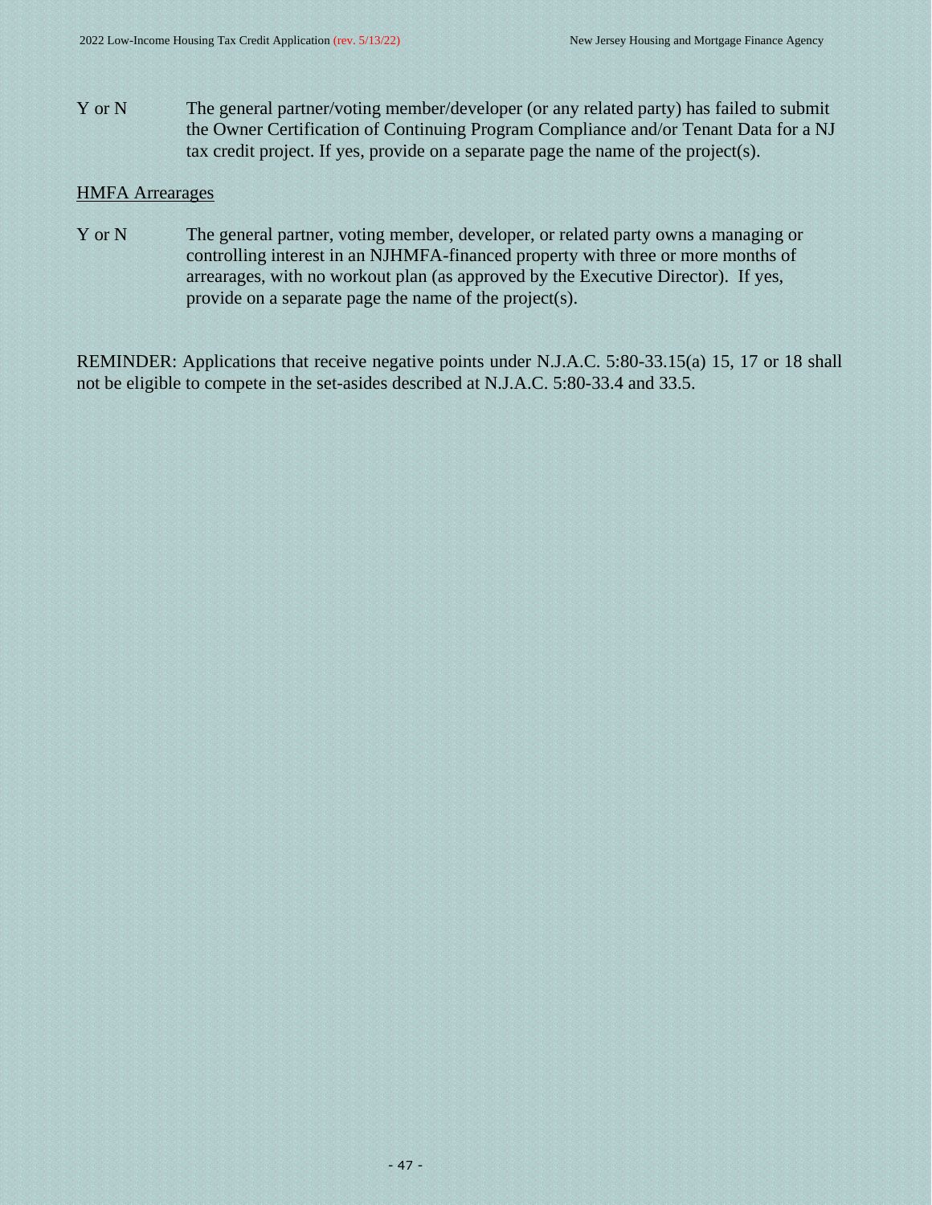Y or N The general partner/voting member/developer (or any related party) has failed to submit the Owner Certification of Continuing Program Compliance and/or Tenant Data for a NJ tax credit project. If yes, provide on a separate page the name of the project(s).

<u>HMFA Arrearages</u>

Y or N The general partner, voting member, developer, or related party owns a managing or controlling interest in an NJHMFA-financed property with three or more months of arrearages, with no workout plan (as approved by the Executive Director). If yes, provide on a separate page the name of the project(s).

REMINDER: Applications that receive negative points under N.J.A.C. 5:80-33.15(a) 15, 17 or 18 shall not be eligible to compete in the set-asides described at N.J.A.C. 5:80-33.4 and 33.5.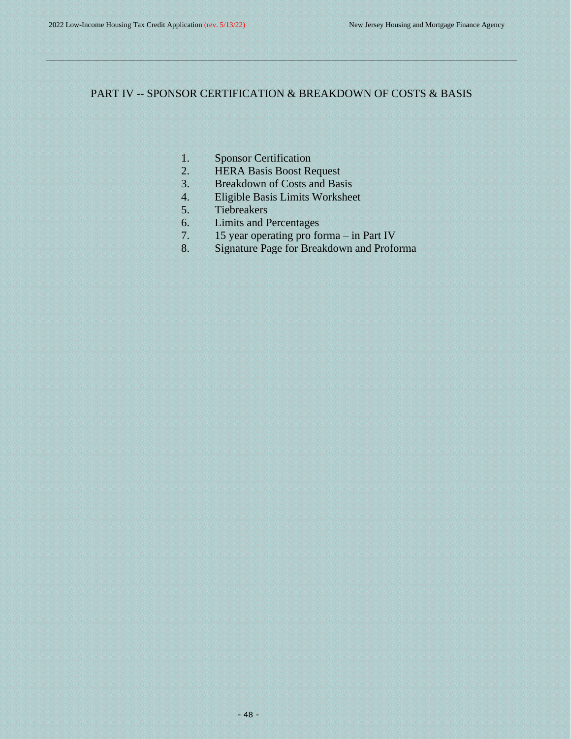# PART IV -- SPONSOR CERTIFICATION & BREAKDOWN OF COSTS & BASIS

1. Sponsor Certification
2. HERA Basis Boost Request
3. Breakdown of Costs and Basis
4. Eligible Basis Limits Worksheet
5. Tiebreakers
6. Limits and Percentages
7. 15 year operating pro forma – in Part IV
8. Signature Page for Breakdown and Proforma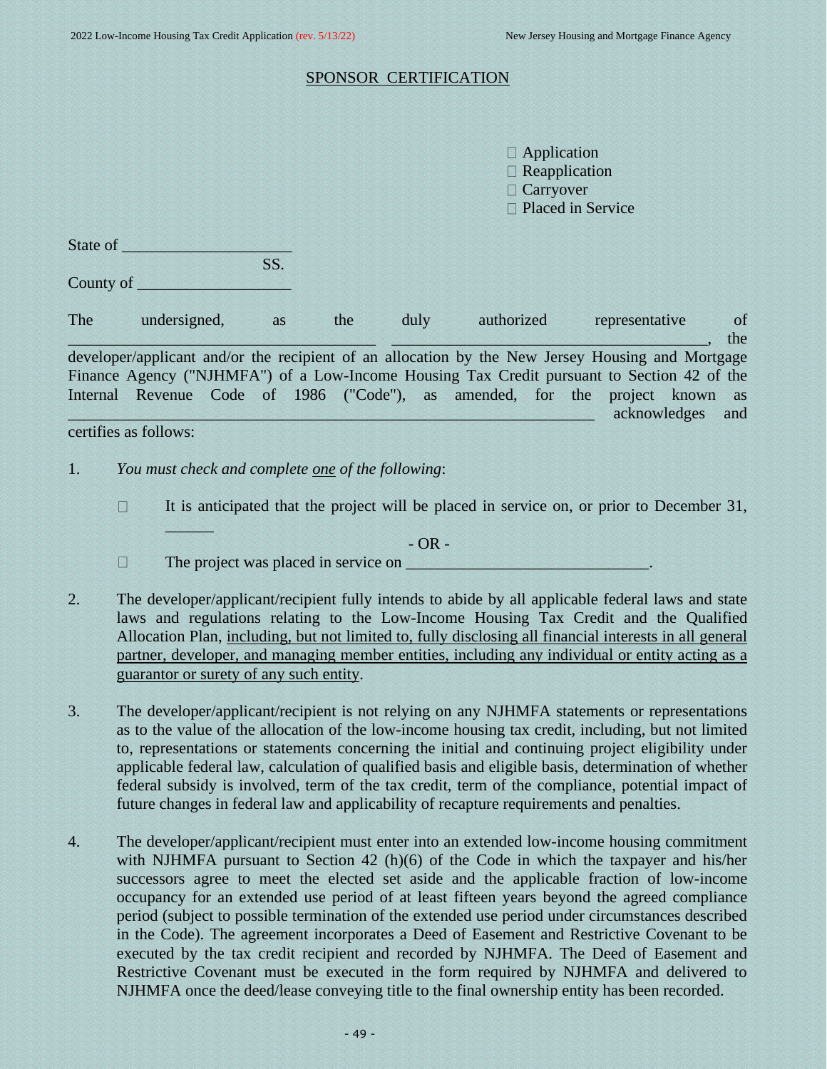## SPONSOR CERTIFICATION

☐ Application
☐ Reapplication
☐ Carryover
☐ Placed in Service

State of ____________________
SS.
County of ___________________

The undersigned, as the duly authorized representative of ____________________________________ ____________________________________, the developer/applicant and/or the recipient of an allocation by the New Jersey Housing and Mortgage Finance Agency ("NJHMFA") of a Low-Income Housing Tax Credit pursuant to Section 42 of the Internal Revenue Code of 1986 ("Code"), as amended, for the project known as ____________________________________________________________ acknowledges and certifies as follows:

1. *You must check and complete* <u>*one*</u> *of the following*:

   ☐ It is anticipated that the project will be placed in service on, or prior to December 31, ______

   \- OR -

   ☐ The project was placed in service on ______________________________.

2. The developer/applicant/recipient fully intends to abide by all applicable federal laws and state laws and regulations relating to the Low-Income Housing Tax Credit and the Qualified Allocation Plan, <u>including, but not limited to, fully disclosing all financial interests in all general partner, developer, and managing member entities, including any individual or entity acting as a guarantor or surety of any such entity</u>.

3. The developer/applicant/recipient is not relying on any NJHMFA statements or representations as to the value of the allocation of the low-income housing tax credit, including, but not limited to, representations or statements concerning the initial and continuing project eligibility under applicable federal law, calculation of qualified basis and eligible basis, determination of whether federal subsidy is involved, term of the tax credit, term of the compliance, potential impact of future changes in federal law and applicability of recapture requirements and penalties.

4. The developer/applicant/recipient must enter into an extended low-income housing commitment with NJHMFA pursuant to Section 42 (h)(6) of the Code in which the taxpayer and his/her successors agree to meet the elected set aside and the applicable fraction of low-income occupancy for an extended use period of at least fifteen years beyond the agreed compliance period (subject to possible termination of the extended use period under circumstances described in the Code). The agreement incorporates a Deed of Easement and Restrictive Covenant to be executed by the tax credit recipient and recorded by NJHMFA. The Deed of Easement and Restrictive Covenant must be executed in the form required by NJHMFA and delivered to NJHMFA once the deed/lease conveying title to the final ownership entity has been recorded.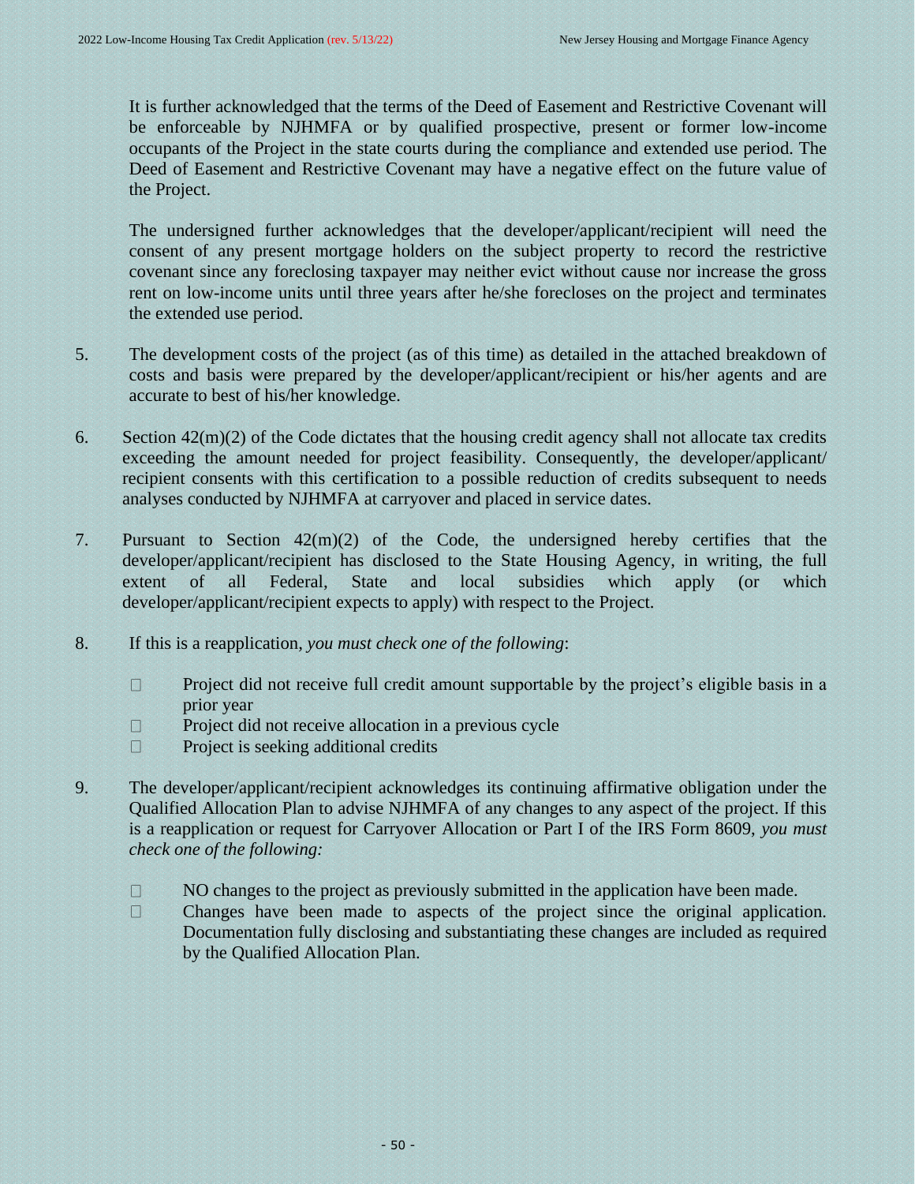It is further acknowledged that the terms of the Deed of Easement and Restrictive Covenant will be enforceable by NJHMFA or by qualified prospective, present or former low-income occupants of the Project in the state courts during the compliance and extended use period. The Deed of Easement and Restrictive Covenant may have a negative effect on the future value of the Project.

The undersigned further acknowledges that the developer/applicant/recipient will need the consent of any present mortgage holders on the subject property to record the restrictive covenant since any foreclosing taxpayer may neither evict without cause nor increase the gross rent on low-income units until three years after he/she forecloses on the project and terminates the extended use period.

5. The development costs of the project (as of this time) as detailed in the attached breakdown of costs and basis were prepared by the developer/applicant/recipient or his/her agents and are accurate to best of his/her knowledge.

6. Section 42(m)(2) of the Code dictates that the housing credit agency shall not allocate tax credits exceeding the amount needed for project feasibility. Consequently, the developer/applicant/ recipient consents with this certification to a possible reduction of credits subsequent to needs analyses conducted by NJHMFA at carryover and placed in service dates.

7. Pursuant to Section 42(m)(2) of the Code, the undersigned hereby certifies that the developer/applicant/recipient has disclosed to the State Housing Agency, in writing, the full extent of all Federal, State and local subsidies which apply (or which developer/applicant/recipient expects to apply) with respect to the Project.

8. If this is a reapplication, *you must check one of the following*:

   - ☐ Project did not receive full credit amount supportable by the project's eligible basis in a prior year
   - ☐ Project did not receive allocation in a previous cycle
   - ☐ Project is seeking additional credits

9. The developer/applicant/recipient acknowledges its continuing affirmative obligation under the Qualified Allocation Plan to advise NJHMFA of any changes to any aspect of the project. If this is a reapplication or request for Carryover Allocation or Part I of the IRS Form 8609, *you must check one of the following:*

   - ☐ NO changes to the project as previously submitted in the application have been made.
   - ☐ Changes have been made to aspects of the project since the original application. Documentation fully disclosing and substantiating these changes are included as required by the Qualified Allocation Plan.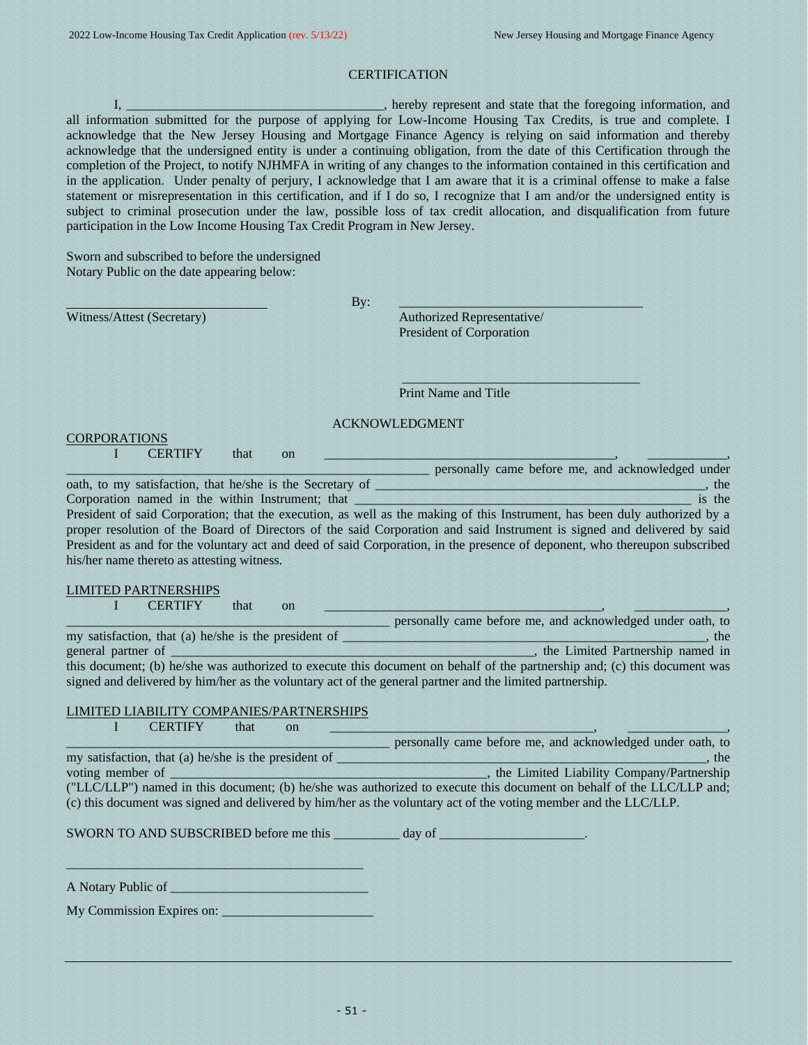## CERTIFICATION

I, ______________________________________, hereby represent and state that the foregoing information, and all information submitted for the purpose of applying for Low-Income Housing Tax Credits, is true and complete. I acknowledge that the New Jersey Housing and Mortgage Finance Agency is relying on said information and thereby acknowledge that the undersigned entity is under a continuing obligation, from the date of this Certification through the completion of the Project, to notify NJHMFA in writing of any changes to the information contained in this certification and in the application. Under penalty of perjury, I acknowledge that I am aware that it is a criminal offense to make a false statement or misrepresentation in this certification, and if I do so, I recognize that I am and/or the undersigned entity is subject to criminal prosecution under the law, possible loss of tax credit allocation, and disqualification from future participation in the Low Income Housing Tax Credit Program in New Jersey.

Sworn and subscribed to before the undersigned
Notary Public on the date appearing below:

______________________________ By: ____________________________________

Witness/Attest (Secretary) Authorized Representative/
President of Corporation

____________________________________

Print Name and Title

## ACKNOWLEDGMENT

CORPORATIONS

I CERTIFY that on __________________________________________, ____________, __________________________________________________ personally came before me, and acknowledged under oath, to my satisfaction, that he/she is the Secretary of __________________________________________________, the Corporation named in the within Instrument; that __________________________________________________ is the President of said Corporation; that the execution, as well as the making of this Instrument, has been duly authorized by a proper resolution of the Board of Directors of the said Corporation and said Instrument is signed and delivered by said President as and for the voluntary act and deed of said Corporation, in the presence of deponent, who thereupon subscribed his/her name thereto as attesting witness.

LIMITED PARTNERSHIPS

I CERTIFY that on __________________________________________, ______________, ______________________________________________ personally came before me, and acknowledged under oath, to my satisfaction, that (a) he/she is the president of ______________________________________________________, the general partner of ______________________________________________________, the Limited Partnership named in this document; (b) he/she was authorized to execute this document on behalf of the partnership and; (c) this document was signed and delivered by him/her as the voluntary act of the general partner and the limited partnership.

LIMITED LIABILITY COMPANIES/PARTNERSHIPS

I CERTIFY that on ________________________________________, _______________, ______________________________________________ personally came before me, and acknowledged under oath, to my satisfaction, that (a) he/she is the president of _______________________________________________________, the voting member of ________________________________________________, the Limited Liability Company/Partnership ("LLC/LLP") named in this document; (b) he/she was authorized to execute this document on behalf of the LLC/LLP and; (c) this document was signed and delivered by him/her as the voluntary act of the voting member and the LLC/LLP.

SWORN TO AND SUBSCRIBED before me this __________ day of _____________________.

_____________________________________________

A Notary Public of ______________________________

My Commission Expires on: _______________________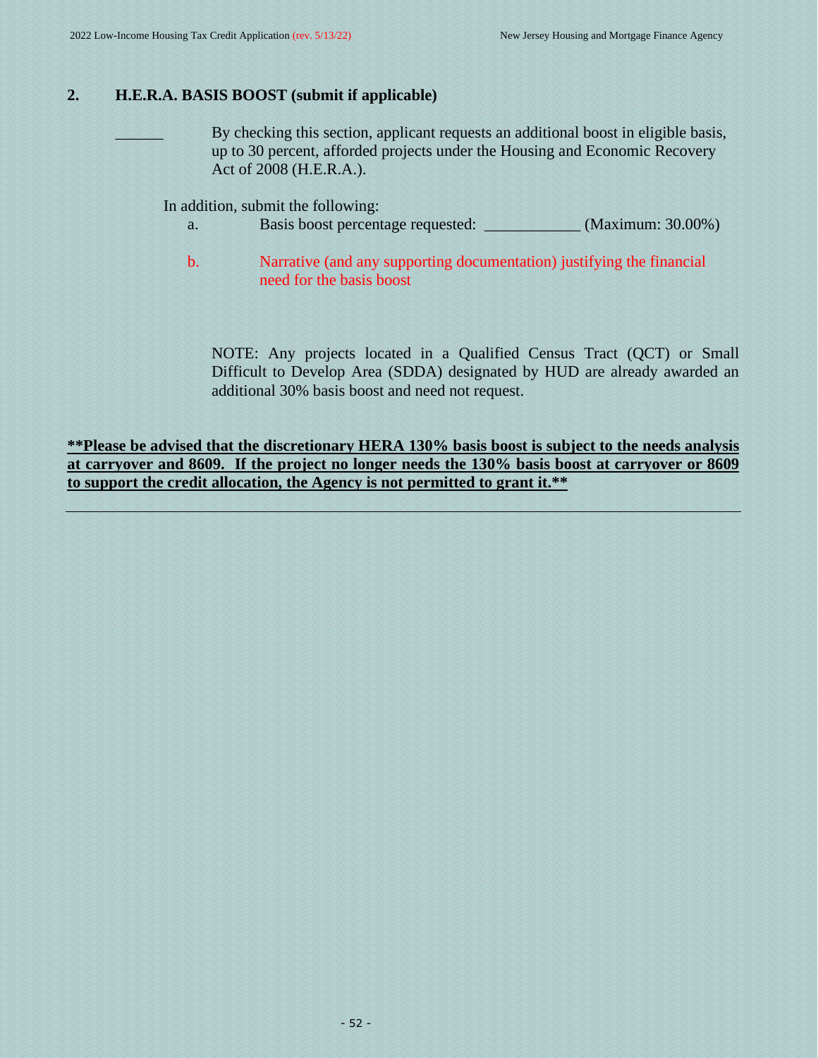## 2. H.E.R.A. BASIS BOOST (submit if applicable)

______ By checking this section, applicant requests an additional boost in eligible basis, up to 30 percent, afforded projects under the Housing and Economic Recovery Act of 2008 (H.E.R.A.).

In addition, submit the following:

a. Basis boost percentage requested: ____________ (Maximum: 30.00%)

b. Narrative (and any supporting documentation) justifying the financial need for the basis boost

NOTE: Any projects located in a Qualified Census Tract (QCT) or Small Difficult to Develop Area (SDDA) designated by HUD are already awarded an additional 30% basis boost and need not request.

**Please be advised that the discretionary HERA 130% basis boost is subject to the needs analysis at carryover and 8609. If the project no longer needs the 130% basis boost at carryover or 8609 to support the credit allocation, the Agency is not permitted to grant it.**